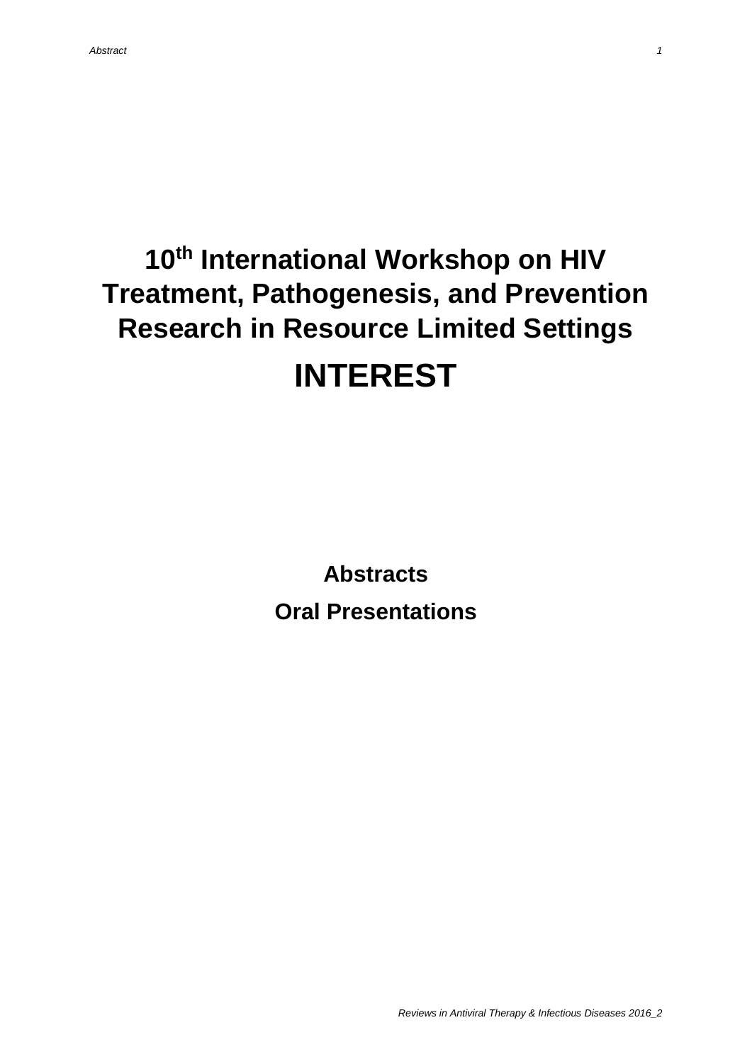# 10th International Workshop on HIV Treatment, Pathogenesis, and Prevention Research in Resource Limited Settings

# INTEREST

**Abstracts**

**Oral Presentations**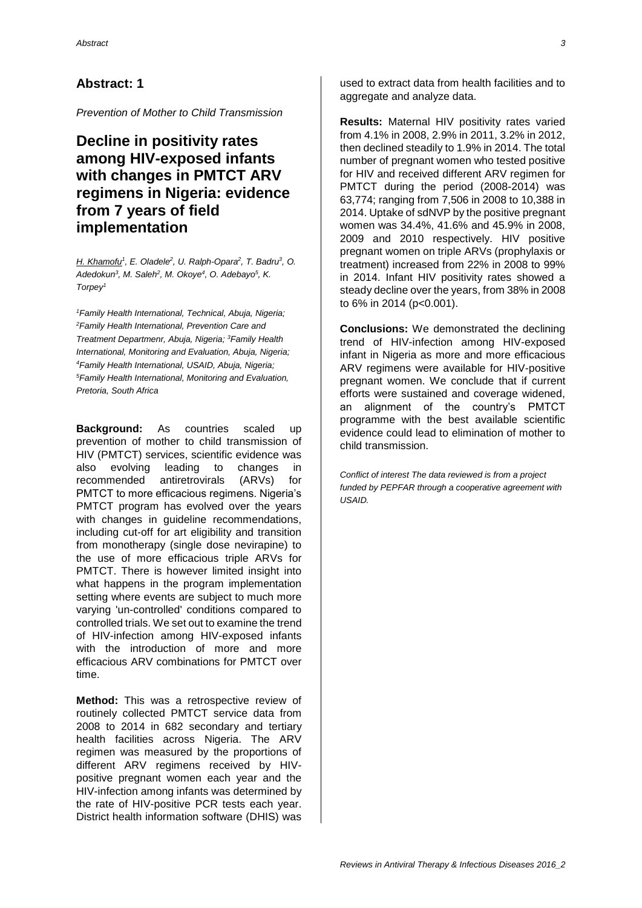## Abstract: 1

*Prevention of Mother to Child Transmission*

# Decline in positivity rates among HIV-exposed infants with changes in PMTCT ARV regimens in Nigeria: evidence from 7 years of field implementation

*H. Khamofu[1], E. Oladele[2], U. Ralph-Opara[2], T. Badru[3], O. Adedokun[3], M. Saleh[2], M. Okoye[4], O. Adebayo[5], K. Torpey[1]*

*[1]Family Health International, Technical, Abuja, Nigeria; [2]Family Health International, Prevention Care and Treatment Departmenr, Abuja, Nigeria; [3]Family Health International, Monitoring and Evaluation, Abuja, Nigeria; [4]Family Health International, USAID, Abuja, Nigeria; [5]Family Health International, Monitoring and Evaluation, Pretoria, South Africa*

**Background:** As countries scaled up prevention of mother to child transmission of HIV (PMTCT) services, scientific evidence was also evolving leading to changes in recommended antiretrovirals (ARVs) for PMTCT to more efficacious regimens. Nigeria's PMTCT program has evolved over the years with changes in guideline recommendations, including cut-off for art eligibility and transition from monotherapy (single dose nevirapine) to the use of more efficacious triple ARVs for PMTCT. There is however limited insight into what happens in the program implementation setting where events are subject to much more varying 'un-controlled' conditions compared to controlled trials. We set out to examine the trend of HIV-infection among HIV-exposed infants with the introduction of more and more efficacious ARV combinations for PMTCT over time.

**Method:** This was a retrospective review of routinely collected PMTCT service data from 2008 to 2014 in 682 secondary and tertiary health facilities across Nigeria. The ARV regimen was measured by the proportions of different ARV regimens received by HIV-positive pregnant women each year and the HIV-infection among infants was determined by the rate of HIV-positive PCR tests each year. District health information software (DHIS) was used to extract data from health facilities and to aggregate and analyze data.

**Results:** Maternal HIV positivity rates varied from 4.1% in 2008, 2.9% in 2011, 3.2% in 2012, then declined steadily to 1.9% in 2014. The total number of pregnant women who tested positive for HIV and received different ARV regimen for PMTCT during the period (2008-2014) was 63,774; ranging from 7,506 in 2008 to 10,388 in 2014. Uptake of sdNVP by the positive pregnant women was 34.4%, 41.6% and 45.9% in 2008, 2009 and 2010 respectively. HIV positive pregnant women on triple ARVs (prophylaxis or treatment) increased from 22% in 2008 to 99% in 2014. Infant HIV positivity rates showed a steady decline over the years, from 38% in 2008 to 6% in 2014 ($p<0.001$).

**Conclusions:** We demonstrated the declining trend of HIV-infection among HIV-exposed infant in Nigeria as more and more efficacious ARV regimens were available for HIV-positive pregnant women. We conclude that if current efforts were sustained and coverage widened, an alignment of the country's PMTCT programme with the best available scientific evidence could lead to elimination of mother to child transmission.

*Conflict of interest The data reviewed is from a project funded by PEPFAR through a cooperative agreement with USAID.*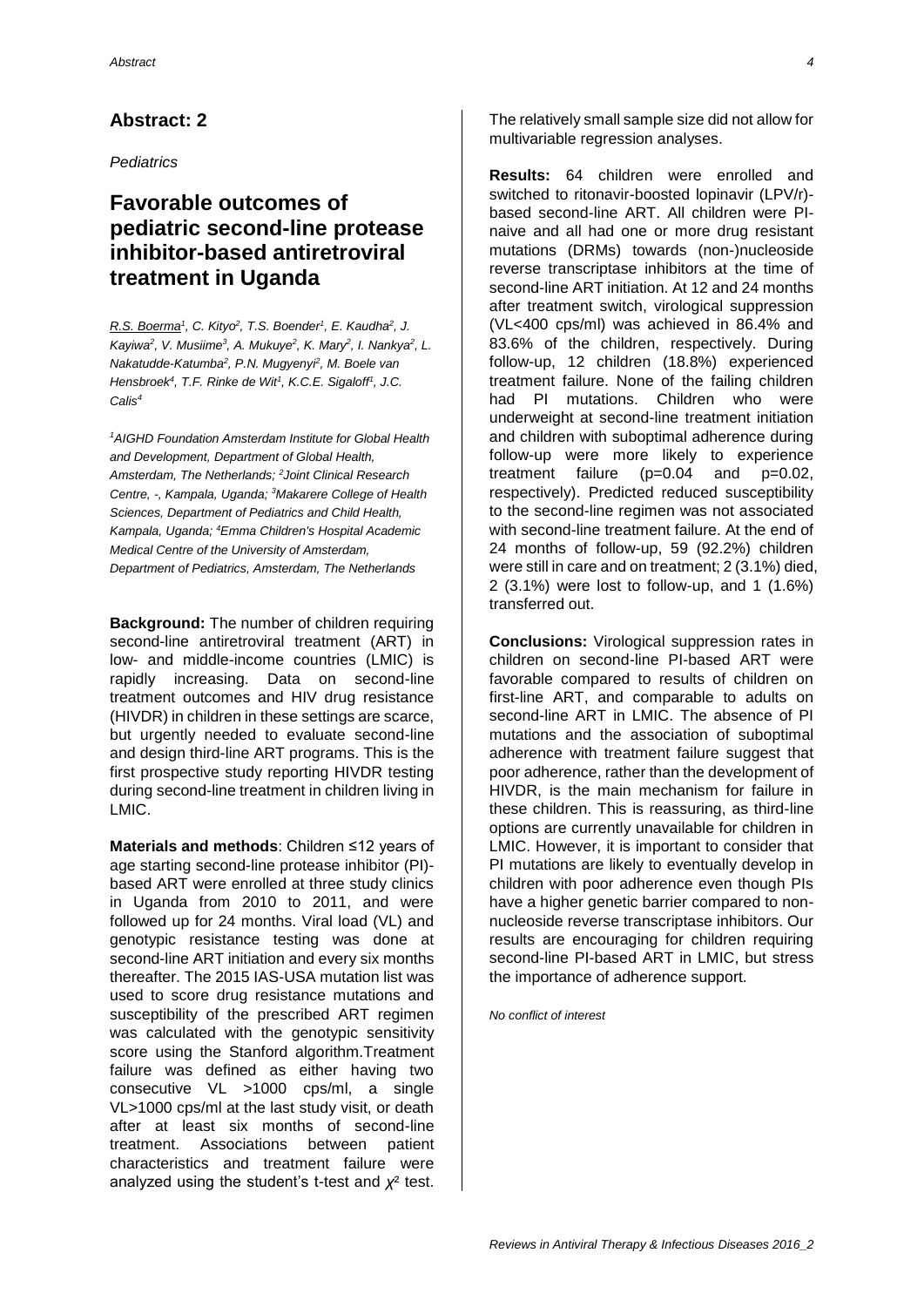## Abstract: 2

*Pediatrics*

# Favorable outcomes of pediatric second-line protease inhibitor-based antiretroviral treatment in Uganda

*R.S. Boerma[1], C. Kityo[2], T.S. Boender[1], E. Kaudha[2], J. Kayiwa[2], V. Musiime[3], A. Mukuye[2], K. Mary[2], I. Nankya[2], L. Nakatudde-Katumba[2], P.N. Mugyenyi[2], M. Boele van Hensbroek[4], T.F. Rinke de Wit[1], K.C.E. Sigaloff[1], J.C. Calis[4]*

*[1]AIGHD Foundation Amsterdam Institute for Global Health and Development, Department of Global Health, Amsterdam, The Netherlands; [2]Joint Clinical Research Centre, -, Kampala, Uganda; [3]Makarere College of Health Sciences, Department of Pediatrics and Child Health, Kampala, Uganda; [4]Emma Children's Hospital Academic Medical Centre of the University of Amsterdam, Department of Pediatrics, Amsterdam, The Netherlands*

**Background:** The number of children requiring second-line antiretroviral treatment (ART) in low- and middle-income countries (LMIC) is rapidly increasing. Data on second-line treatment outcomes and HIV drug resistance (HIVDR) in children in these settings are scarce, but urgently needed to evaluate second-line and design third-line ART programs. This is the first prospective study reporting HIVDR testing during second-line treatment in children living in LMIC.

**Materials and methods**: Children ≤12 years of age starting second-line protease inhibitor (PI)-based ART were enrolled at three study clinics in Uganda from 2010 to 2011, and were followed up for 24 months. Viral load (VL) and genotypic resistance testing was done at second-line ART initiation and every six months thereafter. The 2015 IAS-USA mutation list was used to score drug resistance mutations and susceptibility of the prescribed ART regimen was calculated with the genotypic sensitivity score using the Stanford algorithm.Treatment failure was defined as either having two consecutive VL >1000 cps/ml, a single VL>1000 cps/ml at the last study visit, or death after at least six months of second-line treatment. Associations between patient characteristics and treatment failure were analyzed using the student's t-test and $\chi^2$ test. The relatively small sample size did not allow for multivariable regression analyses.

**Results:** 64 children were enrolled and switched to ritonavir-boosted lopinavir (LPV/r)-based second-line ART. All children were PI-naive and all had one or more drug resistant mutations (DRMs) towards (non-)nucleoside reverse transcriptase inhibitors at the time of second-line ART initiation. At 12 and 24 months after treatment switch, virological suppression (VL<400 cps/ml) was achieved in 86.4% and 83.6% of the children, respectively. During follow-up, 12 children (18.8%) experienced treatment failure. None of the failing children had PI mutations. Children who were underweight at second-line treatment initiation and children with suboptimal adherence during follow-up were more likely to experience treatment failure ($p=0.04$ and $p=0.02$, respectively). Predicted reduced susceptibility to the second-line regimen was not associated with second-line treatment failure. At the end of 24 months of follow-up, 59 (92.2%) children were still in care and on treatment; 2 (3.1%) died, 2 (3.1%) were lost to follow-up, and 1 (1.6%) transferred out.

**Conclusions:** Virological suppression rates in children on second-line PI-based ART were favorable compared to results of children on first-line ART, and comparable to adults on second-line ART in LMIC. The absence of PI mutations and the association of suboptimal adherence with treatment failure suggest that poor adherence, rather than the development of HIVDR, is the main mechanism for failure in these children. This is reassuring, as third-line options are currently unavailable for children in LMIC. However, it is important to consider that PI mutations are likely to eventually develop in children with poor adherence even though PIs have a higher genetic barrier compared to non-nucleoside reverse transcriptase inhibitors. Our results are encouraging for children requiring second-line PI-based ART in LMIC, but stress the importance of adherence support.

*No conflict of interest*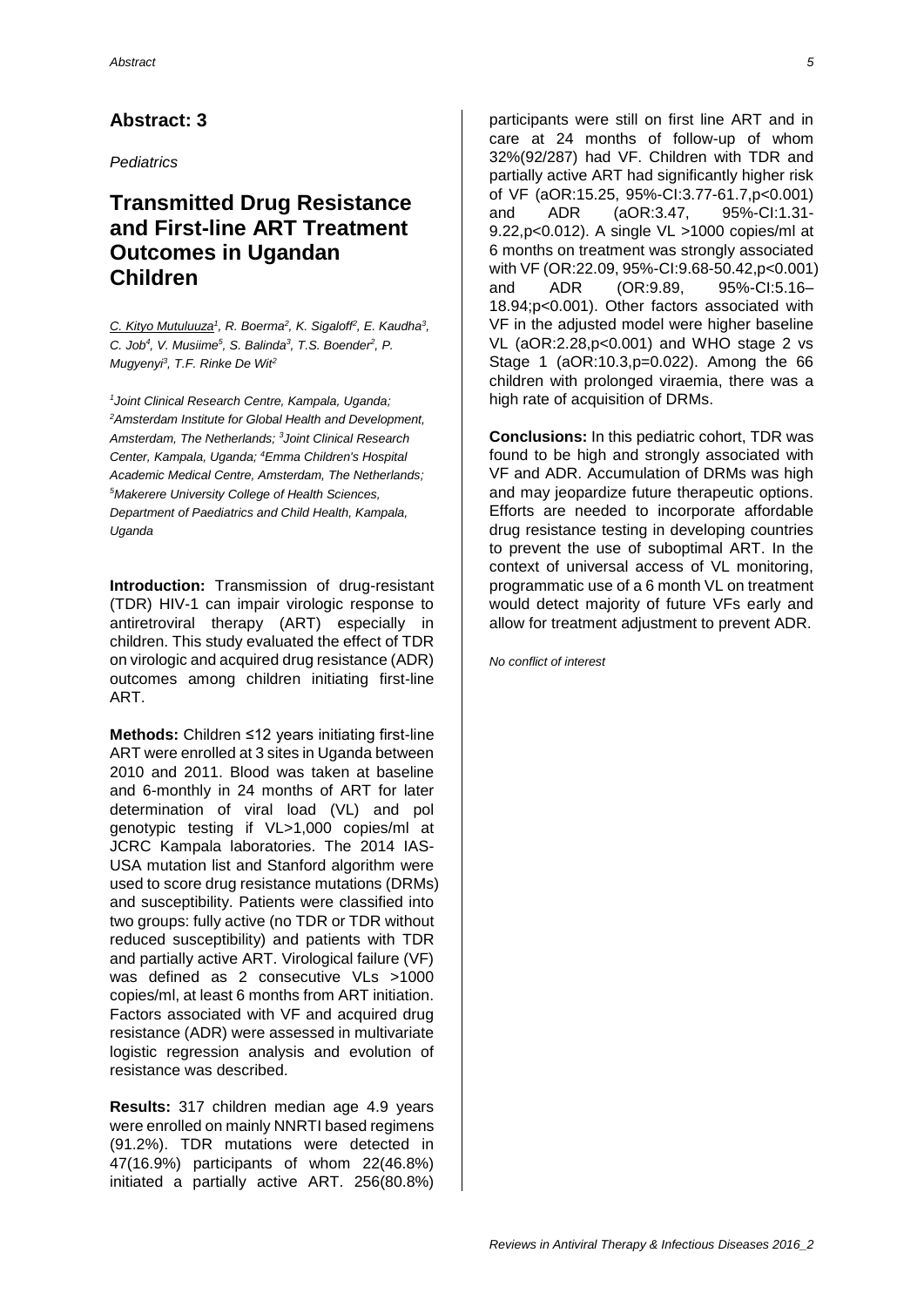## Abstract: 3

*Pediatrics*

# Transmitted Drug Resistance and First-line ART Treatment Outcomes in Ugandan Children

*C. Kityo Mutuluuza[1], R. Boerma[2], K. Sigaloff[2], E. Kaudha[3], C. Job[4], V. Musiime[5], S. Balinda[3], T.S. Boender[2], P. Mugyenyi[3], T.F. Rinke De Wit[2]*

*[1]Joint Clinical Research Centre, Kampala, Uganda; [2]Amsterdam Institute for Global Health and Development, Amsterdam, The Netherlands; [3]Joint Clinical Research Center, Kampala, Uganda; [4]Emma Children's Hospital Academic Medical Centre, Amsterdam, The Netherlands; [5]Makerere University College of Health Sciences, Department of Paediatrics and Child Health, Kampala, Uganda*

**Introduction:** Transmission of drug-resistant (TDR) HIV-1 can impair virologic response to antiretroviral therapy (ART) especially in children. This study evaluated the effect of TDR on virologic and acquired drug resistance (ADR) outcomes among children initiating first-line ART.

**Methods:** Children ≤12 years initiating first-line ART were enrolled at 3 sites in Uganda between 2010 and 2011. Blood was taken at baseline and 6-monthly in 24 months of ART for later determination of viral load (VL) and pol genotypic testing if VL>1,000 copies/ml at JCRC Kampala laboratories. The 2014 IAS-USA mutation list and Stanford algorithm were used to score drug resistance mutations (DRMs) and susceptibility. Patients were classified into two groups: fully active (no TDR or TDR without reduced susceptibility) and patients with TDR and partially active ART. Virological failure (VF) was defined as 2 consecutive VLs >1000 copies/ml, at least 6 months from ART initiation. Factors associated with VF and acquired drug resistance (ADR) were assessed in multivariate logistic regression analysis and evolution of resistance was described.

**Results:** 317 children median age 4.9 years were enrolled on mainly NNRTI based regimens (91.2%). TDR mutations were detected in 47(16.9%) participants of whom 22(46.8%) initiated a partially active ART. 256(80.8%) participants were still on first line ART and in care at 24 months of follow-up of whom 32%(92/287) had VF. Children with TDR and partially active ART had significantly higher risk of VF (aOR:15.25, 95%-CI:3.77-61.7,p<0.001) and ADR (aOR:3.47, 95%-CI:1.31-9.22,p<0.012). A single VL >1000 copies/ml at 6 months on treatment was strongly associated with VF (OR:22.09, 95%-CI:9.68-50.42,p<0.001) and ADR (OR:9.89, 95%-CI:5.16–18.94;p<0.001). Other factors associated with VF in the adjusted model were higher baseline VL (aOR:2.28,p<0.001) and WHO stage 2 vs Stage 1 (aOR:10.3,p=0.022). Among the 66 children with prolonged viraemia, there was a high rate of acquisition of DRMs.

**Conclusions:** In this pediatric cohort, TDR was found to be high and strongly associated with VF and ADR. Accumulation of DRMs was high and may jeopardize future therapeutic options. Efforts are needed to incorporate affordable drug resistance testing in developing countries to prevent the use of suboptimal ART. In the context of universal access of VL monitoring, programmatic use of a 6 month VL on treatment would detect majority of future VFs early and allow for treatment adjustment to prevent ADR.

*No conflict of interest*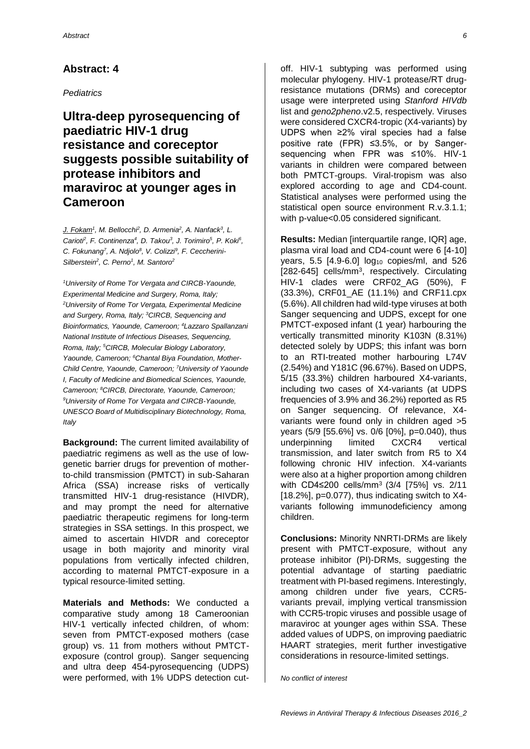## Abstract: 4

*Pediatrics*

# Ultra-deep pyrosequencing of paediatric HIV-1 drug resistance and coreceptor suggests possible suitability of protease inhibitors and maraviroc at younger ages in Cameroon

J. Fokam[1], M. Bellocchi[2], D. Armenia[2], A. Nanfack[3], L. Carioti[2], F. Continenza[4], D. Takou[3], J. Torimiro[5], P. Koki[6], C. Fokunang[7], A. Ndjolo[8], V. Colizzi[9], F. Ceccherini-Silberstein[2], C. Perno[1], M. Santoro[2]

[1]University of Rome Tor Vergata and CIRCB-Yaounde, Experimental Medicine and Surgery, Roma, Italy; [2]University of Rome Tor Vergata, Experimental Medicine and Surgery, Roma, Italy; [3]CIRCB, Sequencing and Bioinformatics, Yaounde, Cameroon; [4]Lazzaro Spallanzani National Institute of Infectious Diseases, Sequencing, Roma, Italy; [5]CIRCB, Molecular Biology Laboratory, Yaounde, Cameroon; [6]Chantal Biya Foundation, Mother-Child Centre, Yaounde, Cameroon; [7]University of Yaounde I, Faculty of Medicine and Biomedical Sciences, Yaounde, Cameroon; [8]CIRCB, Directorate, Yaounde, Cameroon; [9]University of Rome Tor Vergata and CIRCB-Yaounde, UNESCO Board of Multidisciplinary Biotechnology, Roma, Italy

**Background:** The current limited availability of paediatric regimens as well as the use of low-genetic barrier drugs for prevention of mother-to-child transmission (PMTCT) in sub-Saharan Africa (SSA) increase risks of vertically transmitted HIV-1 drug-resistance (HIVDR), and may prompt the need for alternative paediatric therapeutic regimens for long-term strategies in SSA settings. In this prospect, we aimed to ascertain HIVDR and coreceptor usage in both majority and minority viral populations from vertically infected children, according to maternal PMTCT-exposure in a typical resource-limited setting.

**Materials and Methods:** We conducted a comparative study among 18 Cameroonian HIV-1 vertically infected children, of whom: seven from PMTCT-exposed mothers (case group) vs. 11 from mothers without PMTCT-exposure (control group). Sanger sequencing and ultra deep 454-pyrosequencing (UDPS) were performed, with 1% UDPS detection cut-off. HIV-1 subtyping was performed using molecular phylogeny. HIV-1 protease/RT drug-resistance mutations (DRMs) and coreceptor usage were interpreted using *Stanford HIVdb* list and *geno2pheno*.v2.5, respectively. Viruses were considered CXCR4-tropic (X4-variants) by UDPS when ≥2% viral species had a false positive rate (FPR) ≤3.5%, or by Sanger-sequencing when FPR was ≤10%. HIV-1 variants in children were compared between both PMTCT-groups. Viral-tropism was also explored according to age and CD4-count. Statistical analyses were performed using the statistical open source environment R.v.3.1.1; with p-value<0.05 considered significant.

**Results:** Median [interquartile range, IQR] age, plasma viral load and CD4-count were 6 [4-10] years, 5.5 [4.9-6.0] $\log_{10}$ copies/ml, and 526 [282-645] cells/mm$^3$, respectively. Circulating HIV-1 clades were CRF02_AG (50%), F (33.3%), CRF01_AE (11.1%) and CRF11.cpx (5.6%). All children had wild-type viruses at both Sanger sequencing and UDPS, except for one PMTCT-exposed infant (1 year) harbouring the vertically transmitted minority K103N (8.31%) detected solely by UDPS; this infant was born to an RTI-treated mother harbouring L74V (2.54%) and Y181C (96.67%). Based on UDPS, 5/15 (33.3%) children harboured X4-variants, including two cases of X4-variants (at UDPS frequencies of 3.9% and 36.2%) reported as R5 on Sanger sequencing. Of relevance, X4-variants were found only in children aged >5 years (5/9 [55.6%] vs. 0/6 [0%], p=0.040), thus underpinning limited CXCR4 vertical transmission, and later switch from R5 to X4 following chronic HIV infection. X4-variants were also at a higher proportion among children with CD4≤200 cells/mm$^3$ (3/4 [75%] vs. 2/11 [18.2%], p=0.077), thus indicating switch to X4-variants following immunodeficiency among children.

**Conclusions:** Minority NNRTI-DRMs are likely present with PMTCT-exposure, without any protease inhibitor (PI)-DRMs, suggesting the potential advantage of starting paediatric treatment with PI-based regimens. Interestingly, among children under five years, CCR5-variants prevail, implying vertical transmission with CCR5-tropic viruses and possible usage of maraviroc at younger ages within SSA. These added values of UDPS, on improving paediatric HAART strategies, merit further investigative considerations in resource-limited settings.

*No conflict of interest*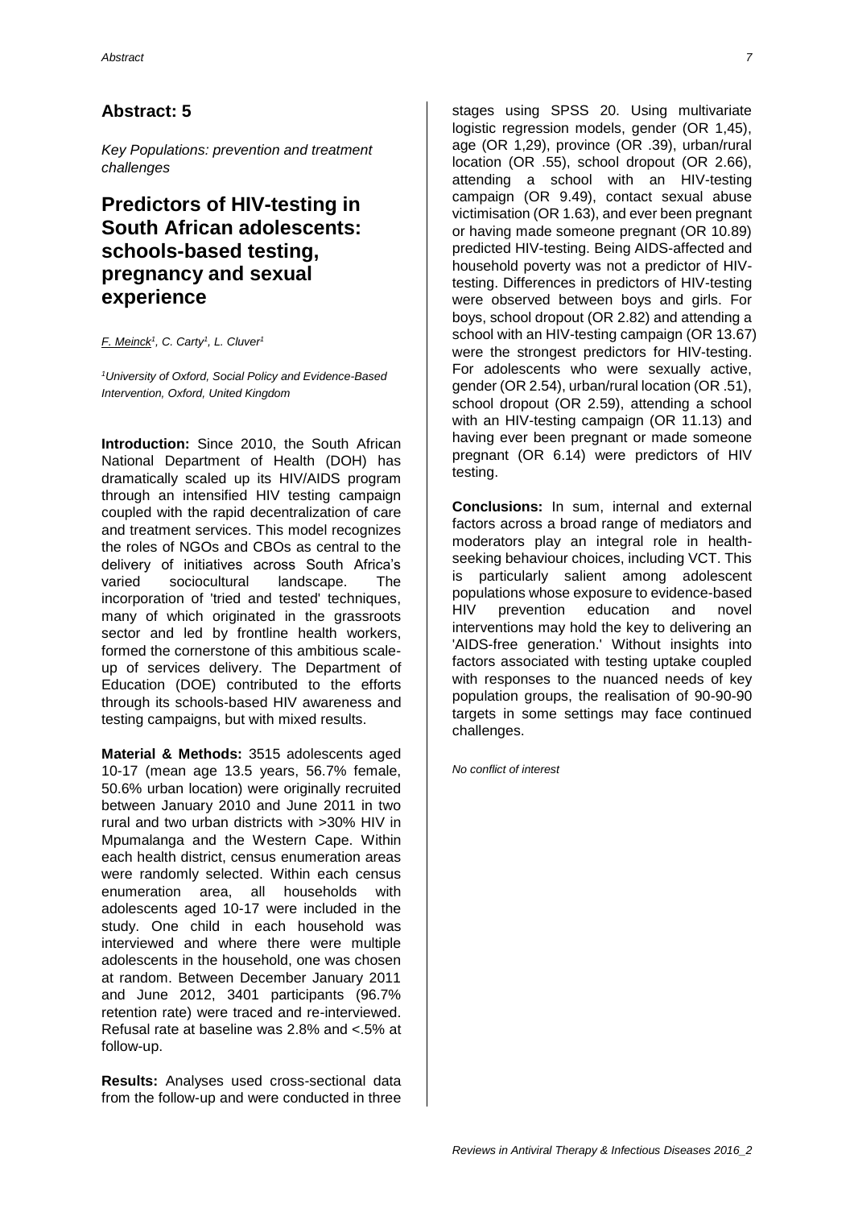## Abstract: 5

*Key Populations: prevention and treatment challenges*

# Predictors of HIV-testing in South African adolescents: schools-based testing, pregnancy and sexual experience

*F. Meinck[1], C. Carty[1], L. Cluver[1]*

*[1]University of Oxford, Social Policy and Evidence-Based Intervention, Oxford, United Kingdom*

**Introduction:** Since 2010, the South African National Department of Health (DOH) has dramatically scaled up its HIV/AIDS program through an intensified HIV testing campaign coupled with the rapid decentralization of care and treatment services. This model recognizes the roles of NGOs and CBOs as central to the delivery of initiatives across South Africa's varied sociocultural landscape. The incorporation of 'tried and tested' techniques, many of which originated in the grassroots sector and led by frontline health workers, formed the cornerstone of this ambitious scale-up of services delivery. The Department of Education (DOE) contributed to the efforts through its schools-based HIV awareness and testing campaigns, but with mixed results.

**Material & Methods:** 3515 adolescents aged 10-17 (mean age 13.5 years, 56.7% female, 50.6% urban location) were originally recruited between January 2010 and June 2011 in two rural and two urban districts with >30% HIV in Mpumalanga and the Western Cape. Within each health district, census enumeration areas were randomly selected. Within each census enumeration area, all households with adolescents aged 10-17 were included in the study. One child in each household was interviewed and where there were multiple adolescents in the household, one was chosen at random. Between December January 2011 and June 2012, 3401 participants (96.7% retention rate) were traced and re-interviewed. Refusal rate at baseline was 2.8% and <.5% at follow-up.

**Results:** Analyses used cross-sectional data from the follow-up and were conducted in three stages using SPSS 20. Using multivariate logistic regression models, gender (OR 1,45), age (OR 1,29), province (OR .39), urban/rural location (OR .55), school dropout (OR 2.66), attending a school with an HIV-testing campaign (OR 9.49), contact sexual abuse victimisation (OR 1.63), and ever been pregnant or having made someone pregnant (OR 10.89) predicted HIV-testing. Being AIDS-affected and household poverty was not a predictor of HIV-testing. Differences in predictors of HIV-testing were observed between boys and girls. For boys, school dropout (OR 2.82) and attending a school with an HIV-testing campaign (OR 13.67) were the strongest predictors for HIV-testing. For adolescents who were sexually active, gender (OR 2.54), urban/rural location (OR .51), school dropout (OR 2.59), attending a school with an HIV-testing campaign (OR 11.13) and having ever been pregnant or made someone pregnant (OR 6.14) were predictors of HIV testing.

**Conclusions:** In sum, internal and external factors across a broad range of mediators and moderators play an integral role in health-seeking behaviour choices, including VCT. This is particularly salient among adolescent populations whose exposure to evidence-based HIV prevention education and novel interventions may hold the key to delivering an 'AIDS-free generation.' Without insights into factors associated with testing uptake coupled with responses to the nuanced needs of key population groups, the realisation of 90-90-90 targets in some settings may face continued challenges.

*No conflict of interest*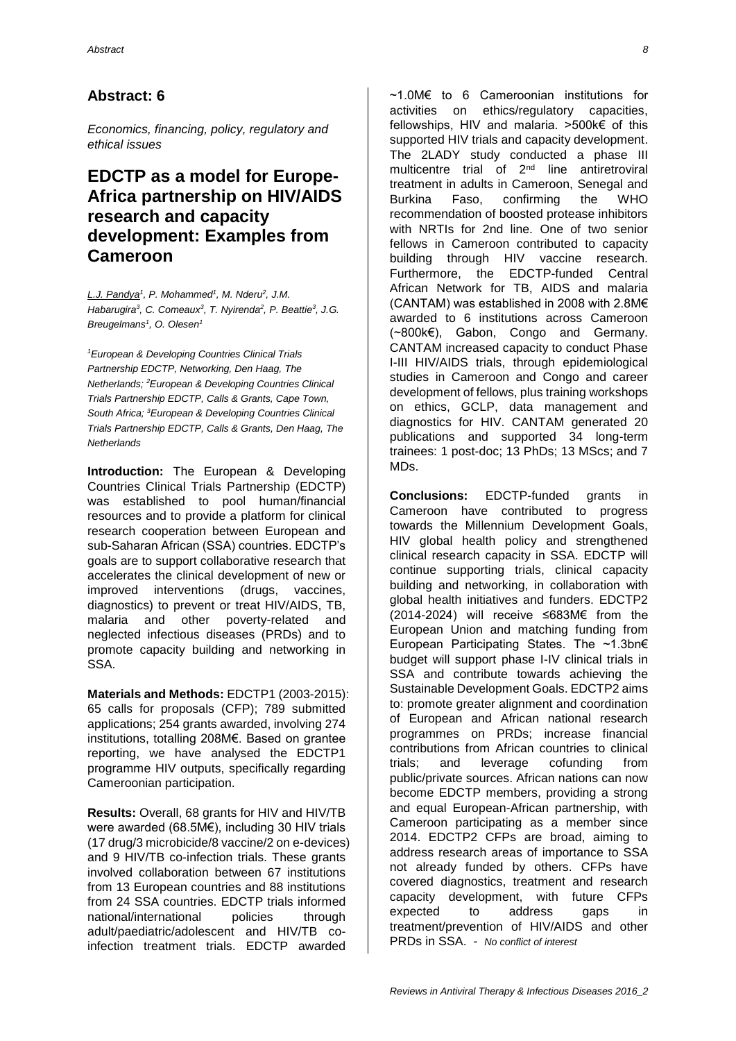## Abstract: 6

*Economics, financing, policy, regulatory and ethical issues*

# EDCTP as a model for Europe-Africa partnership on HIV/AIDS research and capacity development: Examples from Cameroon

*L.J. Pandya[1], P. Mohammed[1], M. Nderu[2], J.M. Habarugira[3], C. Comeaux[3], T. Nyirenda[2], P. Beattie[3], J.G. Breugelmans[1], O. Olesen[1]*

*[1]European & Developing Countries Clinical Trials Partnership EDCTP, Networking, Den Haag, The Netherlands; [2]European & Developing Countries Clinical Trials Partnership EDCTP, Calls & Grants, Cape Town, South Africa; [3]European & Developing Countries Clinical Trials Partnership EDCTP, Calls & Grants, Den Haag, The Netherlands*

**Introduction:** The European & Developing Countries Clinical Trials Partnership (EDCTP) was established to pool human/financial resources and to provide a platform for clinical research cooperation between European and sub-Saharan African (SSA) countries. EDCTP's goals are to support collaborative research that accelerates the clinical development of new or improved interventions (drugs, vaccines, diagnostics) to prevent or treat HIV/AIDS, TB, malaria and other poverty-related and neglected infectious diseases (PRDs) and to promote capacity building and networking in SSA.

**Materials and Methods:** EDCTP1 (2003-2015): 65 calls for proposals (CFP); 789 submitted applications; 254 grants awarded, involving 274 institutions, totalling 208M€. Based on grantee reporting, we have analysed the EDCTP1 programme HIV outputs, specifically regarding Cameroonian participation.

**Results:** Overall, 68 grants for HIV and HIV/TB were awarded (68.5M€), including 30 HIV trials (17 drug/3 microbicide/8 vaccine/2 on e-devices) and 9 HIV/TB co-infection trials. These grants involved collaboration between 67 institutions from 13 European countries and 88 institutions from 24 SSA countries. EDCTP trials informed national/international policies through adult/paediatric/adolescent and HIV/TB co-infection treatment trials. EDCTP awarded ~1.0M€ to 6 Cameroonian institutions for activities on ethics/regulatory capacities, fellowships, HIV and malaria. >500k€ of this supported HIV trials and capacity development. The 2LADY study conducted a phase III multicentre trial of 2nd line antiretroviral treatment in adults in Cameroon, Senegal and Burkina Faso, confirming the WHO recommendation of boosted protease inhibitors with NRTIs for 2nd line. One of two senior fellows in Cameroon contributed to capacity building through HIV vaccine research. Furthermore, the EDCTP-funded Central African Network for TB, AIDS and malaria (CANTAM) was established in 2008 with 2.8M€ awarded to 6 institutions across Cameroon (~800k€), Gabon, Congo and Germany. CANTAM increased capacity to conduct Phase I-III HIV/AIDS trials, through epidemiological studies in Cameroon and Congo and career development of fellows, plus training workshops on ethics, GCLP, data management and diagnostics for HIV. CANTAM generated 20 publications and supported 34 long-term trainees: 1 post-doc; 13 PhDs; 13 MScs; and 7 MDs.

**Conclusions:** EDCTP-funded grants in Cameroon have contributed to progress towards the Millennium Development Goals, HIV global health policy and strengthened clinical research capacity in SSA. EDCTP will continue supporting trials, clinical capacity building and networking, in collaboration with global health initiatives and funders. EDCTP2 (2014-2024) will receive ≤683M€ from the European Union and matching funding from European Participating States. The ~1.3bn€ budget will support phase I-IV clinical trials in SSA and contribute towards achieving the Sustainable Development Goals. EDCTP2 aims to: promote greater alignment and coordination of European and African national research programmes on PRDs; increase financial contributions from African countries to clinical trials; and leverage cofunding from public/private sources. African nations can now become EDCTP members, providing a strong and equal European-African partnership, with Cameroon participating as a member since 2014. EDCTP2 CFPs are broad, aiming to address research areas of importance to SSA not already funded by others. CFPs have covered diagnostics, treatment and research capacity development, with future CFPs expected to address gaps in treatment/prevention of HIV/AIDS and other PRDs in SSA. - *No conflict of interest*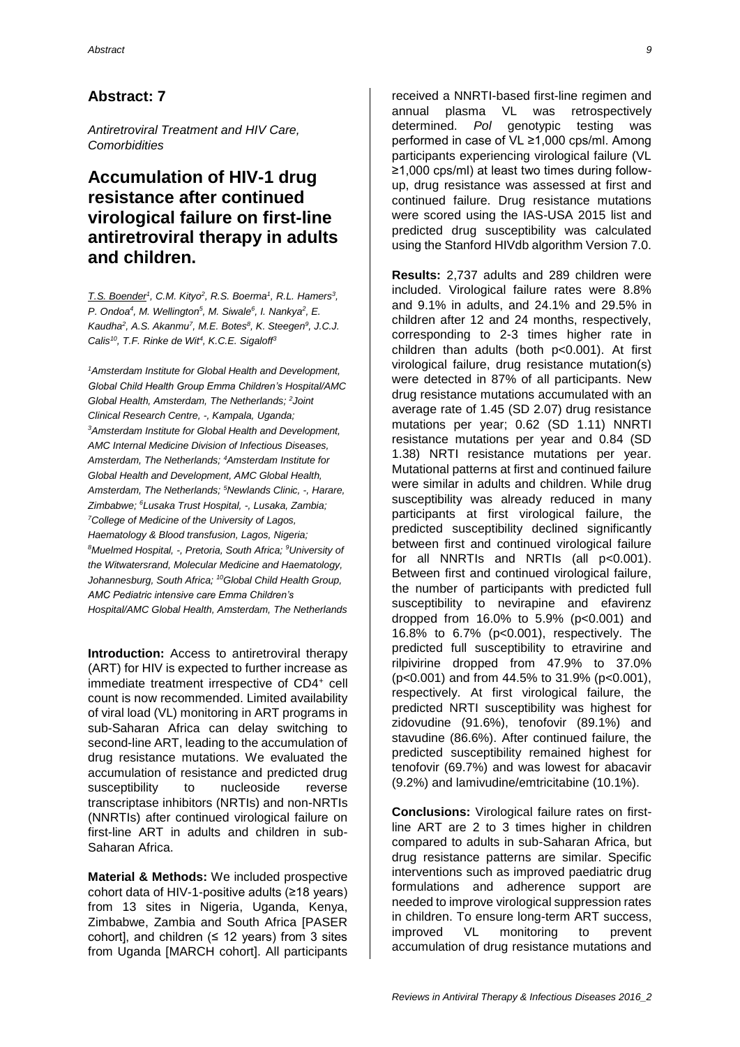## Abstract: 7

*Antiretroviral Treatment and HIV Care, Comorbidities*

# Accumulation of HIV-1 drug resistance after continued virological failure on first-line antiretroviral therapy in adults and children.

T.S. Boender[1], C.M. Kityo[2], R.S. Boerma[1], R.L. Hamers[3], P. Ondoa[4], M. Wellington[5], M. Siwale[6], I. Nankya[2], E. Kaudha[2], A.S. Akanmu[7], M.E. Botes[8], K. Steegen[9], J.C.J. Calis[10], T.F. Rinke de Wit[4], K.C.E. Sigaloff[3]

*[1]Amsterdam Institute for Global Health and Development, Global Child Health Group Emma Children's Hospital/AMC Global Health, Amsterdam, The Netherlands; [2]Joint Clinical Research Centre, -, Kampala, Uganda; [3]Amsterdam Institute for Global Health and Development, AMC Internal Medicine Division of Infectious Diseases, Amsterdam, The Netherlands; [4]Amsterdam Institute for Global Health and Development, AMC Global Health, Amsterdam, The Netherlands; [5]Newlands Clinic, -, Harare, Zimbabwe; [6]Lusaka Trust Hospital, -, Lusaka, Zambia; [7]College of Medicine of the University of Lagos, Haematology & Blood transfusion, Lagos, Nigeria; [8]Muelmed Hospital, -, Pretoria, South Africa; [9]University of the Witwatersrand, Molecular Medicine and Haematology, Johannesburg, South Africa; [10]Global Child Health Group, AMC Pediatric intensive care Emma Children's Hospital/AMC Global Health, Amsterdam, The Netherlands*

**Introduction:** Access to antiretroviral therapy (ART) for HIV is expected to further increase as immediate treatment irrespective of $CD4^+$ cell count is now recommended. Limited availability of viral load (VL) monitoring in ART programs in sub-Saharan Africa can delay switching to second-line ART, leading to the accumulation of drug resistance mutations. We evaluated the accumulation of resistance and predicted drug susceptibility to nucleoside reverse transcriptase inhibitors (NRTIs) and non-NRTIs (NNRTIs) after continued virological failure on first-line ART in adults and children in sub-Saharan Africa.

**Material & Methods:** We included prospective cohort data of HIV-1-positive adults (≥18 years) from 13 sites in Nigeria, Uganda, Kenya, Zimbabwe, Zambia and South Africa [PASER cohort], and children (≤ 12 years) from 3 sites from Uganda [MARCH cohort]. All participants received a NNRTI-based first-line regimen and annual plasma VL was retrospectively determined. *Pol* genotypic testing was performed in case of VL ≥1,000 cps/ml. Among participants experiencing virological failure (VL ≥1,000 cps/ml) at least two times during follow-up, drug resistance was assessed at first and continued failure. Drug resistance mutations were scored using the IAS-USA 2015 list and predicted drug susceptibility was calculated using the Stanford HIVdb algorithm Version 7.0.

**Results:** 2,737 adults and 289 children were included. Virological failure rates were 8.8% and 9.1% in adults, and 24.1% and 29.5% in children after 12 and 24 months, respectively, corresponding to 2-3 times higher rate in children than adults (both $p<0.001$). At first virological failure, drug resistance mutation(s) were detected in 87% of all participants. New drug resistance mutations accumulated with an average rate of 1.45 (SD 2.07) drug resistance mutations per year; 0.62 (SD 1.11) NNRTI resistance mutations per year and 0.84 (SD 1.38) NRTI resistance mutations per year. Mutational patterns at first and continued failure were similar in adults and children. While drug susceptibility was already reduced in many participants at first virological failure, the predicted susceptibility declined significantly between first and continued virological failure for all NNRTIs and NRTIs (all $p<0.001$). Between first and continued virological failure, the number of participants with predicted full susceptibility to nevirapine and efavirenz dropped from 16.0% to 5.9% ($p<0.001$) and 16.8% to 6.7% ($p<0.001$), respectively. The predicted full susceptibility to etravirine and rilpivirine dropped from 47.9% to 37.0% ($p<0.001$) and from 44.5% to 31.9% ($p<0.001$), respectively. At first virological failure, the predicted NRTI susceptibility was highest for zidovudine (91.6%), tenofovir (89.1%) and stavudine (86.6%). After continued failure, the predicted susceptibility remained highest for tenofovir (69.7%) and was lowest for abacavir (9.2%) and lamivudine/emtricitabine (10.1%).

**Conclusions:** Virological failure rates on first-line ART are 2 to 3 times higher in children compared to adults in sub-Saharan Africa, but drug resistance patterns are similar. Specific interventions such as improved paediatric drug formulations and adherence support are needed to improve virological suppression rates in children. To ensure long-term ART success, improved VL monitoring to prevent accumulation of drug resistance mutations and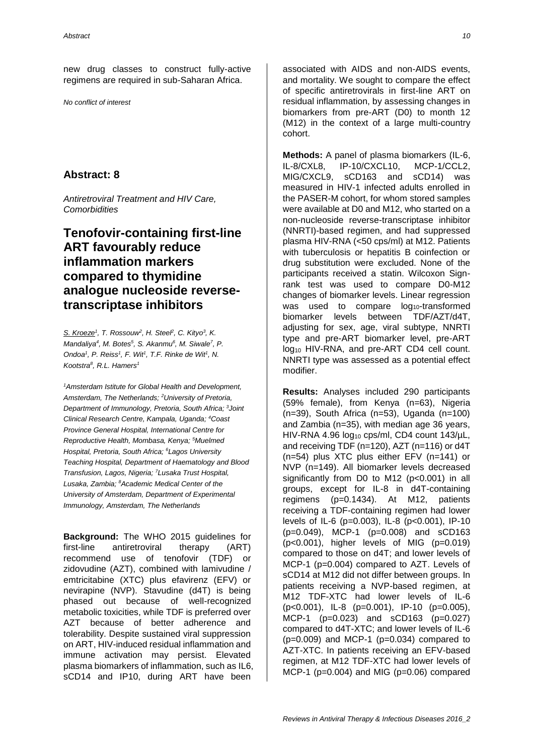new drug classes to construct fully-active regimens are required in sub-Saharan Africa.

*No conflict of interest*

## Abstract: 8

*Antiretroviral Treatment and HIV Care, Comorbidities*

# Tenofovir-containing first-line ART favourably reduce inflammation markers compared to thymidine analogue nucleoside reverse-transcriptase inhibitors

*S. Kroeze[1], T. Rossouw[2], H. Steel[2], C. Kityo[3], K. Mandaliya[4], M. Botes[5], S. Akanmu[6], M. Siwale[7], P. Ondoa[1], P. Reiss[1], F. Wit[1], T.F. Rinke de Wit[1], N. Kootstra[8], R.L. Hamers[1]*

*[1]Amsterdam Istitute for Global Health and Development, Amsterdam, The Netherlands; [2]University of Pretoria, Department of Immunology, Pretoria, South Africa; [3]Joint Clinical Research Centre, Kampala, Uganda; [4]Coast Province General Hospital, International Centre for Reproductive Health, Mombasa, Kenya; [5]Muelmed Hospital, Pretoria, South Africa; [6]Lagos University Teaching Hospital, Department of Haematology and Blood Transfusion, Lagos, Nigeria; [7]Lusaka Trust Hospital, Lusaka, Zambia; [8]Academic Medical Center of the University of Amsterdam, Department of Experimental Immunology, Amsterdam, The Netherlands*

**Background:** The WHO 2015 guidelines for first-line antiretroviral therapy (ART) recommend use of tenofovir (TDF) or zidovudine (AZT), combined with lamivudine / emtricitabine (XTC) plus efavirenz (EFV) or nevirapine (NVP). Stavudine (d4T) is being phased out because of well-recognized metabolic toxicities, while TDF is preferred over AZT because of better adherence and tolerability. Despite sustained viral suppression on ART, HIV-induced residual inflammation and immune activation may persist. Elevated plasma biomarkers of inflammation, such as IL6, sCD14 and IP10, during ART have been associated with AIDS and non-AIDS events, and mortality. We sought to compare the effect of specific antiretrovirals in first-line ART on residual inflammation, by assessing changes in biomarkers from pre-ART (D0) to month 12 (M12) in the context of a large multi-country cohort.

**Methods:** A panel of plasma biomarkers (IL-6, IL-8/CXL8, IP-10/CXCL10, MCP-1/CCL2, MIG/CXCL9, sCD163 and sCD14) was measured in HIV-1 infected adults enrolled in the PASER-M cohort, for whom stored samples were available at D0 and M12, who started on a non-nucleoside reverse-transcriptase inhibitor (NNRTI)-based regimen, and had suppressed plasma HIV-RNA (<50 cps/ml) at M12. Patients with tuberculosis or hepatitis B coinfection or drug substitution were excluded. None of the participants received a statin. Wilcoxon Sign-rank test was used to compare D0-M12 changes of biomarker levels. Linear regression was used to compare $log_{10}$-transformed biomarker levels between TDF/AZT/d4T, adjusting for sex, age, viral subtype, NNRTI type and pre-ART biomarker level, pre-ART $log_{10}$ HIV-RNA, and pre-ART CD4 cell count. NNRTI type was assessed as a potential effect modifier.

**Results:** Analyses included 290 participants (59% female), from Kenya (n=63), Nigeria (n=39), South Africa (n=53), Uganda (n=100) and Zambia (n=35), with median age 36 years, HIV-RNA 4.96 $log_{10}$ cps/ml, CD4 count 143/µL, and receiving TDF (n=120), AZT (n=116) or d4T (n=54) plus XTC plus either EFV (n=141) or NVP (n=149). All biomarker levels decreased significantly from D0 to M12 (p<0.001) in all groups, except for IL-8 in d4T-containing regimens (p=0.1434). At M12, patients receiving a TDF-containing regimen had lower levels of IL-6 (p=0.003), IL-8 (p<0.001), IP-10 (p=0.049), MCP-1 (p=0.008) and sCD163 (p<0.001), higher levels of MIG (p=0.019) compared to those on d4T; and lower levels of MCP-1 (p=0.004) compared to AZT. Levels of sCD14 at M12 did not differ between groups. In patients receiving a NVP-based regimen, at M12 TDF-XTC had lower levels of IL-6 (p<0.001), IL-8 (p=0.001), IP-10 (p=0.005), MCP-1 (p=0.023) and sCD163 (p=0.027) compared to d4T-XTC; and lower levels of IL-6 (p=0.009) and MCP-1 (p=0.034) compared to AZT-XTC. In patients receiving an EFV-based regimen, at M12 TDF-XTC had lower levels of MCP-1 (p=0.004) and MIG (p=0.06) compared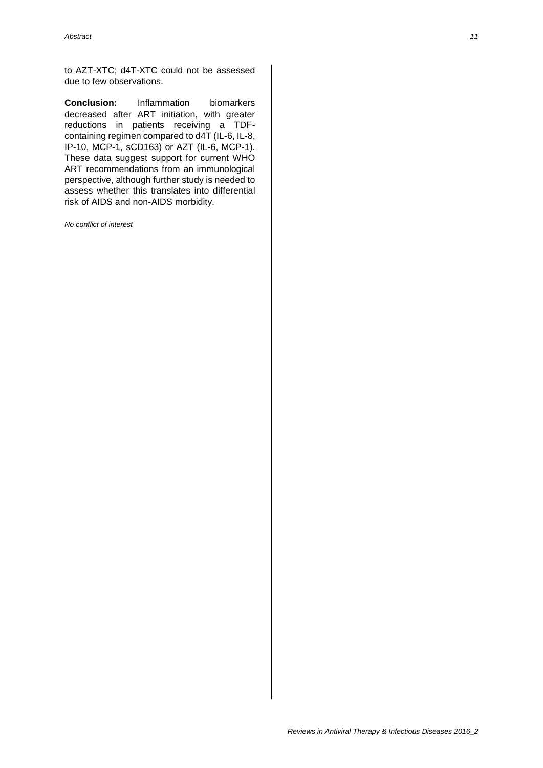to AZT-XTC; d4T-XTC could not be assessed due to few observations.

**Conclusion:** Inflammation biomarkers decreased after ART initiation, with greater reductions in patients receiving a TDF-containing regimen compared to d4T (IL-6, IL-8, IP-10, MCP-1, sCD163) or AZT (IL-6, MCP-1). These data suggest support for current WHO ART recommendations from an immunological perspective, although further study is needed to assess whether this translates into differential risk of AIDS and non-AIDS morbidity.

*No conflict of interest*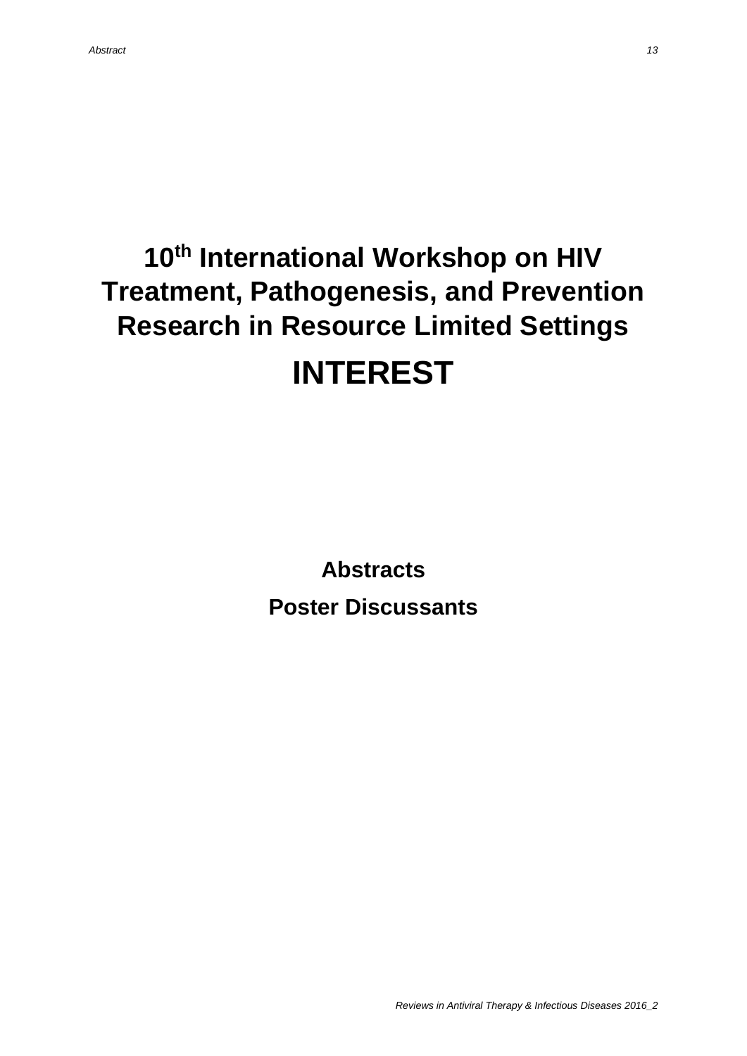# 10th International Workshop on HIV Treatment, Pathogenesis, and Prevention Research in Resource Limited Settings

# INTEREST

**Abstracts**

**Poster Discussants**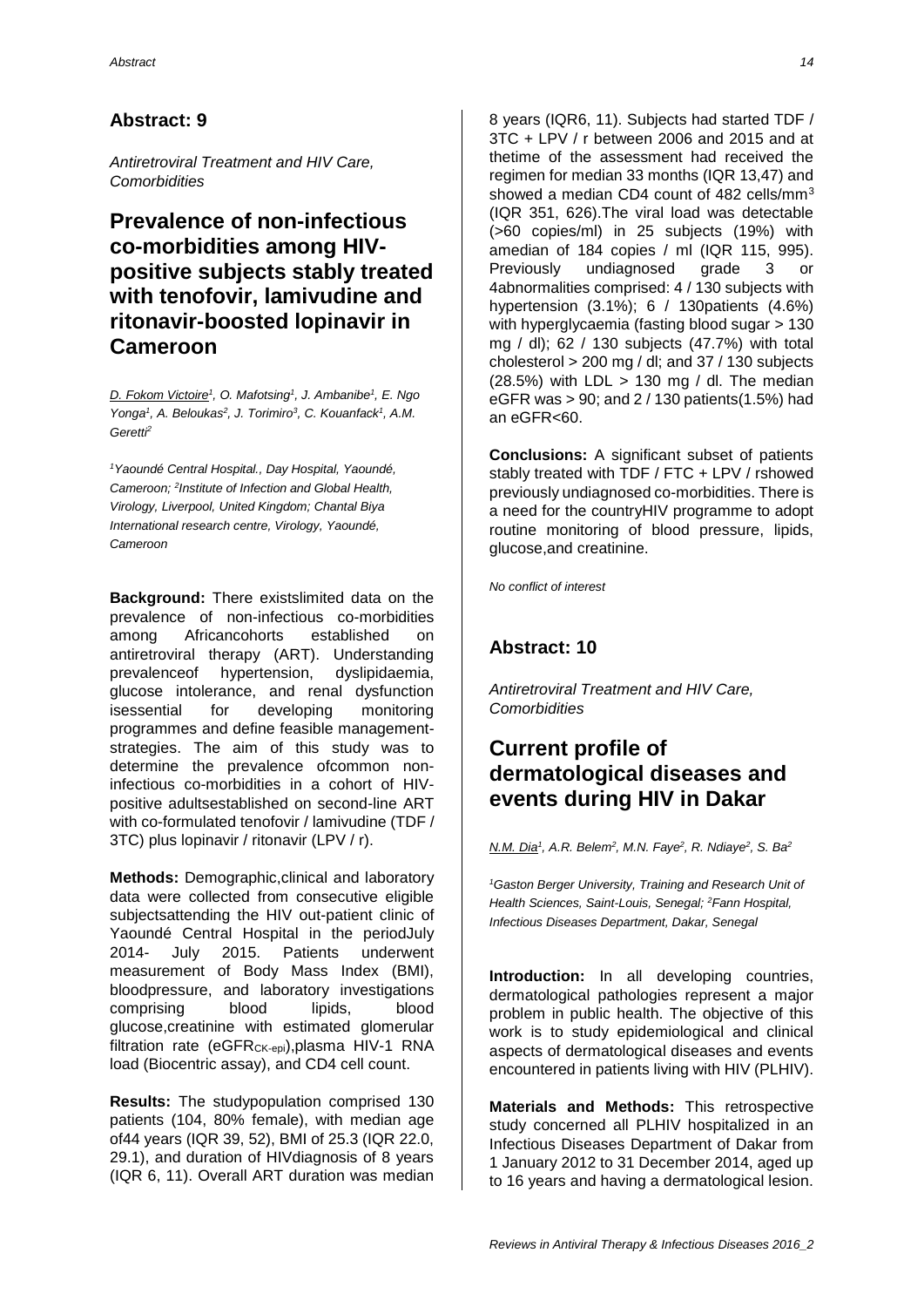## Abstract: 9

*Antiretroviral Treatment and HIV Care, Comorbidities*

# Prevalence of non-infectious co-morbidities among HIV-positive subjects stably treated with tenofovir, lamivudine and ritonavir-boosted lopinavir in Cameroon

*D. Fokom Victoire[1], O. Mafotsing[1], J. Ambanibe[1], E. Ngo Yonga[1], A. Beloukas[2], J. Torimiro[3], C. Kouanfack[1], A.M. Geretti[2]*

*[1]Yaoundé Central Hospital., Day Hospital, Yaoundé, Cameroon; [2]Institute of Infection and Global Health, Virology, Liverpool, United Kingdom; Chantal Biya International research centre, Virology, Yaoundé, Cameroon*

**Background:** There existslimited data on the prevalence of non-infectious co-morbidities among Africancohorts established on antiretroviral therapy (ART). Understanding prevalenceof hypertension, dyslipidaemia, glucose intolerance, and renal dysfunction isessential for developing monitoring programmes and define feasible management-strategies. The aim of this study was to determine the prevalence ofcommon non-infectious co-morbidities in a cohort of HIV-positive adultsestablished on second-line ART with co-formulated tenofovir / lamivudine (TDF / 3TC) plus lopinavir / ritonavir (LPV / r).

**Methods:** Demographic,clinical and laboratory data were collected from consecutive eligible subjectsattending the HIV out-patient clinic of Yaoundé Central Hospital in the periodJuly 2014- July 2015. Patients underwent measurement of Body Mass Index (BMI), bloodpressure, and laboratory investigations comprising blood lipids, blood glucose,creatinine with estimated glomerular filtration rate ($eGFR_{CK-epi}$),plasma HIV-1 RNA load (Biocentric assay), and CD4 cell count.

**Results:** The studypopulation comprised 130 patients (104, 80% female), with median age of44 years (IQR 39, 52), BMI of 25.3 (IQR 22.0, 29.1), and duration of HIVdiagnosis of 8 years (IQR 6, 11). Overall ART duration was median 8 years (IQR6, 11). Subjects had started TDF / 3TC + LPV / r between 2006 and 2015 and at thetime of the assessment had received the regimen for median 33 months (IQR 13,47) and showed a median CD4 count of 482 cells/mm$^3$ (IQR 351, 626).The viral load was detectable (>60 copies/ml) in 25 subjects (19%) with amedian of 184 copies / ml (IQR 115, 995). Previously undiagnosed grade 3 or 4abnormalities comprised: 4 / 130 subjects with hypertension (3.1%); 6 / 130patients (4.6%) with hyperglycaemia (fasting blood sugar > 130 mg / dl); 62 / 130 subjects (47.7%) with total cholesterol > 200 mg / dl; and 37 / 130 subjects (28.5%) with LDL > 130 mg / dl. The median eGFR was > 90; and 2 / 130 patients(1.5%) had an eGFR<60.

**Conclusions:** A significant subset of patients stably treated with TDF / FTC + LPV / rshowed previously undiagnosed co-morbidities. There is a need for the countryHIV programme to adopt routine monitoring of blood pressure, lipids, glucose,and creatinine.

*No conflict of interest*

## Abstract: 10

*Antiretroviral Treatment and HIV Care, Comorbidities*

# Current profile of dermatological diseases and events during HIV in Dakar

*N.M. Dia[1], A.R. Belem[2], M.N. Faye[2], R. Ndiaye[2], S. Ba[2]*

*[1]Gaston Berger University, Training and Research Unit of Health Sciences, Saint-Louis, Senegal; [2]Fann Hospital, Infectious Diseases Department, Dakar, Senegal*

**Introduction:** In all developing countries, dermatological pathologies represent a major problem in public health. The objective of this work is to study epidemiological and clinical aspects of dermatological diseases and events encountered in patients living with HIV (PLHIV).

**Materials and Methods:** This retrospective study concerned all PLHIV hospitalized in an Infectious Diseases Department of Dakar from 1 January 2012 to 31 December 2014, aged up to 16 years and having a dermatological lesion.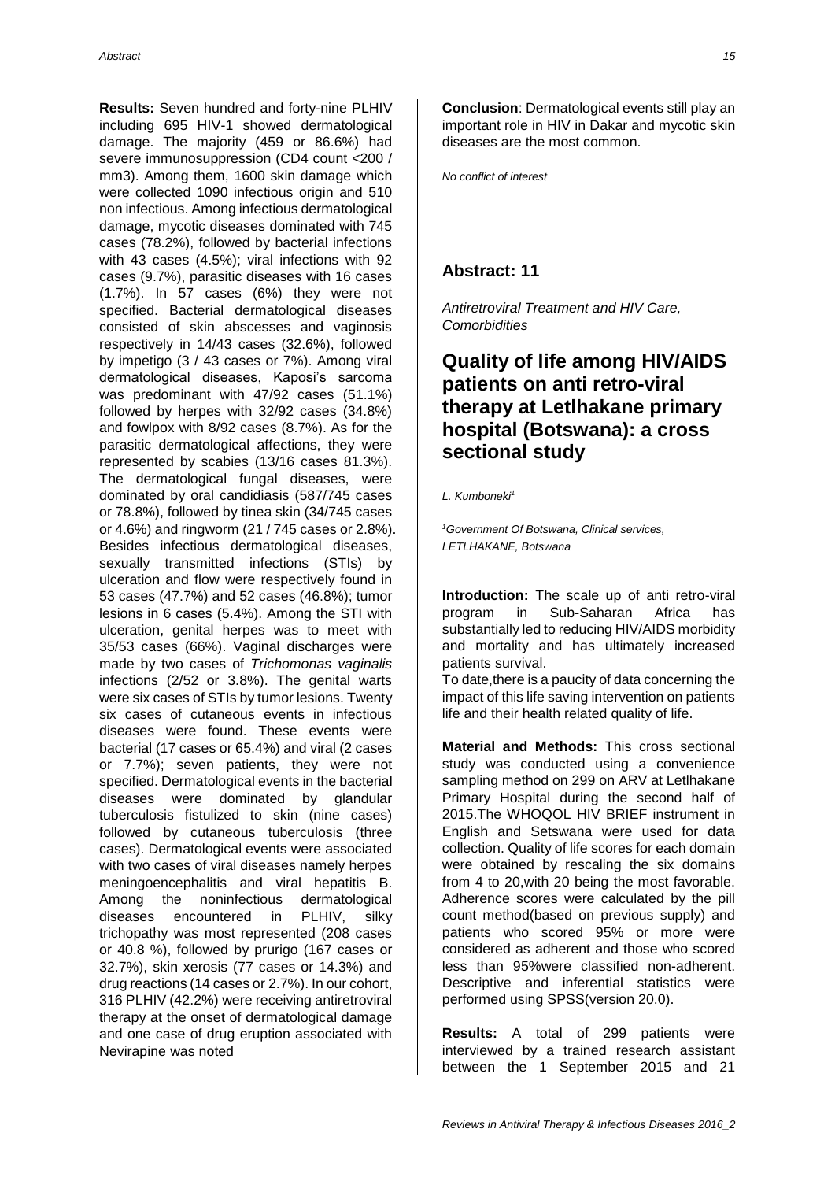**Results:** Seven hundred and forty-nine PLHIV including 695 HIV-1 showed dermatological damage. The majority (459 or 86.6%) had severe immunosuppression (CD4 count <200 / mm3). Among them, 1600 skin damage which were collected 1090 infectious origin and 510 non infectious. Among infectious dermatological damage, mycotic diseases dominated with 745 cases (78.2%), followed by bacterial infections with 43 cases (4.5%); viral infections with 92 cases (9.7%), parasitic diseases with 16 cases (1.7%). In 57 cases (6%) they were not specified. Bacterial dermatological diseases consisted of skin abscesses and vaginosis respectively in 14/43 cases (32.6%), followed by impetigo (3 / 43 cases or 7%). Among viral dermatological diseases, Kaposi's sarcoma was predominant with 47/92 cases (51.1%) followed by herpes with 32/92 cases (34.8%) and fowlpox with 8/92 cases (8.7%). As for the parasitic dermatological affections, they were represented by scabies (13/16 cases 81.3%). The dermatological fungal diseases, were dominated by oral candidiasis (587/745 cases or 78.8%), followed by tinea skin (34/745 cases or 4.6%) and ringworm (21 / 745 cases or 2.8%). Besides infectious dermatological diseases, sexually transmitted infections (STIs) by ulceration and flow were respectively found in 53 cases (47.7%) and 52 cases (46.8%); tumor lesions in 6 cases (5.4%). Among the STI with ulceration, genital herpes was to meet with 35/53 cases (66%). Vaginal discharges were made by two cases of *Trichomonas vaginalis* infections (2/52 or 3.8%). The genital warts were six cases of STIs by tumor lesions. Twenty six cases of cutaneous events in infectious diseases were found. These events were bacterial (17 cases or 65.4%) and viral (2 cases or 7.7%); seven patients, they were not specified. Dermatological events in the bacterial diseases were dominated by glandular tuberculosis fistulized to skin (nine cases) followed by cutaneous tuberculosis (three cases). Dermatological events were associated with two cases of viral diseases namely herpes meningoencephalitis and viral hepatitis B. Among the noninfectious dermatological diseases encountered in PLHIV, silky trichopathy was most represented (208 cases or 40.8 %), followed by prurigo (167 cases or 32.7%), skin xerosis (77 cases or 14.3%) and drug reactions (14 cases or 2.7%). In our cohort, 316 PLHIV (42.2%) were receiving antiretroviral therapy at the onset of dermatological damage and one case of drug eruption associated with Nevirapine was noted

**Conclusion**: Dermatological events still play an important role in HIV in Dakar and mycotic skin diseases are the most common.

*No conflict of interest*

## Abstract: 11

*Antiretroviral Treatment and HIV Care, Comorbidities*

# Quality of life among HIV/AIDS patients on anti retro-viral therapy at Letlhakane primary hospital (Botswana): a cross sectional study

L. Kumboneki[1]

[1]*Government Of Botswana, Clinical services, LETLHAKANE, Botswana*

**Introduction:** The scale up of anti retro-viral program in Sub-Saharan Africa has substantially led to reducing HIV/AIDS morbidity and mortality and has ultimately increased patients survival.

To date,there is a paucity of data concerning the impact of this life saving intervention on patients life and their health related quality of life.

**Material and Methods:** This cross sectional study was conducted using a convenience sampling method on 299 on ARV at Letlhakane Primary Hospital during the second half of 2015.The WHOQOL HIV BRIEF instrument in English and Setswana were used for data collection. Quality of life scores for each domain were obtained by rescaling the six domains from 4 to 20,with 20 being the most favorable. Adherence scores were calculated by the pill count method(based on previous supply) and patients who scored 95% or more were considered as adherent and those who scored less than 95%were classified non-adherent. Descriptive and inferential statistics were performed using SPSS(version 20.0).

**Results:** A total of 299 patients were interviewed by a trained research assistant between the 1 September 2015 and 21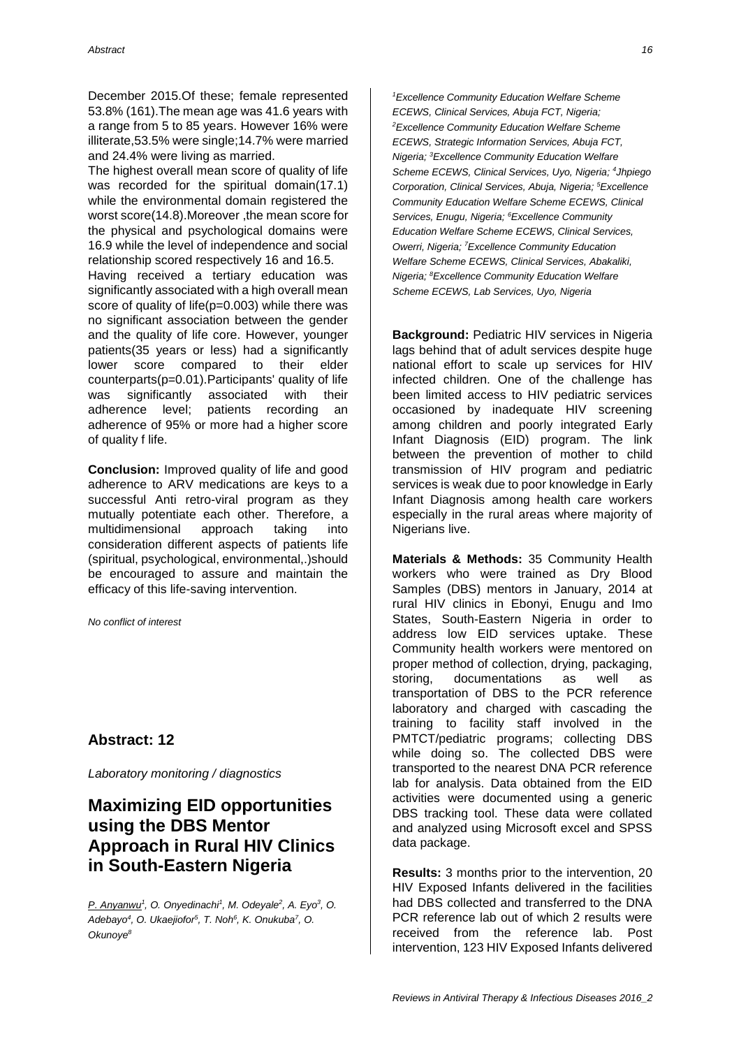December 2015.Of these; female represented 53.8% (161).The mean age was 41.6 years with a range from 5 to 85 years. However 16% were illiterate,53.5% were single;14.7% were married and 24.4% were living as married.

The highest overall mean score of quality of life was recorded for the spiritual domain(17.1) while the environmental domain registered the worst score(14.8).Moreover ,the mean score for the physical and psychological domains were 16.9 while the level of independence and social relationship scored respectively 16 and 16.5.

Having received a tertiary education was significantly associated with a high overall mean score of quality of life(p=0.003) while there was no significant association between the gender and the quality of life core. However, younger patients(35 years or less) had a significantly lower score compared to their elder counterparts(p=0.01).Participants' quality of life was significantly associated with their adherence level; patients recording an adherence of 95% or more had a higher score of quality f life.

**Conclusion:** Improved quality of life and good adherence to ARV medications are keys to a successful Anti retro-viral program as they mutually potentiate each other. Therefore, a multidimensional approach taking into consideration different aspects of patients life (spiritual, psychological, environmental,.)should be encouraged to assure and maintain the efficacy of this life-saving intervention.

*No conflict of interest*

## Abstract: 12

*Laboratory monitoring / diagnostics*

# Maximizing EID opportunities using the DBS Mentor Approach in Rural HIV Clinics in South-Eastern Nigeria

P. Anyanwu[1], O. Onyedinachi[1], M. Odeyale[2], A. Eyo[3], O. Adebayo[4], O. Ukaejiofor[5], T. Noh[6], K. Onukuba[7], O. Okunoye[8]

*[1]Excellence Community Education Welfare Scheme ECEWS, Clinical Services, Abuja FCT, Nigeria; [2]Excellence Community Education Welfare Scheme ECEWS, Strategic Information Services, Abuja FCT, Nigeria; [3]Excellence Community Education Welfare Scheme ECEWS, Clinical Services, Uyo, Nigeria; [4]Jhpiego Corporation, Clinical Services, Abuja, Nigeria; [5]Excellence Community Education Welfare Scheme ECEWS, Clinical Services, Enugu, Nigeria; [6]Excellence Community Education Welfare Scheme ECEWS, Clinical Services, Owerri, Nigeria; [7]Excellence Community Education Welfare Scheme ECEWS, Clinical Services, Abakaliki, Nigeria; [8]Excellence Community Education Welfare Scheme ECEWS, Lab Services, Uyo, Nigeria*

**Background:** Pediatric HIV services in Nigeria lags behind that of adult services despite huge national effort to scale up services for HIV infected children. One of the challenge has been limited access to HIV pediatric services occasioned by inadequate HIV screening among children and poorly integrated Early Infant Diagnosis (EID) program. The link between the prevention of mother to child transmission of HIV program and pediatric services is weak due to poor knowledge in Early Infant Diagnosis among health care workers especially in the rural areas where majority of Nigerians live.

**Materials & Methods:** 35 Community Health workers who were trained as Dry Blood Samples (DBS) mentors in January, 2014 at rural HIV clinics in Ebonyi, Enugu and Imo States, South-Eastern Nigeria in order to address low EID services uptake. These Community health workers were mentored on proper method of collection, drying, packaging, storing, documentations as well as transportation of DBS to the PCR reference laboratory and charged with cascading the training to facility staff involved in the PMTCT/pediatric programs; collecting DBS while doing so. The collected DBS were transported to the nearest DNA PCR reference lab for analysis. Data obtained from the EID activities were documented using a generic DBS tracking tool. These data were collated and analyzed using Microsoft excel and SPSS data package.

**Results:** 3 months prior to the intervention, 20 HIV Exposed Infants delivered in the facilities had DBS collected and transferred to the DNA PCR reference lab out of which 2 results were received from the reference lab. Post intervention, 123 HIV Exposed Infants delivered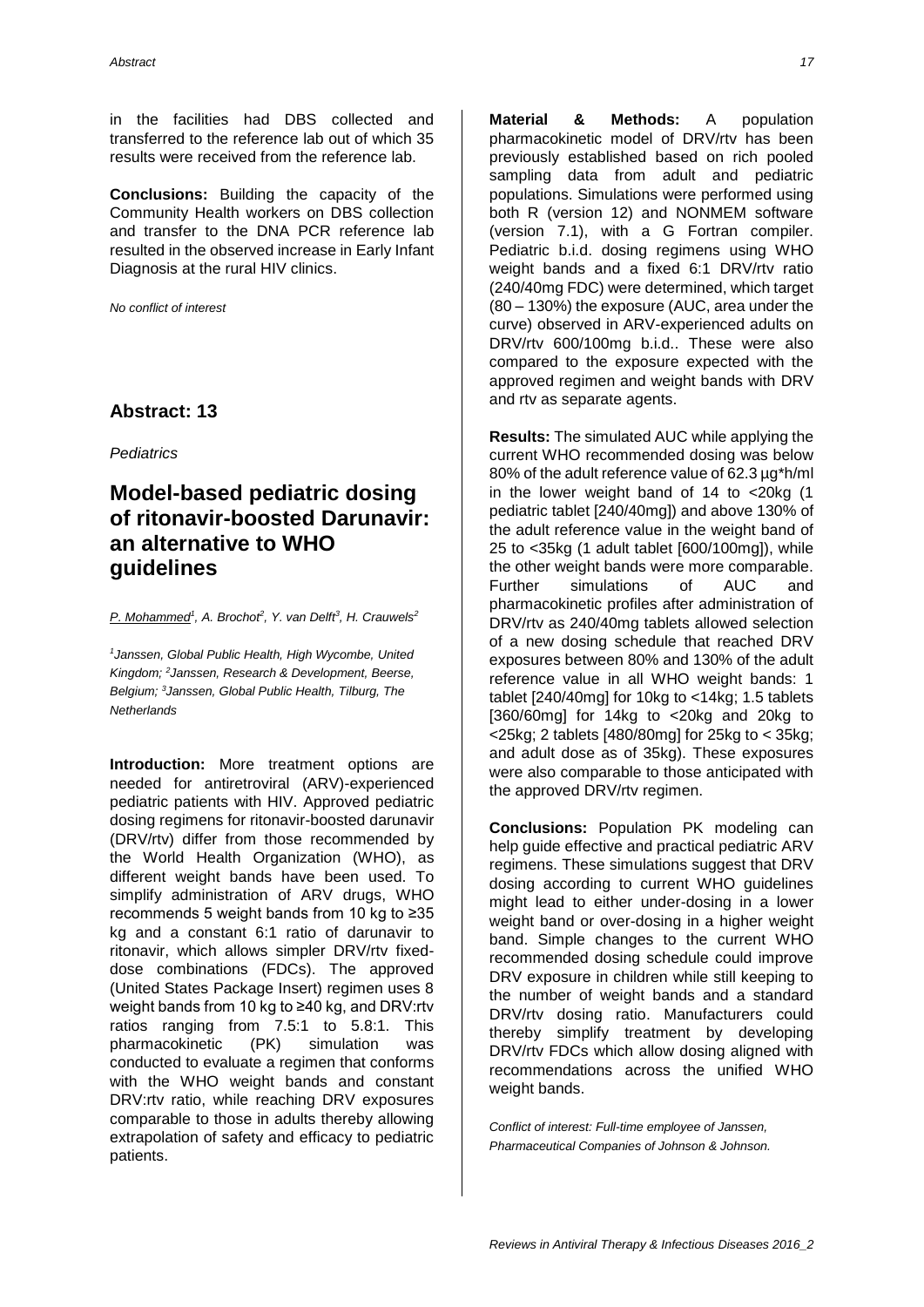in the facilities had DBS collected and transferred to the reference lab out of which 35 results were received from the reference lab.

**Conclusions:** Building the capacity of the Community Health workers on DBS collection and transfer to the DNA PCR reference lab resulted in the observed increase in Early Infant Diagnosis at the rural HIV clinics.

*No conflict of interest*

## Abstract: 13

*Pediatrics*

# Model-based pediatric dosing of ritonavir-boosted Darunavir: an alternative to WHO guidelines

*P. Mohammed[1], A. Brochot[2], Y. van Delft[3], H. Crauwels[2]*

*[1]Janssen, Global Public Health, High Wycombe, United Kingdom; [2]Janssen, Research & Development, Beerse, Belgium; [3]Janssen, Global Public Health, Tilburg, The Netherlands*

**Introduction:** More treatment options are needed for antiretroviral (ARV)-experienced pediatric patients with HIV. Approved pediatric dosing regimens for ritonavir-boosted darunavir (DRV/rtv) differ from those recommended by the World Health Organization (WHO), as different weight bands have been used. To simplify administration of ARV drugs, WHO recommends 5 weight bands from 10 kg to ≥35 kg and a constant 6:1 ratio of darunavir to ritonavir, which allows simpler DRV/rtv fixed-dose combinations (FDCs). The approved (United States Package Insert) regimen uses 8 weight bands from 10 kg to ≥40 kg, and DRV:rtv ratios ranging from 7.5:1 to 5.8:1. This pharmacokinetic (PK) simulation was conducted to evaluate a regimen that conforms with the WHO weight bands and constant DRV:rtv ratio, while reaching DRV exposures comparable to those in adults thereby allowing extrapolation of safety and efficacy to pediatric patients.

**Material & Methods:** A population pharmacokinetic model of DRV/rtv has been previously established based on rich pooled sampling data from adult and pediatric populations. Simulations were performed using both R (version 12) and NONMEM software (version 7.1), with a G Fortran compiler. Pediatric b.i.d. dosing regimens using WHO weight bands and a fixed 6:1 DRV/rtv ratio (240/40mg FDC) were determined, which target (80 – 130%) the exposure (AUC, area under the curve) observed in ARV-experienced adults on DRV/rtv 600/100mg b.i.d.. These were also compared to the exposure expected with the approved regimen and weight bands with DRV and rtv as separate agents.

**Results:** The simulated AUC while applying the current WHO recommended dosing was below 80% of the adult reference value of 62.3 µg*h/ml in the lower weight band of 14 to <20kg (1 pediatric tablet [240/40mg]) and above 130% of the adult reference value in the weight band of 25 to <35kg (1 adult tablet [600/100mg]), while the other weight bands were more comparable. Further simulations of AUC and pharmacokinetic profiles after administration of DRV/rtv as 240/40mg tablets allowed selection of a new dosing schedule that reached DRV exposures between 80% and 130% of the adult reference value in all WHO weight bands: 1 tablet [240/40mg] for 10kg to <14kg; 1.5 tablets [360/60mg] for 14kg to <20kg and 20kg to <25kg; 2 tablets [480/80mg] for 25kg to < 35kg; and adult dose as of 35kg). These exposures were also comparable to those anticipated with the approved DRV/rtv regimen.

**Conclusions:** Population PK modeling can help guide effective and practical pediatric ARV regimens. These simulations suggest that DRV dosing according to current WHO guidelines might lead to either under-dosing in a lower weight band or over-dosing in a higher weight band. Simple changes to the current WHO recommended dosing schedule could improve DRV exposure in children while still keeping to the number of weight bands and a standard DRV/rtv dosing ratio. Manufacturers could thereby simplify treatment by developing DRV/rtv FDCs which allow dosing aligned with recommendations across the unified WHO weight bands.

*Conflict of interest: Full-time employee of Janssen, Pharmaceutical Companies of Johnson & Johnson.*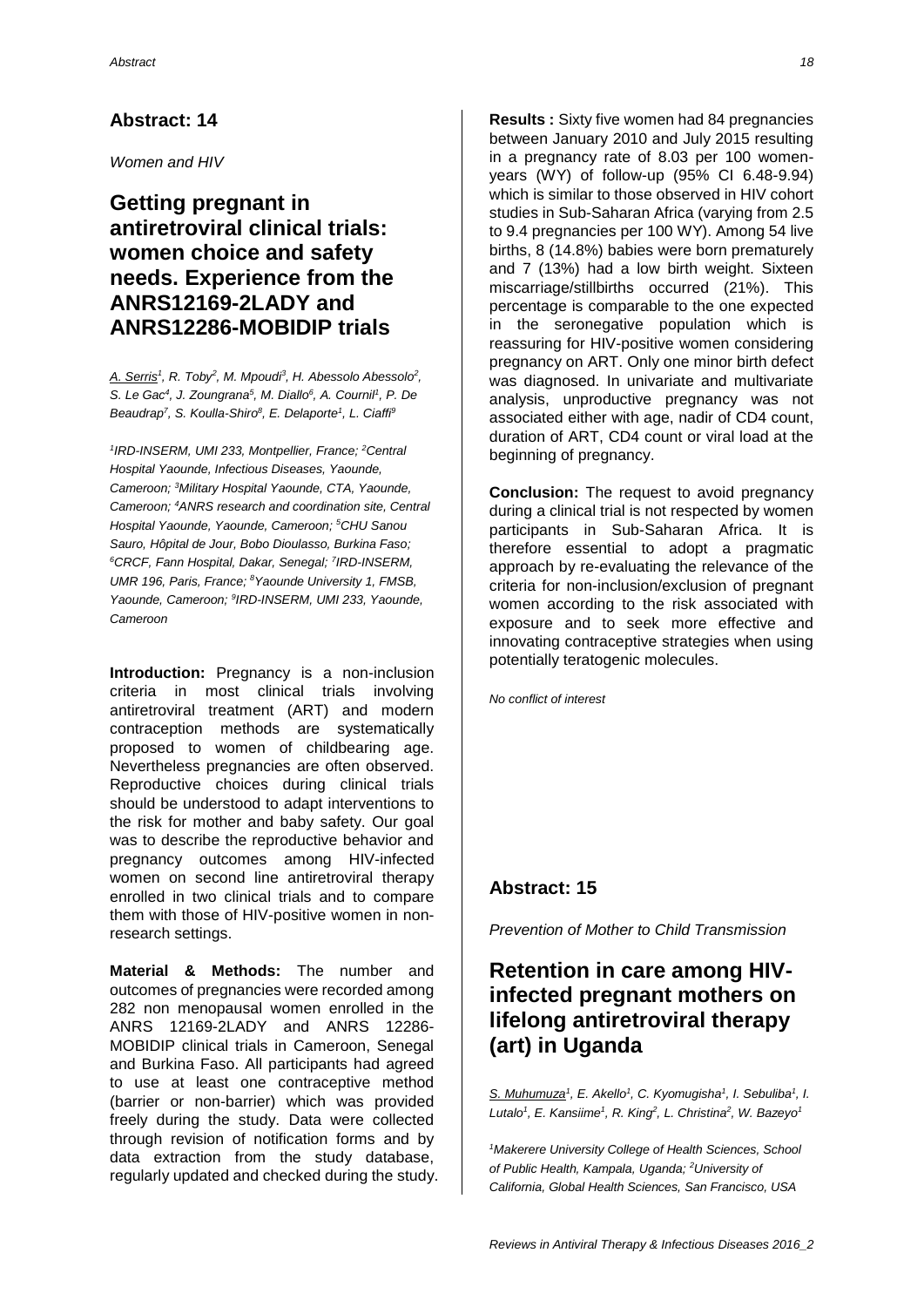## Abstract: 14

*Women and HIV*

# Getting pregnant in antiretroviral clinical trials: women choice and safety needs. Experience from the ANRS12169-2LADY and ANRS12286-MOBIDIP trials

*A. Serris[1], R. Toby[2], M. Mpoudi[3], H. Abessolo Abessolo[2], S. Le Gac[4], J. Zoungrana[5], M. Diallo[6], A. Cournil[1], P. De Beaudrap[7], S. Koulla-Shiro[8], E. Delaporte[1], L. Ciaffi[9]*

*[1]IRD-INSERM, UMI 233, Montpellier, France; [2]Central Hospital Yaounde, Infectious Diseases, Yaounde, Cameroon; [3]Military Hospital Yaounde, CTA, Yaounde, Cameroon; [4]ANRS research and coordination site, Central Hospital Yaounde, Yaounde, Cameroon; [5]CHU Sanou Sauro, Hôpital de Jour, Bobo Dioulasso, Burkina Faso; [6]CRCF, Fann Hospital, Dakar, Senegal; [7]IRD-INSERM, UMR 196, Paris, France; [8]Yaounde University 1, FMSB, Yaounde, Cameroon; [9]IRD-INSERM, UMI 233, Yaounde, Cameroon*

**Introduction:** Pregnancy is a non-inclusion criteria in most clinical trials involving antiretroviral treatment (ART) and modern contraception methods are systematically proposed to women of childbearing age. Nevertheless pregnancies are often observed. Reproductive choices during clinical trials should be understood to adapt interventions to the risk for mother and baby safety. Our goal was to describe the reproductive behavior and pregnancy outcomes among HIV-infected women on second line antiretroviral therapy enrolled in two clinical trials and to compare them with those of HIV-positive women in non-research settings.

**Material & Methods:** The number and outcomes of pregnancies were recorded among 282 non menopausal women enrolled in the ANRS 12169-2LADY and ANRS 12286-MOBIDIP clinical trials in Cameroon, Senegal and Burkina Faso. All participants had agreed to use at least one contraceptive method (barrier or non-barrier) which was provided freely during the study. Data were collected through revision of notification forms and by data extraction from the study database, regularly updated and checked during the study.

**Results :** Sixty five women had 84 pregnancies between January 2010 and July 2015 resulting in a pregnancy rate of 8.03 per 100 women-years (WY) of follow-up (95% CI 6.48-9.94) which is similar to those observed in HIV cohort studies in Sub-Saharan Africa (varying from 2.5 to 9.4 pregnancies per 100 WY). Among 54 live births, 8 (14.8%) babies were born prematurely and 7 (13%) had a low birth weight. Sixteen miscarriage/stillbirths occurred (21%). This percentage is comparable to the one expected in the seronegative population which is reassuring for HIV-positive women considering pregnancy on ART. Only one minor birth defect was diagnosed. In univariate and multivariate analysis, unproductive pregnancy was not associated either with age, nadir of CD4 count, duration of ART, CD4 count or viral load at the beginning of pregnancy.

**Conclusion:** The request to avoid pregnancy during a clinical trial is not respected by women participants in Sub-Saharan Africa. It is therefore essential to adopt a pragmatic approach by re-evaluating the relevance of the criteria for non-inclusion/exclusion of pregnant women according to the risk associated with exposure and to seek more effective and innovating contraceptive strategies when using potentially teratogenic molecules.

*No conflict of interest*

## Abstract: 15

*Prevention of Mother to Child Transmission*

# Retention in care among HIV-infected pregnant mothers on lifelong antiretroviral therapy (art) in Uganda

*S. Muhumuza[1], E. Akello[1], C. Kyomugisha[1], I. Sebuliba[1], I. Lutalo[1], E. Kansiime[1], R. King[2], L. Christina[2], W. Bazeyo[1]*

*[1]Makerere University College of Health Sciences, School of Public Health, Kampala, Uganda; [2]University of California, Global Health Sciences, San Francisco, USA*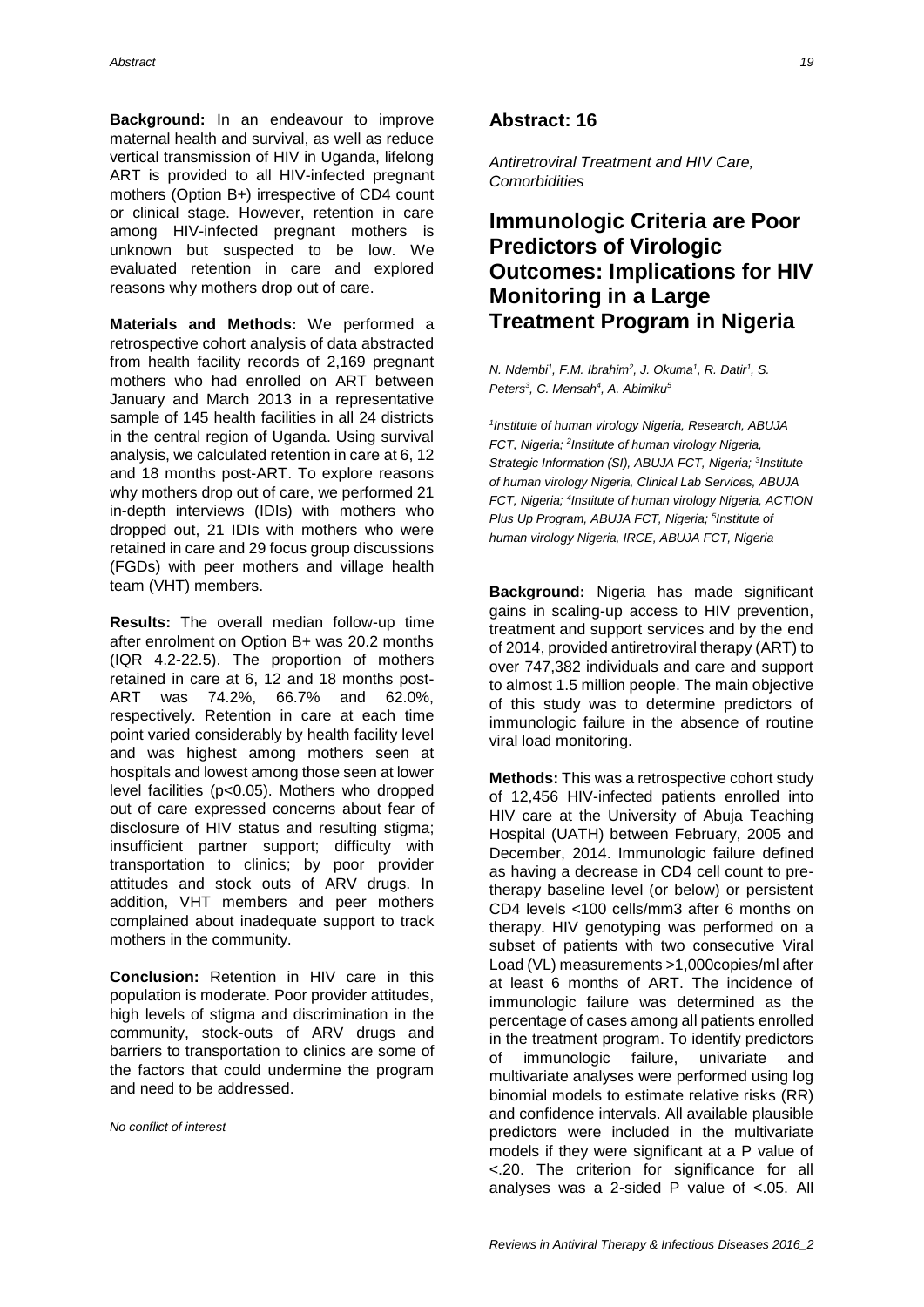**Background:** In an endeavour to improve maternal health and survival, as well as reduce vertical transmission of HIV in Uganda, lifelong ART is provided to all HIV-infected pregnant mothers (Option B+) irrespective of CD4 count or clinical stage. However, retention in care among HIV-infected pregnant mothers is unknown but suspected to be low. We evaluated retention in care and explored reasons why mothers drop out of care.

**Materials and Methods:** We performed a retrospective cohort analysis of data abstracted from health facility records of 2,169 pregnant mothers who had enrolled on ART between January and March 2013 in a representative sample of 145 health facilities in all 24 districts in the central region of Uganda. Using survival analysis, we calculated retention in care at 6, 12 and 18 months post-ART. To explore reasons why mothers drop out of care, we performed 21 in-depth interviews (IDIs) with mothers who dropped out, 21 IDIs with mothers who were retained in care and 29 focus group discussions (FGDs) with peer mothers and village health team (VHT) members.

**Results:** The overall median follow-up time after enrolment on Option B+ was 20.2 months (IQR 4.2-22.5). The proportion of mothers retained in care at 6, 12 and 18 months post-ART was 74.2%, 66.7% and 62.0%, respectively. Retention in care at each time point varied considerably by health facility level and was highest among mothers seen at hospitals and lowest among those seen at lower level facilities ($p<0.05$). Mothers who dropped out of care expressed concerns about fear of disclosure of HIV status and resulting stigma; insufficient partner support; difficulty with transportation to clinics; by poor provider attitudes and stock outs of ARV drugs. In addition, VHT members and peer mothers complained about inadequate support to track mothers in the community.

**Conclusion:** Retention in HIV care in this population is moderate. Poor provider attitudes, high levels of stigma and discrimination in the community, stock-outs of ARV drugs and barriers to transportation to clinics are some of the factors that could undermine the program and need to be addressed.

*No conflict of interest*

## Abstract: 16

*Antiretroviral Treatment and HIV Care, Comorbidities*

# Immunologic Criteria are Poor Predictors of Virologic Outcomes: Implications for HIV Monitoring in a Large Treatment Program in Nigeria

N. Ndembi[1], F.M. Ibrahim[2], J. Okuma[1], R. Datir[1], S. Peters[3], C. Mensah[4], A. Abimiku[5]

*[1]Institute of human virology Nigeria, Research, ABUJA FCT, Nigeria; [2]Institute of human virology Nigeria, Strategic Information (SI), ABUJA FCT, Nigeria; [3]Institute of human virology Nigeria, Clinical Lab Services, ABUJA FCT, Nigeria; [4]Institute of human virology Nigeria, ACTION Plus Up Program, ABUJA FCT, Nigeria; [5]Institute of human virology Nigeria, IRCE, ABUJA FCT, Nigeria*

**Background:** Nigeria has made significant gains in scaling-up access to HIV prevention, treatment and support services and by the end of 2014, provided antiretroviral therapy (ART) to over 747,382 individuals and care and support to almost 1.5 million people. The main objective of this study was to determine predictors of immunologic failure in the absence of routine viral load monitoring.

**Methods:** This was a retrospective cohort study of 12,456 HIV-infected patients enrolled into HIV care at the University of Abuja Teaching Hospital (UATH) between February, 2005 and December, 2014. Immunologic failure defined as having a decrease in CD4 cell count to pre-therapy baseline level (or below) or persistent CD4 levels <100 cells/mm3 after 6 months on therapy. HIV genotyping was performed on a subset of patients with two consecutive Viral Load (VL) measurements >1,000copies/ml after at least 6 months of ART. The incidence of immunologic failure was determined as the percentage of cases among all patients enrolled in the treatment program. To identify predictors of immunologic failure, univariate and multivariate analyses were performed using log binomial models to estimate relative risks (RR) and confidence intervals. All available plausible predictors were included in the multivariate models if they were significant at a P value of <.20. The criterion for significance for all analyses was a 2-sided P value of <.05. All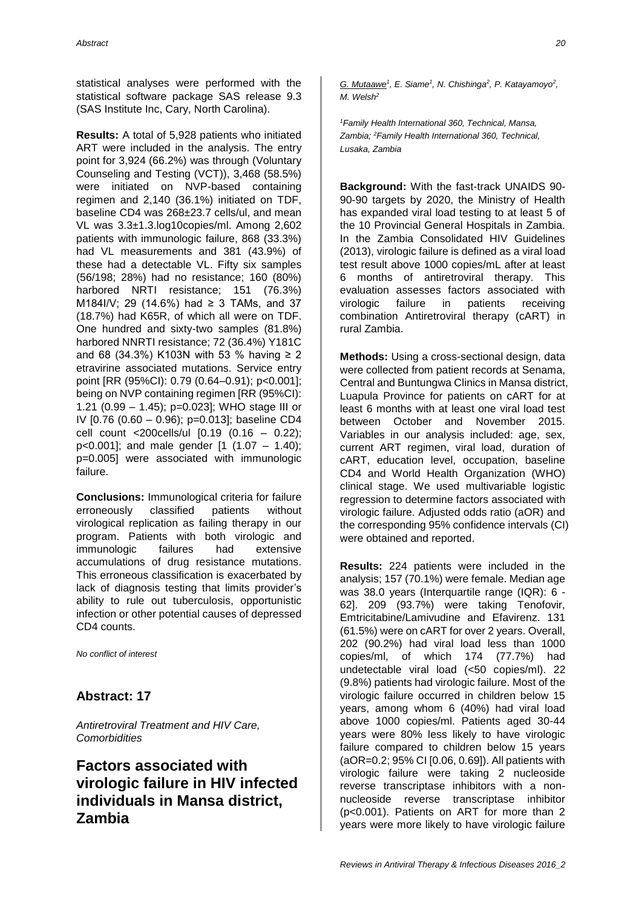statistical analyses were performed with the statistical software package SAS release 9.3 (SAS Institute Inc, Cary, North Carolina).

**Results:** A total of 5,928 patients who initiated ART were included in the analysis. The entry point for 3,924 (66.2%) was through (Voluntary Counseling and Testing (VCT)), 3,468 (58.5%) were initiated on NVP-based containing regimen and 2,140 (36.1%) initiated on TDF, baseline CD4 was 268±23.7 cells/ul, and mean VL was 3.3±1.3.log10copies/ml. Among 2,602 patients with immunologic failure, 868 (33.3%) had VL measurements and 381 (43.9%) of these had a detectable VL. Fifty six samples (56/198; 28%) had no resistance; 160 (80%) harbored NRTI resistance; 151 (76.3%) M184I/V; 29 (14.6%) had ≥ 3 TAMs, and 37 (18.7%) had K65R, of which all were on TDF. One hundred and sixty-two samples (81.8%) harbored NNRTI resistance; 72 (36.4%) Y181C and 68 (34.3%) K103N with 53 % having ≥ 2 etravirine associated mutations. Service entry point [RR (95%CI): 0.79 (0.64–0.91); p<0.001]; being on NVP containing regimen [RR (95%CI): 1.21 (0.99 – 1.45); p=0.023]; WHO stage III or IV [0.76 (0.60 – 0.96); p=0.013]; baseline CD4 cell count <200cells/ul [0.19 (0.16 – 0.22); p<0.001]; and male gender [1 (1.07 – 1.40); p=0.005] were associated with immunologic failure.

**Conclusions:** Immunological criteria for failure erroneously classified patients without virological replication as failing therapy in our program. Patients with both virologic and immunologic failures had extensive accumulations of drug resistance mutations. This erroneous classification is exacerbated by lack of diagnosis testing that limits provider's ability to rule out tuberculosis, opportunistic infection or other potential causes of depressed CD4 counts.

*No conflict of interest*

## Abstract: 17

*Antiretroviral Treatment and HIV Care, Comorbidities*

# Factors associated with virologic failure in HIV infected individuals in Mansa district, Zambia

G. Mutaawe[1], E. Siame[1], N. Chishinga[2], P. Katayamoyo[2], M. Welsh[2]

*[1]Family Health International 360, Technical, Mansa, Zambia; [2]Family Health International 360, Technical, Lusaka, Zambia*

**Background:** With the fast-track UNAIDS 90-90-90 targets by 2020, the Ministry of Health has expanded viral load testing to at least 5 of the 10 Provincial General Hospitals in Zambia. In the Zambia Consolidated HIV Guidelines (2013), virologic failure is defined as a viral load test result above 1000 copies/mL after at least 6 months of antiretroviral therapy. This evaluation assesses factors associated with virologic failure in patients receiving combination Antiretroviral therapy (cART) in rural Zambia.

**Methods:** Using a cross-sectional design, data were collected from patient records at Senama, Central and Buntungwa Clinics in Mansa district, Luapula Province for patients on cART for at least 6 months with at least one viral load test between October and November 2015. Variables in our analysis included: age, sex, current ART regimen, viral load, duration of cART, education level, occupation, baseline CD4 and World Health Organization (WHO) clinical stage. We used multivariable logistic regression to determine factors associated with virologic failure. Adjusted odds ratio (aOR) and the corresponding 95% confidence intervals (CI) were obtained and reported.

**Results:** 224 patients were included in the analysis; 157 (70.1%) were female. Median age was 38.0 years (Interquartile range (IQR): 6 - 62]. 209 (93.7%) were taking Tenofovir, Emtricitabine/Lamivudine and Efavirenz. 131 (61.5%) were on cART for over 2 years. Overall, 202 (90.2%) had viral load less than 1000 copies/ml, of which 174 (77.7%) had undetectable viral load (<50 copies/ml). 22 (9.8%) patients had virologic failure. Most of the virologic failure occurred in children below 15 years, among whom 6 (40%) had viral load above 1000 copies/ml. Patients aged 30-44 years were 80% less likely to have virologic failure compared to children below 15 years (aOR=0.2; 95% CI [0.06, 0.69]). All patients with virologic failure were taking 2 nucleoside reverse transcriptase inhibitors with a non-nucleoside reverse transcriptase inhibitor (p<0.001). Patients on ART for more than 2 years were more likely to have virologic failure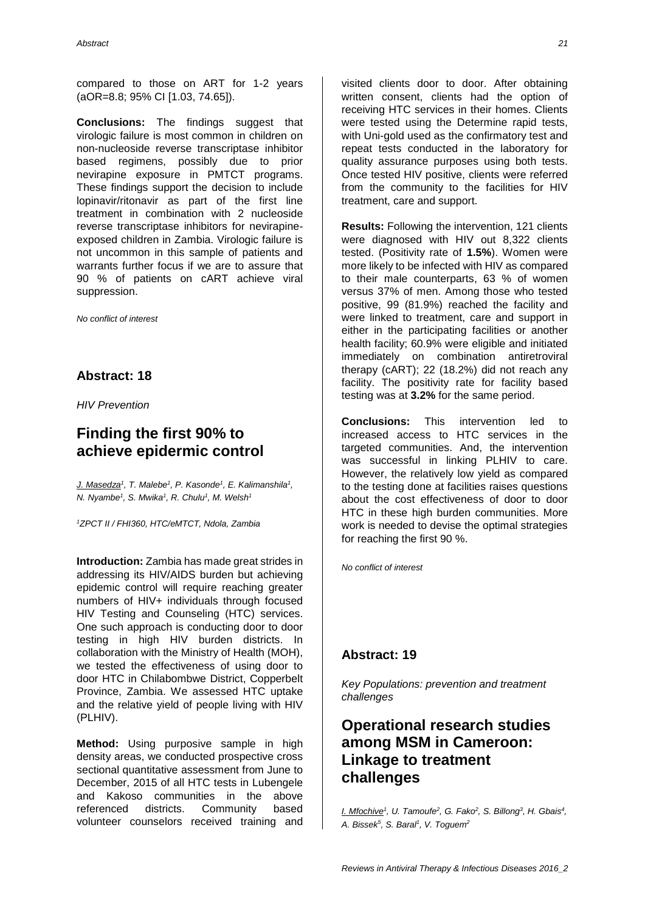compared to those on ART for 1-2 years (aOR=8.8; 95% CI [1.03, 74.65]).

**Conclusions:** The findings suggest that virologic failure is most common in children on non-nucleoside reverse transcriptase inhibitor based regimens, possibly due to prior nevirapine exposure in PMTCT programs. These findings support the decision to include lopinavir/ritonavir as part of the first line treatment in combination with 2 nucleoside reverse transcriptase inhibitors for nevirapine-exposed children in Zambia. Virologic failure is not uncommon in this sample of patients and warrants further focus if we are to assure that 90 % of patients on cART achieve viral suppression.

*No conflict of interest*

## Abstract: 18

*HIV Prevention*

# Finding the first 90% to achieve epidermic control

*J. Masedza[1], T. Malebe[1], P. Kasonde[1], E. Kalimanshila[1], N. Nyambe[1], S. Mwika[1], R. Chulu[1], M. Welsh[1]*

*[1]ZPCT II / FHI360, HTC/eMTCT, Ndola, Zambia*

**Introduction:** Zambia has made great strides in addressing its HIV/AIDS burden but achieving epidemic control will require reaching greater numbers of HIV+ individuals through focused HIV Testing and Counseling (HTC) services. One such approach is conducting door to door testing in high HIV burden districts. In collaboration with the Ministry of Health (MOH), we tested the effectiveness of using door to door HTC in Chilabombwe District, Copperbelt Province, Zambia. We assessed HTC uptake and the relative yield of people living with HIV (PLHIV).

**Method:** Using purposive sample in high density areas, we conducted prospective cross sectional quantitative assessment from June to December, 2015 of all HTC tests in Lubengele and Kakoso communities in the above referenced districts. Community based volunteer counselors received training and visited clients door to door. After obtaining written consent, clients had the option of receiving HTC services in their homes. Clients were tested using the Determine rapid tests, with Uni-gold used as the confirmatory test and repeat tests conducted in the laboratory for quality assurance purposes using both tests. Once tested HIV positive, clients were referred from the community to the facilities for HIV treatment, care and support.

**Results:** Following the intervention, 121 clients were diagnosed with HIV out 8,322 clients tested. (Positivity rate of **1.5%**). Women were more likely to be infected with HIV as compared to their male counterparts, 63 % of women versus 37% of men. Among those who tested positive, 99 (81.9%) reached the facility and were linked to treatment, care and support in either in the participating facilities or another health facility; 60.9% were eligible and initiated immediately on combination antiretroviral therapy (cART); 22 (18.2%) did not reach any facility. The positivity rate for facility based testing was at **3.2%** for the same period.

**Conclusions:** This intervention led to increased access to HTC services in the targeted communities. And, the intervention was successful in linking PLHIV to care. However, the relatively low yield as compared to the testing done at facilities raises questions about the cost effectiveness of door to door HTC in these high burden communities. More work is needed to devise the optimal strategies for reaching the first 90 %.

*No conflict of interest*

## Abstract: 19

*Key Populations: prevention and treatment challenges*

# Operational research studies among MSM in Cameroon: Linkage to treatment challenges

*I. Mfochive[1], U. Tamoufe[2], G. Fako[2], S. Billong[3], H. Gbais[4], A. Bissek[5], S. Baral[1], V. Toguem[2]*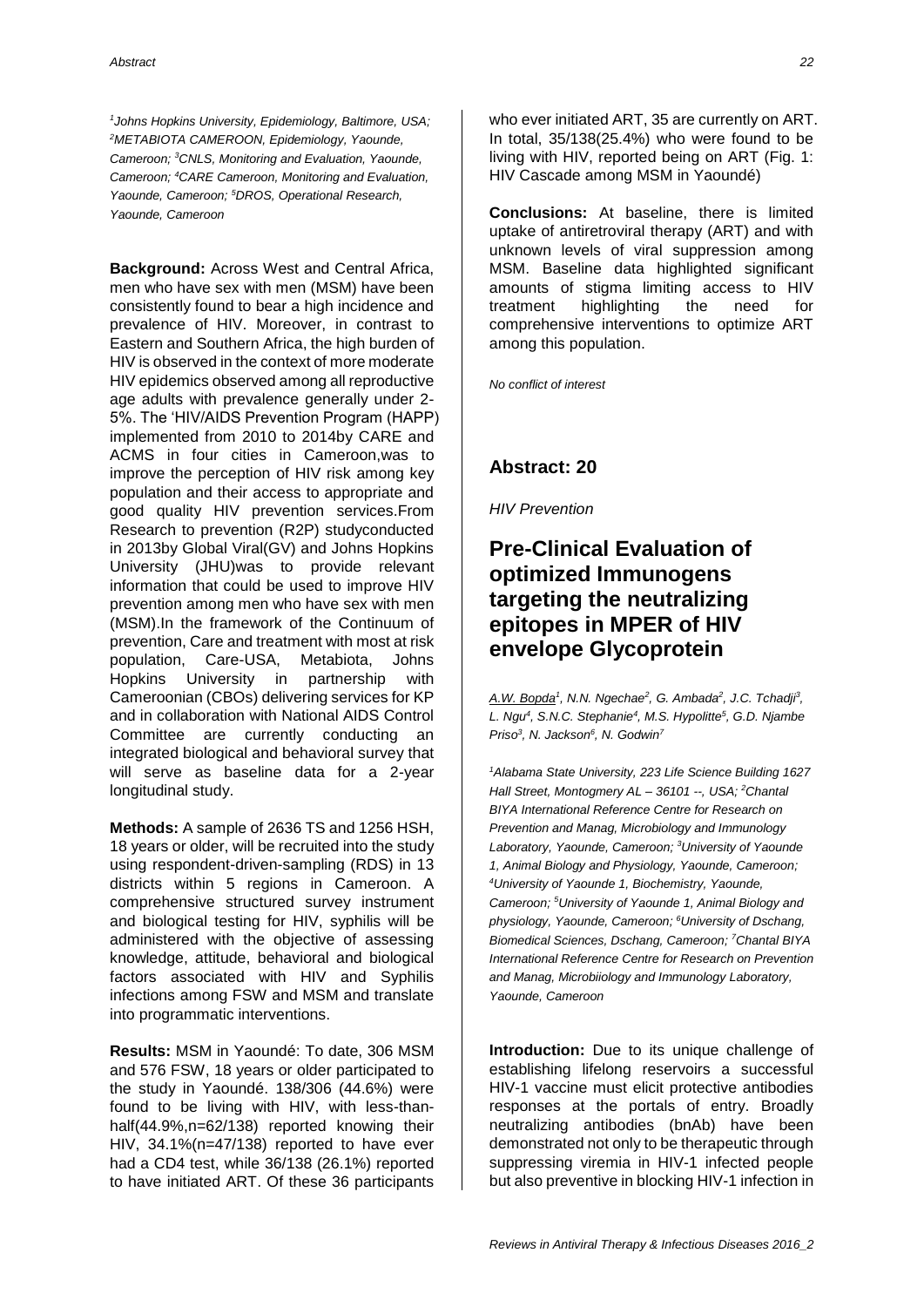[1]Johns Hopkins University, Epidemiology, Baltimore, USA; [2]METABIOTA CAMEROON, Epidemiology, Yaounde, Cameroon; [3]CNLS, Monitoring and Evaluation, Yaounde, Cameroon; [4]CARE Cameroon, Monitoring and Evaluation, Yaounde, Cameroon; [5]DROS, Operational Research, Yaounde, Cameroon

**Background:** Across West and Central Africa, men who have sex with men (MSM) have been consistently found to bear a high incidence and prevalence of HIV. Moreover, in contrast to Eastern and Southern Africa, the high burden of HIV is observed in the context of more moderate HIV epidemics observed among all reproductive age adults with prevalence generally under 2-5%. The 'HIV/AIDS Prevention Program (HAPP) implemented from 2010 to 2014by CARE and ACMS in four cities in Cameroon,was to improve the perception of HIV risk among key population and their access to appropriate and good quality HIV prevention services.From Research to prevention (R2P) studyconducted in 2013by Global Viral(GV) and Johns Hopkins University (JHU)was to provide relevant information that could be used to improve HIV prevention among men who have sex with men (MSM).In the framework of the Continuum of prevention, Care and treatment with most at risk population, Care-USA, Metabiota, Johns Hopkins University in partnership with Cameroonian (CBOs) delivering services for KP and in collaboration with National AIDS Control Committee are currently conducting an integrated biological and behavioral survey that will serve as baseline data for a 2-year longitudinal study.

**Methods:** A sample of 2636 TS and 1256 HSH, 18 years or older, will be recruited into the study using respondent-driven-sampling (RDS) in 13 districts within 5 regions in Cameroon. A comprehensive structured survey instrument and biological testing for HIV, syphilis will be administered with the objective of assessing knowledge, attitude, behavioral and biological factors associated with HIV and Syphilis infections among FSW and MSM and translate into programmatic interventions.

**Results:** MSM in Yaoundé: To date, 306 MSM and 576 FSW, 18 years or older participated to the study in Yaoundé. 138/306 (44.6%) were found to be living with HIV, with less-than-half(44.9%,n=62/138) reported knowing their HIV, 34.1%(n=47/138) reported to have ever had a CD4 test, while 36/138 (26.1%) reported to have initiated ART. Of these 36 participants who ever initiated ART, 35 are currently on ART. In total, 35/138(25.4%) who were found to be living with HIV, reported being on ART (Fig. 1: HIV Cascade among MSM in Yaoundé)

**Conclusions:** At baseline, there is limited uptake of antiretroviral therapy (ART) and with unknown levels of viral suppression among MSM. Baseline data highlighted significant amounts of stigma limiting access to HIV treatment highlighting the need for comprehensive interventions to optimize ART among this population.

*No conflict of interest*

## Abstract: 20

*HIV Prevention*

# Pre-Clinical Evaluation of optimized Immunogens targeting the neutralizing epitopes in MPER of HIV envelope Glycoprotein

*A.W. Bopda[1], N.N. Ngechae[2], G. Ambada[2], J.C. Tchadji[3], L. Ngu[4], S.N.C. Stephanie[4], M.S. Hypolitte[5], G.D. Njambe Priso[3], N. Jackson[6], N. Godwin[7]*

*[1]Alabama State University, 223 Life Science Building 1627 Hall Street, Montogmery AL – 36101 --, USA; [2]Chantal BIYA International Reference Centre for Research on Prevention and Manag, Microbiology and Immunology Laboratory, Yaounde, Cameroon; [3]University of Yaounde 1, Animal Biology and Physiology, Yaounde, Cameroon; [4]University of Yaounde 1, Biochemistry, Yaounde, Cameroon; [5]University of Yaounde 1, Animal Biology and physiology, Yaounde, Cameroon; [6]University of Dschang, Biomedical Sciences, Dschang, Cameroon; [7]Chantal BIYA International Reference Centre for Research on Prevention and Manag, Microbiiology and Immunology Laboratory, Yaounde, Cameroon*

**Introduction:** Due to its unique challenge of establishing lifelong reservoirs a successful HIV-1 vaccine must elicit protective antibodies responses at the portals of entry. Broadly neutralizing antibodies (bnAb) have been demonstrated not only to be therapeutic through suppressing viremia in HIV-1 infected people but also preventive in blocking HIV-1 infection in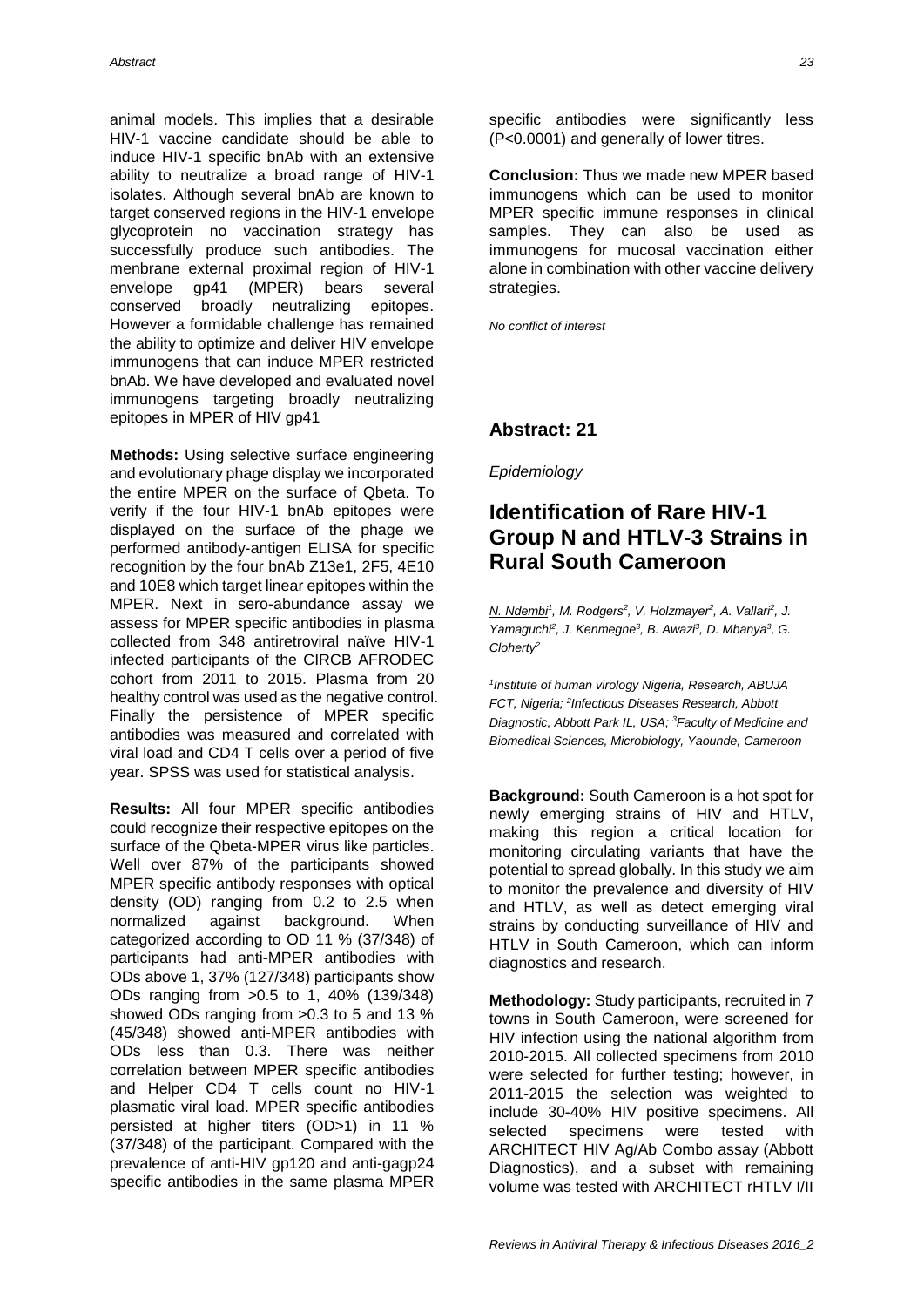animal models. This implies that a desirable HIV-1 vaccine candidate should be able to induce HIV-1 specific bnAb with an extensive ability to neutralize a broad range of HIV-1 isolates. Although several bnAb are known to target conserved regions in the HIV-1 envelope glycoprotein no vaccination strategy has successfully produce such antibodies. The menbrane external proximal region of HIV-1 envelope gp41 (MPER) bears several conserved broadly neutralizing epitopes. However a formidable challenge has remained the ability to optimize and deliver HIV envelope immunogens that can induce MPER restricted bnAb. We have developed and evaluated novel immunogens targeting broadly neutralizing epitopes in MPER of HIV gp41

**Methods:** Using selective surface engineering and evolutionary phage display we incorporated the entire MPER on the surface of Qbeta. To verify if the four HIV-1 bnAb epitopes were displayed on the surface of the phage we performed antibody-antigen ELISA for specific recognition by the four bnAb Z13e1, 2F5, 4E10 and 10E8 which target linear epitopes within the MPER. Next in sero-abundance assay we assess for MPER specific antibodies in plasma collected from 348 antiretroviral naïve HIV-1 infected participants of the CIRCB AFRODEC cohort from 2011 to 2015. Plasma from 20 healthy control was used as the negative control. Finally the persistence of MPER specific antibodies was measured and correlated with viral load and CD4 T cells over a period of five year. SPSS was used for statistical analysis.

**Results:** All four MPER specific antibodies could recognize their respective epitopes on the surface of the Qbeta-MPER virus like particles. Well over 87% of the participants showed MPER specific antibody responses with optical density (OD) ranging from 0.2 to 2.5 when normalized against background. When categorized according to OD 11 % (37/348) of participants had anti-MPER antibodies with ODs above 1, 37% (127/348) participants show ODs ranging from >0.5 to 1, 40% (139/348) showed ODs ranging from >0.3 to 5 and 13 % (45/348) showed anti-MPER antibodies with ODs less than 0.3. There was neither correlation between MPER specific antibodies and Helper CD4 T cells count no HIV-1 plasmatic viral load. MPER specific antibodies persisted at higher titers (OD>1) in 11 % (37/348) of the participant. Compared with the prevalence of anti-HIV gp120 and anti-gagp24 specific antibodies in the same plasma MPER specific antibodies were significantly less (P<0.0001) and generally of lower titres.

**Conclusion:** Thus we made new MPER based immunogens which can be used to monitor MPER specific immune responses in clinical samples. They can also be used as immunogens for mucosal vaccination either alone in combination with other vaccine delivery strategies.

*No conflict of interest*

## Abstract: 21

*Epidemiology*

# Identification of Rare HIV-1 Group N and HTLV-3 Strains in Rural South Cameroon

N. Ndembi[1], M. Rodgers[2], V. Holzmayer[2], A. Vallari[2], J. Yamaguchi[2], J. Kenmegne[3], B. Awazi[3], D. Mbanya[3], G. Cloherty[2]

*[1]Institute of human virology Nigeria, Research, ABUJA FCT, Nigeria; [2]Infectious Diseases Research, Abbott Diagnostic, Abbott Park IL, USA; [3]Faculty of Medicine and Biomedical Sciences, Microbiology, Yaounde, Cameroon*

**Background:** South Cameroon is a hot spot for newly emerging strains of HIV and HTLV, making this region a critical location for monitoring circulating variants that have the potential to spread globally. In this study we aim to monitor the prevalence and diversity of HIV and HTLV, as well as detect emerging viral strains by conducting surveillance of HIV and HTLV in South Cameroon, which can inform diagnostics and research.

**Methodology:** Study participants, recruited in 7 towns in South Cameroon, were screened for HIV infection using the national algorithm from 2010-2015. All collected specimens from 2010 were selected for further testing; however, in 2011-2015 the selection was weighted to include 30-40% HIV positive specimens. All selected specimens were tested with ARCHITECT HIV Ag/Ab Combo assay (Abbott Diagnostics), and a subset with remaining volume was tested with ARCHITECT rHTLV I/II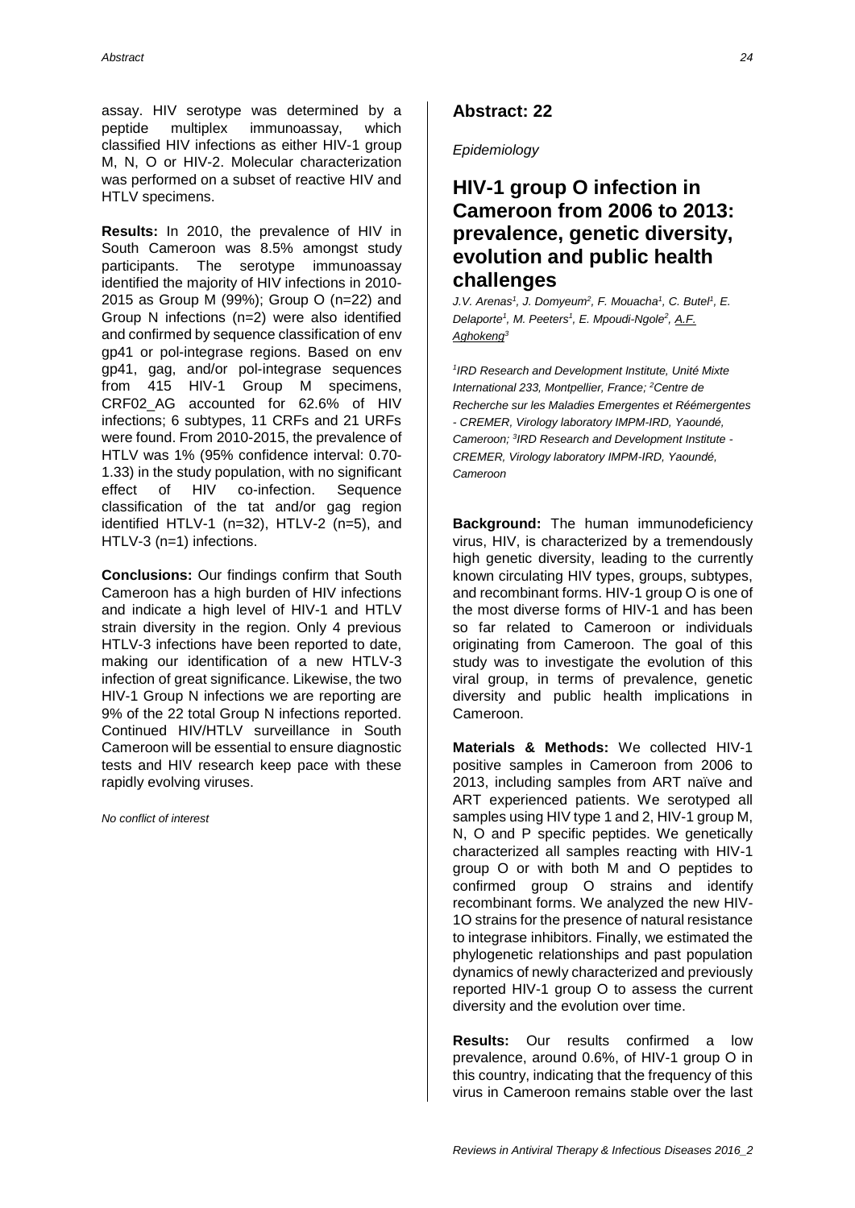assay. HIV serotype was determined by a peptide multiplex immunoassay, which classified HIV infections as either HIV-1 group M, N, O or HIV-2. Molecular characterization was performed on a subset of reactive HIV and HTLV specimens.

**Results:** In 2010, the prevalence of HIV in South Cameroon was 8.5% amongst study participants. The serotype immunoassay identified the majority of HIV infections in 2010-2015 as Group M (99%); Group O (n=22) and Group N infections (n=2) were also identified and confirmed by sequence classification of env gp41 or pol-integrase regions. Based on env gp41, gag, and/or pol-integrase sequences from 415 HIV-1 Group M specimens, CRF02_AG accounted for 62.6% of HIV infections; 6 subtypes, 11 CRFs and 21 URFs were found. From 2010-2015, the prevalence of HTLV was 1% (95% confidence interval: 0.70-1.33) in the study population, with no significant effect of HIV co-infection. Sequence classification of the tat and/or gag region identified HTLV-1 (n=32), HTLV-2 (n=5), and HTLV-3 (n=1) infections.

**Conclusions:** Our findings confirm that South Cameroon has a high burden of HIV infections and indicate a high level of HIV-1 and HTLV strain diversity in the region. Only 4 previous HTLV-3 infections have been reported to date, making our identification of a new HTLV-3 infection of great significance. Likewise, the two HIV-1 Group N infections we are reporting are 9% of the 22 total Group N infections reported. Continued HIV/HTLV surveillance in South Cameroon will be essential to ensure diagnostic tests and HIV research keep pace with these rapidly evolving viruses.

*No conflict of interest*

## Abstract: 22

*Epidemiology*

# HIV-1 group O infection in Cameroon from 2006 to 2013: prevalence, genetic diversity, evolution and public health challenges

*J.V. Arenas[1], J. Domyeum[2], F. Mouacha[1], C. Butel[1], E. Delaporte[1], M. Peeters[1], E. Mpoudi-Ngole[2], A.F. Aghokeng[3]*

*[1]IRD Research and Development Institute, Unité Mixte International 233, Montpellier, France; [2]Centre de Recherche sur les Maladies Emergentes et Réémergentes - CREMER, Virology laboratory IMPM-IRD, Yaoundé, Cameroon; [3]IRD Research and Development Institute - CREMER, Virology laboratory IMPM-IRD, Yaoundé, Cameroon*

**Background:** The human immunodeficiency virus, HIV, is characterized by a tremendously high genetic diversity, leading to the currently known circulating HIV types, groups, subtypes, and recombinant forms. HIV-1 group O is one of the most diverse forms of HIV-1 and has been so far related to Cameroon or individuals originating from Cameroon. The goal of this study was to investigate the evolution of this viral group, in terms of prevalence, genetic diversity and public health implications in Cameroon.

**Materials & Methods:** We collected HIV-1 positive samples in Cameroon from 2006 to 2013, including samples from ART naïve and ART experienced patients. We serotyped all samples using HIV type 1 and 2, HIV-1 group M, N, O and P specific peptides. We genetically characterized all samples reacting with HIV-1 group O or with both M and O peptides to confirmed group O strains and identify recombinant forms. We analyzed the new HIV-1O strains for the presence of natural resistance to integrase inhibitors. Finally, we estimated the phylogenetic relationships and past population dynamics of newly characterized and previously reported HIV-1 group O to assess the current diversity and the evolution over time.

**Results:** Our results confirmed a low prevalence, around 0.6%, of HIV-1 group O in this country, indicating that the frequency of this virus in Cameroon remains stable over the last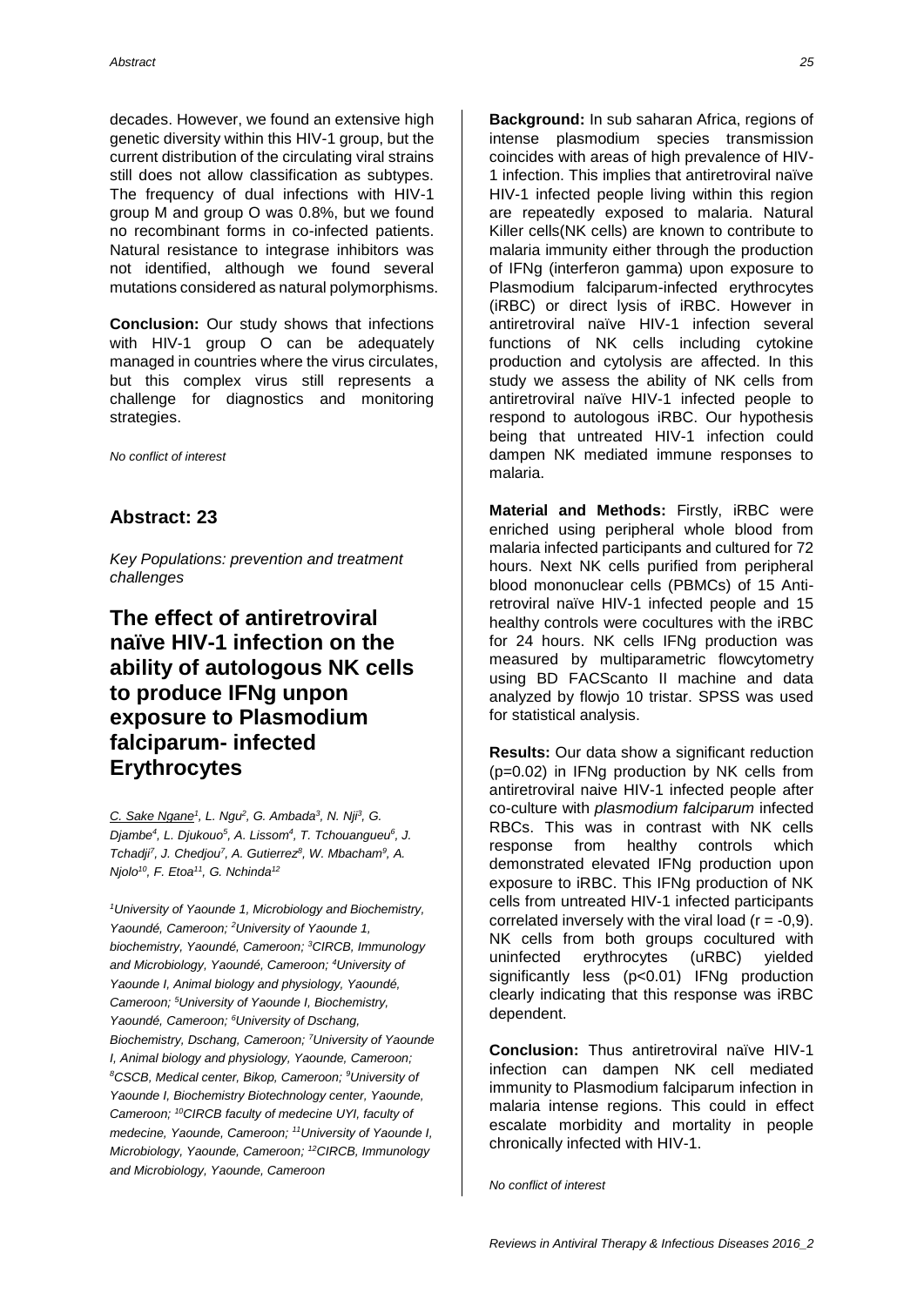decades. However, we found an extensive high genetic diversity within this HIV-1 group, but the current distribution of the circulating viral strains still does not allow classification as subtypes. The frequency of dual infections with HIV-1 group M and group O was 0.8%, but we found no recombinant forms in co-infected patients. Natural resistance to integrase inhibitors was not identified, although we found several mutations considered as natural polymorphisms.

**Conclusion:** Our study shows that infections with HIV-1 group O can be adequately managed in countries where the virus circulates, but this complex virus still represents a challenge for diagnostics and monitoring strategies.

*No conflict of interest*

## Abstract: 23

*Key Populations: prevention and treatment challenges*

# The effect of antiretroviral naïve HIV-1 infection on the ability of autologous NK cells to produce IFNg unpon exposure to Plasmodium falciparum- infected Erythrocytes

C. Sake Ngane[1], L. Ngu[2], G. Ambada[3], N. Nji[3], G. Djambe[4], L. Djukouo[5], A. Lissom[4], T. Tchouangueu[6], J. Tchadji[7], J. Chedjou[7], A. Gutierrez[8], W. Mbacham[9], A. Njolo[10], F. Etoa[11], G. Nchinda[12]

*[1]University of Yaounde 1, Microbiology and Biochemistry, Yaoundé, Cameroon; [2]University of Yaounde 1, biochemistry, Yaoundé, Cameroon; [3]CIRCB, Immunology and Microbiology, Yaoundé, Cameroon; [4]University of Yaounde I, Animal biology and physiology, Yaoundé, Cameroon; [5]University of Yaounde I, Biochemistry, Yaoundé, Cameroon; [6]University of Dschang, Biochemistry, Dschang, Cameroon; [7]University of Yaounde I, Animal biology and physiology, Yaounde, Cameroon; [8]CSCB, Medical center, Bikop, Cameroon; [9]University of Yaounde I, Biochemistry Biotechnology center, Yaounde, Cameroon; [10]CIRCB faculty of medecine UYI, faculty of medecine, Yaounde, Cameroon; [11]University of Yaounde I, Microbiology, Yaounde, Cameroon; [12]CIRCB, Immunology and Microbiology, Yaounde, Cameroon*

**Background:** In sub saharan Africa, regions of intense plasmodium species transmission coincides with areas of high prevalence of HIV-1 infection. This implies that antiretroviral naïve HIV-1 infected people living within this region are repeatedly exposed to malaria. Natural Killer cells(NK cells) are known to contribute to malaria immunity either through the production of IFNg (interferon gamma) upon exposure to Plasmodium falciparum-infected erythrocytes (iRBC) or direct lysis of iRBC. However in antiretroviral naïve HIV-1 infection several functions of NK cells including cytokine production and cytolysis are affected. In this study we assess the ability of NK cells from antiretroviral naïve HIV-1 infected people to respond to autologous iRBC. Our hypothesis being that untreated HIV-1 infection could dampen NK mediated immune responses to malaria.

**Material and Methods:** Firstly, iRBC were enriched using peripheral whole blood from malaria infected participants and cultured for 72 hours. Next NK cells purified from peripheral blood mononuclear cells (PBMCs) of 15 Anti-retroviral naïve HIV-1 infected people and 15 healthy controls were cocultures with the iRBC for 24 hours. NK cells IFNg production was measured by multiparametric flowcytometry using BD FACScanto II machine and data analyzed by flowjo 10 tristar. SPSS was used for statistical analysis.

**Results:** Our data show a significant reduction ($p=0.02$) in IFNg production by NK cells from antiretroviral naive HIV-1 infected people after co-culture with *plasmodium falciparum* infected RBCs. This was in contrast with NK cells response from healthy controls which demonstrated elevated IFNg production upon exposure to iRBC. This IFNg production of NK cells from untreated HIV-1 infected participants correlated inversely with the viral load ($r = -0,9$). NK cells from both groups cocultured with uninfected erythrocytes (uRBC) yielded significantly less ($p<0.01$) IFNg production clearly indicating that this response was iRBC dependent.

**Conclusion:** Thus antiretroviral naïve HIV-1 infection can dampen NK cell mediated immunity to Plasmodium falciparum infection in malaria intense regions. This could in effect escalate morbidity and mortality in people chronically infected with HIV-1.

*No conflict of interest*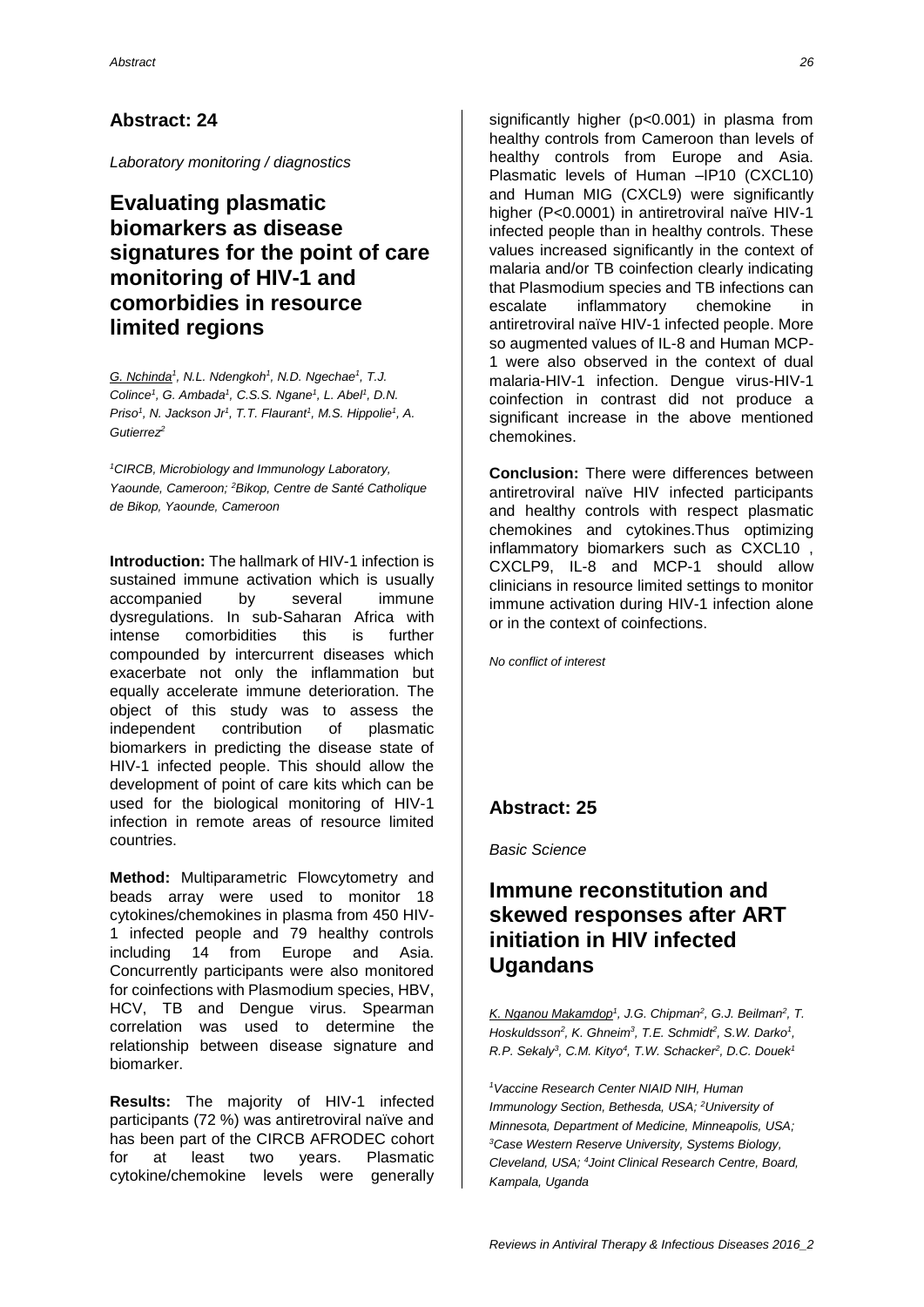## Abstract: 24

*Laboratory monitoring / diagnostics*

# Evaluating plasmatic biomarkers as disease signatures for the point of care monitoring of HIV-1 and comorbidies in resource limited regions

G. Nchinda[1], N.L. Ndengkoh[1], N.D. Ngechae[1], T.J. Colince[1], G. Ambada[1], C.S.S. Ngane[1], L. Abel[1], D.N. Priso[1], N. Jackson Jr[1], T.T. Flaurant[1], M.S. Hippolie[1], A. Gutierrez[2]

*[1]CIRCB, Microbiology and Immunology Laboratory, Yaounde, Cameroon; [2]Bikop, Centre de Santé Catholique de Bikop, Yaounde, Cameroon*

**Introduction:** The hallmark of HIV-1 infection is sustained immune activation which is usually accompanied by several immune dysregulations. In sub-Saharan Africa with intense comorbidities this is further compounded by intercurrent diseases which exacerbate not only the inflammation but equally accelerate immune deterioration. The object of this study was to assess the independent contribution of plasmatic biomarkers in predicting the disease state of HIV-1 infected people. This should allow the development of point of care kits which can be used for the biological monitoring of HIV-1 infection in remote areas of resource limited countries.

**Method:** Multiparametric Flowcytometry and beads array were used to monitor 18 cytokines/chemokines in plasma from 450 HIV-1 infected people and 79 healthy controls including 14 from Europe and Asia. Concurrently participants were also monitored for coinfections with Plasmodium species, HBV, HCV, TB and Dengue virus. Spearman correlation was used to determine the relationship between disease signature and biomarker.

**Results:** The majority of HIV-1 infected participants (72 %) was antiretroviral naïve and has been part of the CIRCB AFRODEC cohort for at least two years. Plasmatic cytokine/chemokine levels were generally significantly higher ($p<0.001$) in plasma from healthy controls from Cameroon than levels of healthy controls from Europe and Asia. Plasmatic levels of Human –IP10 (CXCL10) and Human MIG (CXCL9) were significantly higher ($P<0.0001$) in antiretroviral naïve HIV-1 infected people than in healthy controls. These values increased significantly in the context of malaria and/or TB coinfection clearly indicating that Plasmodium species and TB infections can escalate inflammatory chemokine in antiretroviral naïve HIV-1 infected people. More so augmented values of IL-8 and Human MCP-1 were also observed in the context of dual malaria-HIV-1 infection. Dengue virus-HIV-1 coinfection in contrast did not produce a significant increase in the above mentioned chemokines.

**Conclusion:** There were differences between antiretroviral naïve HIV infected participants and healthy controls with respect plasmatic chemokines and cytokines.Thus optimizing inflammatory biomarkers such as CXCL10 , CXCLP9, IL-8 and MCP-1 should allow clinicians in resource limited settings to monitor immune activation during HIV-1 infection alone or in the context of coinfections.

*No conflict of interest*

## Abstract: 25

*Basic Science*

# Immune reconstitution and skewed responses after ART initiation in HIV infected Ugandans

K. Nganou Makamdop[1], J.G. Chipman[2], G.J. Beilman[2], T. Hoskuldsson[2], K. Ghneim[3], T.E. Schmidt[2], S.W. Darko[1], R.P. Sekaly[3], C.M. Kityo[4], T.W. Schacker[2], D.C. Douek[1]

*[1]Vaccine Research Center NIAID NIH, Human Immunology Section, Bethesda, USA; [2]University of Minnesota, Department of Medicine, Minneapolis, USA; [3]Case Western Reserve University, Systems Biology, Cleveland, USA; [4]Joint Clinical Research Centre, Board, Kampala, Uganda*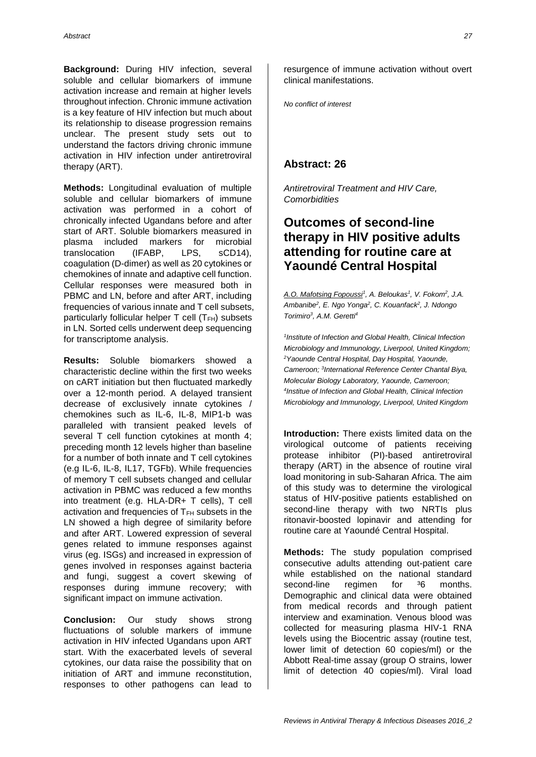**Background:** During HIV infection, several soluble and cellular biomarkers of immune activation increase and remain at higher levels throughout infection. Chronic immune activation is a key feature of HIV infection but much about its relationship to disease progression remains unclear. The present study sets out to understand the factors driving chronic immune activation in HIV infection under antiretroviral therapy (ART).

**Methods:** Longitudinal evaluation of multiple soluble and cellular biomarkers of immune activation was performed in a cohort of chronically infected Ugandans before and after start of ART. Soluble biomarkers measured in plasma included markers for microbial translocation (IFABP, LPS, sCD14), coagulation (D-dimer) as well as 20 cytokines or chemokines of innate and adaptive cell function. Cellular responses were measured both in PBMC and LN, before and after ART, including frequencies of various innate and T cell subsets, particularly follicular helper T cell ($T_{FH}$) subsets in LN. Sorted cells underwent deep sequencing for transcriptome analysis.

**Results:** Soluble biomarkers showed a characteristic decline within the first two weeks on cART initiation but then fluctuated markedly over a 12-month period. A delayed transient decrease of exclusively innate cytokines / chemokines such as IL-6, IL-8, MIP1-b was paralleled with transient peaked levels of several T cell function cytokines at month 4; preceding month 12 levels higher than baseline for a number of both innate and T cell cytokines (e.g IL-6, IL-8, IL17, TGFb). While frequencies of memory T cell subsets changed and cellular activation in PBMC was reduced a few months into treatment (e.g. HLA-DR+ T cells), T cell activation and frequencies of $T_{FH}$ subsets in the LN showed a high degree of similarity before and after ART. Lowered expression of several genes related to immune responses against virus (eg. ISGs) and increased in expression of genes involved in responses against bacteria and fungi, suggest a covert skewing of responses during immune recovery; with significant impact on immune activation.

**Conclusion:** Our study shows strong fluctuations of soluble markers of immune activation in HIV infected Ugandans upon ART start. With the exacerbated levels of several cytokines, our data raise the possibility that on initiation of ART and immune reconstitution, responses to other pathogens can lead to resurgence of immune activation without overt clinical manifestations.

*No conflict of interest*

## Abstract: 26

*Antiretroviral Treatment and HIV Care, Comorbidities*

# Outcomes of second-line therapy in HIV positive adults attending for routine care at Yaoundé Central Hospital

*A.O. Mafotsing Fopoussi[1], A. Beloukas[1], V. Fokom[2], J.A. Ambanibe[2], E. Ngo Yonga[2], C. Kouanfack[2], J. Ndongo Torimiro[3], A.M. Geretti[4]*

*[1]Institute of Infection and Global Health, Clinical Infection Microbiology and Immunology, Liverpool, United Kingdom; [2]Yaounde Central Hospital, Day Hospital, Yaounde, Cameroon; [3]International Reference Center Chantal Biya, Molecular Biology Laboratory, Yaounde, Cameroon; [4]Institue of Infection and Global Health, Clinical Infection Microbiology and Immunology, Liverpool, United Kingdom*

**Introduction:** There exists limited data on the virological outcome of patients receiving protease inhibitor (PI)-based antiretroviral therapy (ART) in the absence of routine viral load monitoring in sub-Saharan Africa. The aim of this study was to determine the virological status of HIV-positive patients established on second-line therapy with two NRTIs plus ritonavir-boosted lopinavir and attending for routine care at Yaoundé Central Hospital.

**Methods:** The study population comprised consecutive adults attending out-patient care while established on the national standard second-line regimen for ³6 months. Demographic and clinical data were obtained from medical records and through patient interview and examination. Venous blood was collected for measuring plasma HIV-1 RNA levels using the Biocentric assay (routine test, lower limit of detection 60 copies/ml) or the Abbott Real-time assay (group O strains, lower limit of detection 40 copies/ml). Viral load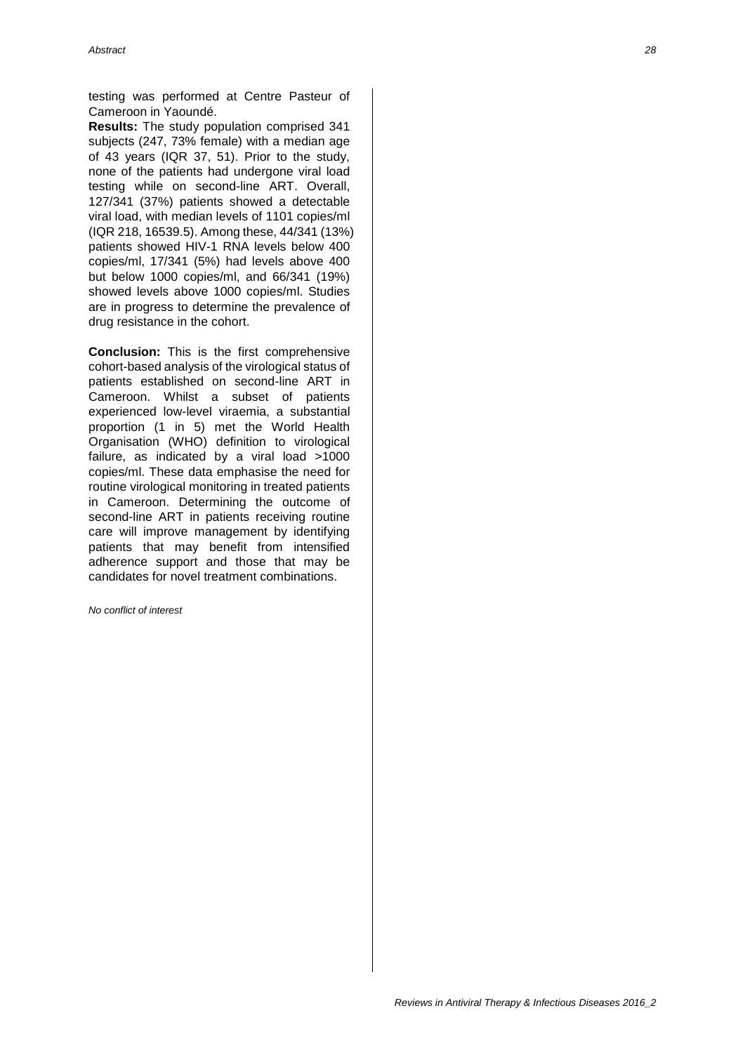testing was performed at Centre Pasteur of Cameroon in Yaoundé.

**Results:** The study population comprised 341 subjects (247, 73% female) with a median age of 43 years (IQR 37, 51). Prior to the study, none of the patients had undergone viral load testing while on second-line ART. Overall, 127/341 (37%) patients showed a detectable viral load, with median levels of 1101 copies/ml (IQR 218, 16539.5). Among these, 44/341 (13%) patients showed HIV-1 RNA levels below 400 copies/ml, 17/341 (5%) had levels above 400 but below 1000 copies/ml, and 66/341 (19%) showed levels above 1000 copies/ml. Studies are in progress to determine the prevalence of drug resistance in the cohort.

**Conclusion:** This is the first comprehensive cohort-based analysis of the virological status of patients established on second-line ART in Cameroon. Whilst a subset of patients experienced low-level viraemia, a substantial proportion (1 in 5) met the World Health Organisation (WHO) definition to virological failure, as indicated by a viral load >1000 copies/ml. These data emphasise the need for routine virological monitoring in treated patients in Cameroon. Determining the outcome of second-line ART in patients receiving routine care will improve management by identifying patients that may benefit from intensified adherence support and those that may be candidates for novel treatment combinations.

*No conflict of interest*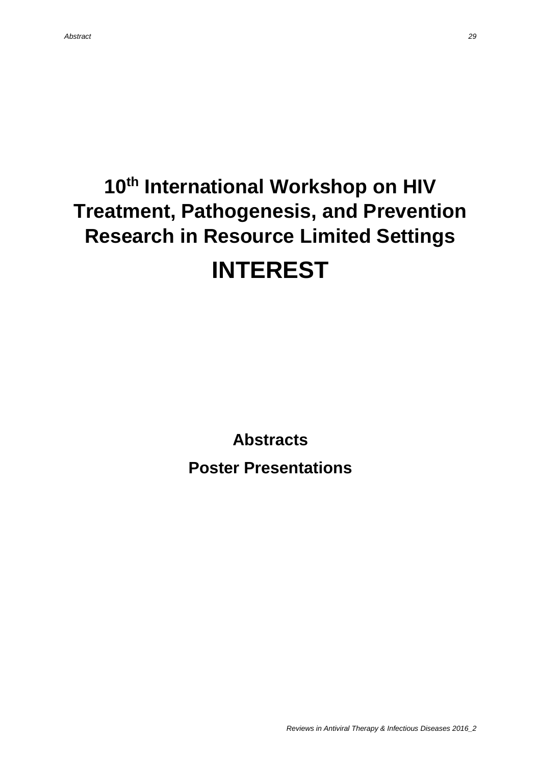# 10th International Workshop on HIV Treatment, Pathogenesis, and Prevention Research in Resource Limited Settings

# INTEREST

## Abstracts

## Poster Presentations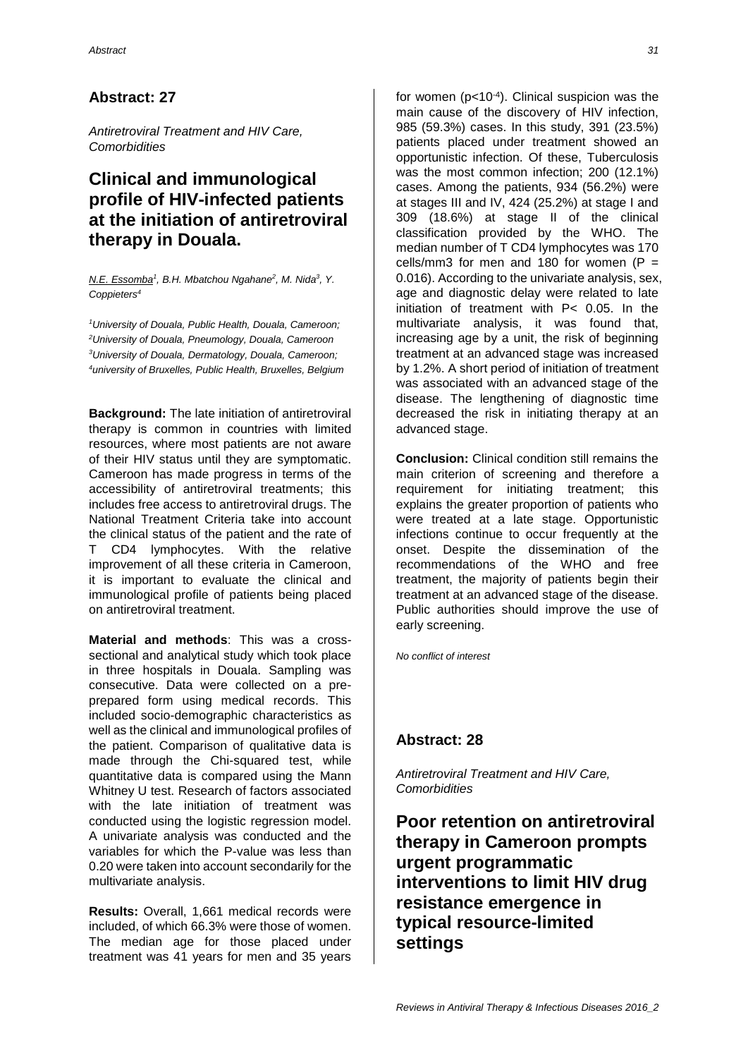## Abstract: 27

*Antiretroviral Treatment and HIV Care, Comorbidities*

# Clinical and immunological profile of HIV-infected patients at the initiation of antiretroviral therapy in Douala.

N.E. Essomba[1], B.H. Mbatchou Ngahane[2], M. Nida[3], Y. Coppieters[4]

[1]University of Douala, Public Health, Douala, Cameroon; [2]University of Douala, Pneumology, Douala, Cameroon [3]University of Douala, Dermatology, Douala, Cameroon; [4]university of Bruxelles, Public Health, Bruxelles, Belgium

**Background:** The late initiation of antiretroviral therapy is common in countries with limited resources, where most patients are not aware of their HIV status until they are symptomatic. Cameroon has made progress in terms of the accessibility of antiretroviral treatments; this includes free access to antiretroviral drugs. The National Treatment Criteria take into account the clinical status of the patient and the rate of T CD4 lymphocytes. With the relative improvement of all these criteria in Cameroon, it is important to evaluate the clinical and immunological profile of patients being placed on antiretroviral treatment.

**Material and methods**: This was a cross-sectional and analytical study which took place in three hospitals in Douala. Sampling was consecutive. Data were collected on a pre-prepared form using medical records. This included socio-demographic characteristics as well as the clinical and immunological profiles of the patient. Comparison of qualitative data is made through the Chi-squared test, while quantitative data is compared using the Mann Whitney U test. Research of factors associated with the late initiation of treatment was conducted using the logistic regression model. A univariate analysis was conducted and the variables for which the P-value was less than 0.20 were taken into account secondarily for the multivariate analysis.

**Results:** Overall, 1,661 medical records were included, of which 66.3% were those of women. The median age for those placed under treatment was 41 years for men and 35 years for women ($p<10^{-4}$). Clinical suspicion was the main cause of the discovery of HIV infection, 985 (59.3%) cases. In this study, 391 (23.5%) patients placed under treatment showed an opportunistic infection. Of these, Tuberculosis was the most common infection; 200 (12.1%) cases. Among the patients, 934 (56.2%) were at stages III and IV, 424 (25.2%) at stage I and 309 (18.6%) at stage II of the clinical classification provided by the WHO. The median number of T CD4 lymphocytes was 170 cells/mm3 for men and 180 for women ($P = 0.016$). According to the univariate analysis, sex, age and diagnostic delay were related to late initiation of treatment with $P< 0.05$. In the multivariate analysis, it was found that, increasing age by a unit, the risk of beginning treatment at an advanced stage was increased by 1.2%. A short period of initiation of treatment was associated with an advanced stage of the disease. The lengthening of diagnostic time decreased the risk in initiating therapy at an advanced stage.

**Conclusion:** Clinical condition still remains the main criterion of screening and therefore a requirement for initiating treatment; this explains the greater proportion of patients who were treated at a late stage. Opportunistic infections continue to occur frequently at the onset. Despite the dissemination of the recommendations of the WHO and free treatment, the majority of patients begin their treatment at an advanced stage of the disease. Public authorities should improve the use of early screening.

*No conflict of interest*

## Abstract: 28

*Antiretroviral Treatment and HIV Care, Comorbidities*

# Poor retention on antiretroviral therapy in Cameroon prompts urgent programmatic interventions to limit HIV drug resistance emergence in typical resource-limited settings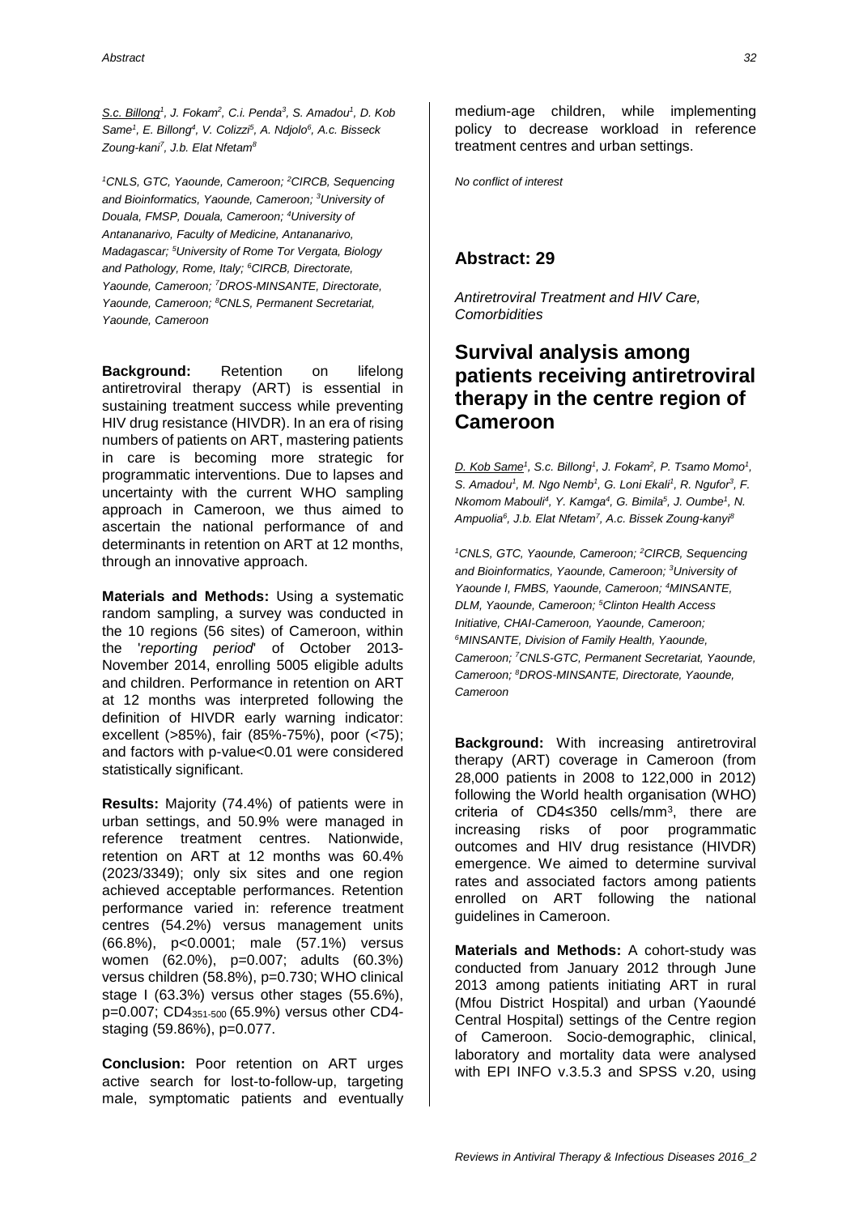<u>S.c. Billong</u>[1], J. Fokam[2], C.i. Penda[3], S. Amadou[1], D. Kob Same[1], E. Billong[4], V. Colizzi[5], A. Ndjolo[6], A.c. Bisseck Zoung-kani[7], J.b. Elat Nfetam[8]

*[1]CNLS, GTC, Yaounde, Cameroon; [2]CIRCB, Sequencing and Bioinformatics, Yaounde, Cameroon; [3]University of Douala, FMSP, Douala, Cameroon; [4]University of Antananarivo, Faculty of Medicine, Antananarivo, Madagascar; [5]University of Rome Tor Vergata, Biology and Pathology, Rome, Italy; [6]CIRCB, Directorate, Yaounde, Cameroon; [7]DROS-MINSANTE, Directorate, Yaounde, Cameroon; [8]CNLS, Permanent Secretariat, Yaounde, Cameroon*

**Background:** Retention on lifelong antiretroviral therapy (ART) is essential in sustaining treatment success while preventing HIV drug resistance (HIVDR). In an era of rising numbers of patients on ART, mastering patients in care is becoming more strategic for programmatic interventions. Due to lapses and uncertainty with the current WHO sampling approach in Cameroon, we thus aimed to ascertain the national performance of and determinants in retention on ART at 12 months, through an innovative approach.

**Materials and Methods:** Using a systematic random sampling, a survey was conducted in the 10 regions (56 sites) of Cameroon, within the '*reporting period*' of October 2013-November 2014, enrolling 5005 eligible adults and children. Performance in retention on ART at 12 months was interpreted following the definition of HIVDR early warning indicator: excellent (>85%), fair (85%-75%), poor (<75); and factors with p-value<0.01 were considered statistically significant.

**Results:** Majority (74.4%) of patients were in urban settings, and 50.9% were managed in reference treatment centres. Nationwide, retention on ART at 12 months was 60.4% (2023/3349); only six sites and one region achieved acceptable performances. Retention performance varied in: reference treatment centres (54.2%) versus management units (66.8%), p<0.0001; male (57.1%) versus women (62.0%), p=0.007; adults (60.3%) versus children (58.8%), p=0.730; WHO clinical stage I (63.3%) versus other stages (55.6%), p=0.007; $CD4_{351\text{-}500}$ (65.9%) versus other CD4-staging (59.86%), p=0.077.

**Conclusion:** Poor retention on ART urges active search for lost-to-follow-up, targeting male, symptomatic patients and eventually medium-age children, while implementing policy to decrease workload in reference treatment centres and urban settings.

*No conflict of interest*

## Abstract: 29

*Antiretroviral Treatment and HIV Care, Comorbidities*

# Survival analysis among patients receiving antiretroviral therapy in the centre region of Cameroon

<u>D. Kob Same</u>[1], S.c. Billong[1], J. Fokam[2], P. Tsamo Momo[1], S. Amadou[1], M. Ngo Nemb[1], G. Loni Ekali[1], R. Ngufor[3], F. Nkomom Mabouli[4], Y. Kamga[4], G. Bimila[5], J. Oumbe[1], N. Ampuolia[6], J.b. Elat Nfetam[7], A.c. Bissek Zoung-kanyi[8]

*[1]CNLS, GTC, Yaounde, Cameroon; [2]CIRCB, Sequencing and Bioinformatics, Yaounde, Cameroon; [3]University of Yaounde I, FMBS, Yaounde, Cameroon; [4]MINSANTE, DLM, Yaounde, Cameroon; [5]Clinton Health Access Initiative, CHAI-Cameroon, Yaounde, Cameroon; [6]MINSANTE, Division of Family Health, Yaounde, Cameroon; [7]CNLS-GTC, Permanent Secretariat, Yaounde, Cameroon; [8]DROS-MINSANTE, Directorate, Yaounde, Cameroon*

**Background:** With increasing antiretroviral therapy (ART) coverage in Cameroon (from 28,000 patients in 2008 to 122,000 in 2012) following the World health organisation (WHO) criteria of CD4≤350 cells/mm$^3$, there are increasing risks of poor programmatic outcomes and HIV drug resistance (HIVDR) emergence. We aimed to determine survival rates and associated factors among patients enrolled on ART following the national guidelines in Cameroon.

**Materials and Methods:** A cohort-study was conducted from January 2012 through June 2013 among patients initiating ART in rural (Mfou District Hospital) and urban (Yaoundé Central Hospital) settings of the Centre region of Cameroon. Socio-demographic, clinical, laboratory and mortality data were analysed with EPI INFO v.3.5.3 and SPSS v.20, using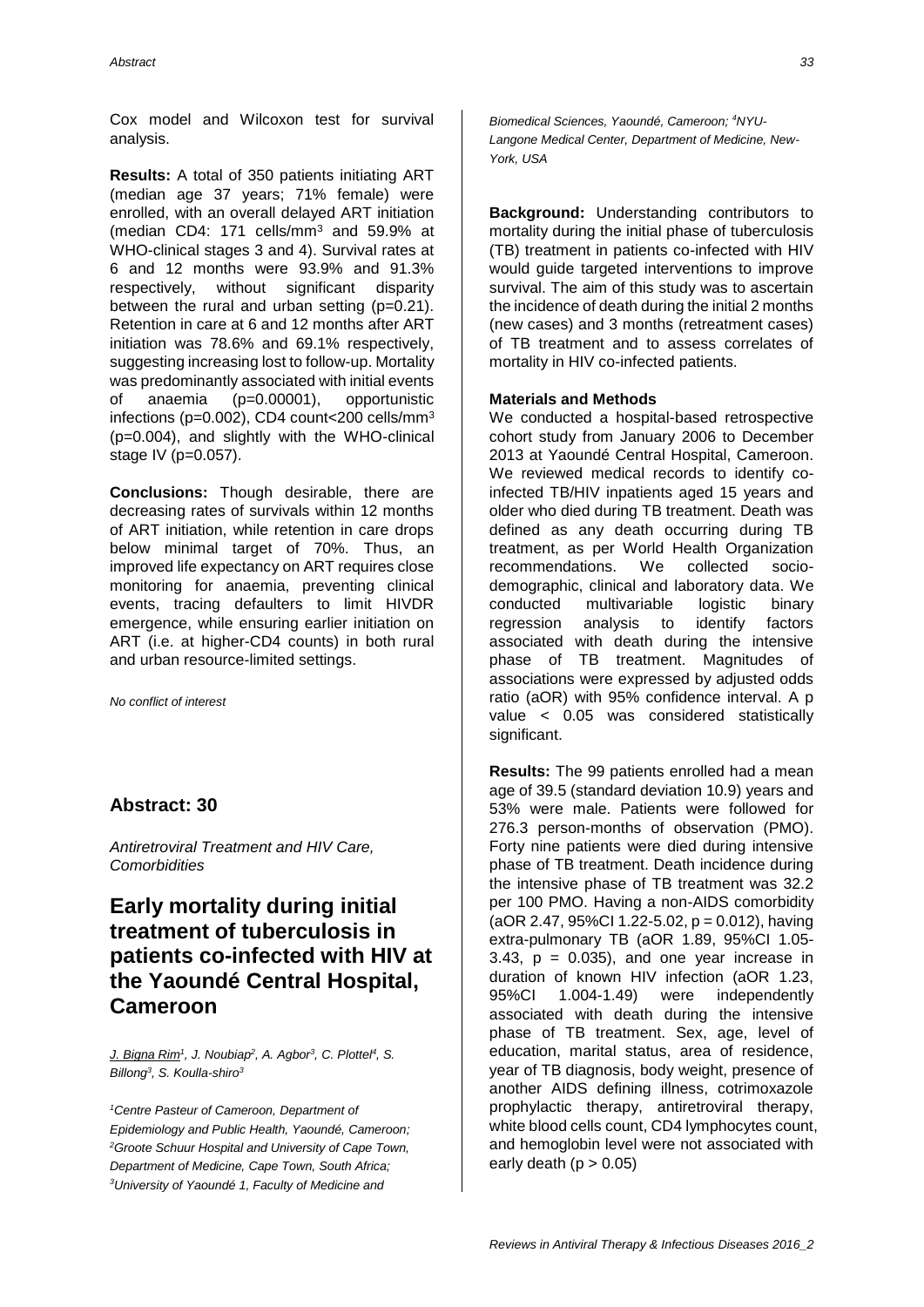Cox model and Wilcoxon test for survival analysis.

**Results:** A total of 350 patients initiating ART (median age 37 years; 71% female) were enrolled, with an overall delayed ART initiation (median CD4: 171 cells/mm$^3$ and 59.9% at WHO-clinical stages 3 and 4). Survival rates at 6 and 12 months were 93.9% and 91.3% respectively, without significant disparity between the rural and urban setting (p=0.21). Retention in care at 6 and 12 months after ART initiation was 78.6% and 69.1% respectively, suggesting increasing lost to follow-up. Mortality was predominantly associated with initial events of anaemia (p=0.00001), opportunistic infections (p=0.002), CD4 count<200 cells/mm$^3$ (p=0.004), and slightly with the WHO-clinical stage IV (p=0.057).

**Conclusions:** Though desirable, there are decreasing rates of survivals within 12 months of ART initiation, while retention in care drops below minimal target of 70%. Thus, an improved life expectancy on ART requires close monitoring for anaemia, preventing clinical events, tracing defaulters to limit HIVDR emergence, while ensuring earlier initiation on ART (i.e. at higher-CD4 counts) in both rural and urban resource-limited settings.

*No conflict of interest*

## Abstract: 30

*Antiretroviral Treatment and HIV Care, Comorbidities*

# Early mortality during initial treatment of tuberculosis in patients co-infected with HIV at the Yaoundé Central Hospital, Cameroon

*J. Bigna Rim[1], J. Noubiap[2], A. Agbor[3], C. Plottel[4], S. Billong[3], S. Koulla-shiro[3]*

*[1]Centre Pasteur of Cameroon, Department of Epidemiology and Public Health, Yaoundé, Cameroon; [2]Groote Schuur Hospital and University of Cape Town, Department of Medicine, Cape Town, South Africa; [3]University of Yaoundé 1, Faculty of Medicine and Biomedical Sciences, Yaoundé, Cameroon; [4]NYU-Langone Medical Center, Department of Medicine, New-York, USA*

**Background:** Understanding contributors to mortality during the initial phase of tuberculosis (TB) treatment in patients co-infected with HIV would guide targeted interventions to improve survival. The aim of this study was to ascertain the incidence of death during the initial 2 months (new cases) and 3 months (retreatment cases) of TB treatment and to assess correlates of mortality in HIV co-infected patients.

**Materials and Methods**

We conducted a hospital-based retrospective cohort study from January 2006 to December 2013 at Yaoundé Central Hospital, Cameroon. We reviewed medical records to identify co-infected TB/HIV inpatients aged 15 years and older who died during TB treatment. Death was defined as any death occurring during TB treatment, as per World Health Organization recommendations. We collected socio-demographic, clinical and laboratory data. We conducted multivariable logistic binary regression analysis to identify factors associated with death during the intensive phase of TB treatment. Magnitudes of associations were expressed by adjusted odds ratio (aOR) with 95% confidence interval. A p value < 0.05 was considered statistically significant.

**Results:** The 99 patients enrolled had a mean age of 39.5 (standard deviation 10.9) years and 53% were male. Patients were followed for 276.3 person-months of observation (PMO). Forty nine patients were died during intensive phase of TB treatment. Death incidence during the intensive phase of TB treatment was 32.2 per 100 PMO. Having a non-AIDS comorbidity (aOR 2.47, 95%CI 1.22-5.02, p = 0.012), having extra-pulmonary TB (aOR 1.89, 95%CI 1.05-3.43, p = 0.035), and one year increase in duration of known HIV infection (aOR 1.23, 95%CI 1.004-1.49) were independently associated with death during the intensive phase of TB treatment. Sex, age, level of education, marital status, area of residence, year of TB diagnosis, body weight, presence of another AIDS defining illness, cotrimoxazole prophylactic therapy, antiretroviral therapy, white blood cells count, CD4 lymphocytes count, and hemoglobin level were not associated with early death (p > 0.05)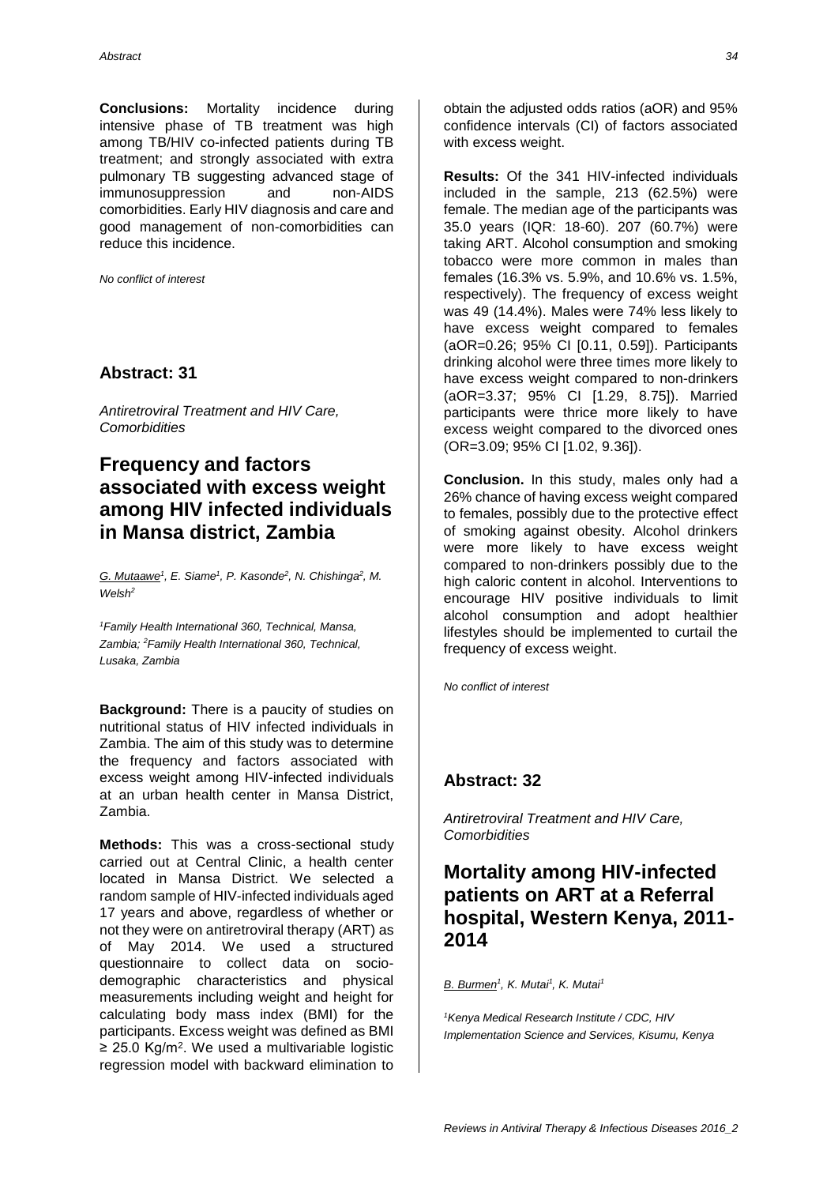**Conclusions:** Mortality incidence during intensive phase of TB treatment was high among TB/HIV co-infected patients during TB treatment; and strongly associated with extra pulmonary TB suggesting advanced stage of immunosuppression and non-AIDS comorbidities. Early HIV diagnosis and care and good management of non-comorbidities can reduce this incidence.

*No conflict of interest*

## Abstract: 31

*Antiretroviral Treatment and HIV Care, Comorbidities*

# Frequency and factors associated with excess weight among HIV infected individuals in Mansa district, Zambia

*G. Mutaawe[1], E. Siame[1], P. Kasonde[2], N. Chishinga[2], M. Welsh[2]*

*[1]Family Health International 360, Technical, Mansa, Zambia; [2]Family Health International 360, Technical, Lusaka, Zambia*

**Background:** There is a paucity of studies on nutritional status of HIV infected individuals in Zambia. The aim of this study was to determine the frequency and factors associated with excess weight among HIV-infected individuals at an urban health center in Mansa District, Zambia.

**Methods:** This was a cross-sectional study carried out at Central Clinic, a health center located in Mansa District. We selected a random sample of HIV-infected individuals aged 17 years and above, regardless of whether or not they were on antiretroviral therapy (ART) as of May 2014. We used a structured questionnaire to collect data on socio-demographic characteristics and physical measurements including weight and height for calculating body mass index (BMI) for the participants. Excess weight was defined as BMI ≥ 25.0 Kg/m$^2$. We used a multivariable logistic regression model with backward elimination to obtain the adjusted odds ratios (aOR) and 95% confidence intervals (CI) of factors associated with excess weight.

**Results:** Of the 341 HIV-infected individuals included in the sample, 213 (62.5%) were female. The median age of the participants was 35.0 years (IQR: 18-60). 207 (60.7%) were taking ART. Alcohol consumption and smoking tobacco were more common in males than females (16.3% vs. 5.9%, and 10.6% vs. 1.5%, respectively). The frequency of excess weight was 49 (14.4%). Males were 74% less likely to have excess weight compared to females (aOR=0.26; 95% CI [0.11, 0.59]). Participants drinking alcohol were three times more likely to have excess weight compared to non-drinkers (aOR=3.37; 95% CI [1.29, 8.75]). Married participants were thrice more likely to have excess weight compared to the divorced ones (OR=3.09; 95% CI [1.02, 9.36]).

**Conclusion.** In this study, males only had a 26% chance of having excess weight compared to females, possibly due to the protective effect of smoking against obesity. Alcohol drinkers were more likely to have excess weight compared to non-drinkers possibly due to the high caloric content in alcohol. Interventions to encourage HIV positive individuals to limit alcohol consumption and adopt healthier lifestyles should be implemented to curtail the frequency of excess weight.

*No conflict of interest*

## Abstract: 32

*Antiretroviral Treatment and HIV Care, Comorbidities*

# Mortality among HIV-infected patients on ART at a Referral hospital, Western Kenya, 2011-2014

*B. Burmen[1], K. Mutai[1], K. Mutai[1]*

*[1]Kenya Medical Research Institute / CDC, HIV Implementation Science and Services, Kisumu, Kenya*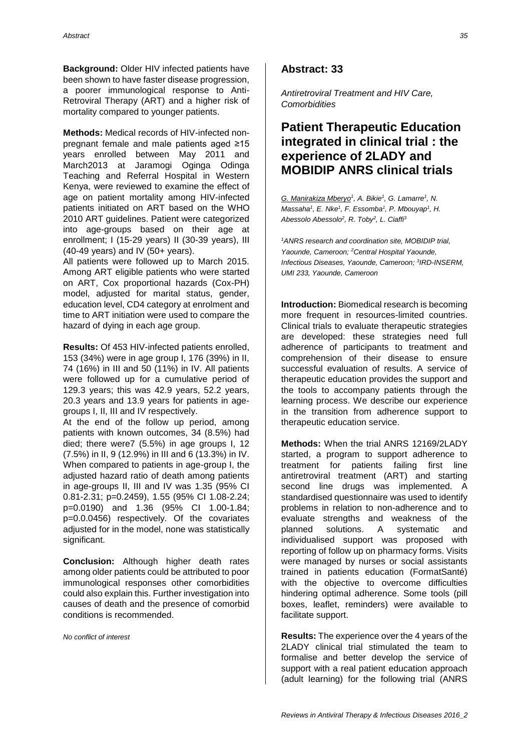**Background:** Older HIV infected patients have been shown to have faster disease progression, a poorer immunological response to Anti-Retroviral Therapy (ART) and a higher risk of mortality compared to younger patients.

**Methods:** Medical records of HIV-infected non-pregnant female and male patients aged ≥15 years enrolled between May 2011 and March2013 at Jaramogi Oginga Odinga Teaching and Referral Hospital in Western Kenya, were reviewed to examine the effect of age on patient mortality among HIV-infected patients initiated on ART based on the WHO 2010 ART guidelines. Patient were categorized into age-groups based on their age at enrollment; I (15-29 years) II (30-39 years), III (40-49 years) and IV (50+ years).

All patients were followed up to March 2015. Among ART eligible patients who were started on ART, Cox proportional hazards (Cox-PH) model, adjusted for marital status, gender, education level, CD4 category at enrolment and time to ART initiation were used to compare the hazard of dying in each age group.

**Results:** Of 453 HIV-infected patients enrolled, 153 (34%) were in age group I, 176 (39%) in II, 74 (16%) in III and 50 (11%) in IV. All patients were followed up for a cumulative period of 129.3 years; this was 42.9 years, 52.2 years, 20.3 years and 13.9 years for patients in age-groups I, II, III and IV respectively.

At the end of the follow up period, among patients with known outcomes, 34 (8.5%) had died; there were7 (5.5%) in age groups I, 12 (7.5%) in II, 9 (12.9%) in III and 6 (13.3%) in IV. When compared to patients in age-group I, the adjusted hazard ratio of death among patients in age-groups II, III and IV was 1.35 (95% CI 0.81-2.31; p=0.2459), 1.55 (95% CI 1.08-2.24; p=0.0190) and 1.36 (95% CI 1.00-1.84; p=0.0.0456) respectively. Of the covariates adjusted for in the model, none was statistically significant.

**Conclusion:** Although higher death rates among older patients could be attributed to poor immunological responses other comorbidities could also explain this. Further investigation into causes of death and the presence of comorbid conditions is recommended.

*No conflict of interest*

## Abstract: 33

*Antiretroviral Treatment and HIV Care, Comorbidities*

# Patient Therapeutic Education integrated in clinical trial : the experience of 2LADY and MOBIDIP ANRS clinical trials

*G. Manirakiza Mberyo[1], A. Bikie[1], G. Lamarre[1], N. Massaha[1], E. Nke[1], F. Essomba[1], P. Mbouyap[1], H. Abessolo Abessolo[2], R. Toby[2], L. Ciaffi[3]*

*[1]ANRS research and coordination site, MOBIDIP trial, Yaounde, Cameroon; [2]Central Hospital Yaounde, Infectious Diseases, Yaounde, Cameroon; [3]IRD-INSERM, UMI 233, Yaounde, Cameroon*

**Introduction:** Biomedical research is becoming more frequent in resources-limited countries. Clinical trials to evaluate therapeutic strategies are developed: these strategies need full adherence of participants to treatment and comprehension of their disease to ensure successful evaluation of results. A service of therapeutic education provides the support and the tools to accompany patients through the learning process. We describe our experience in the transition from adherence support to therapeutic education service.

**Methods:** When the trial ANRS 12169/2LADY started, a program to support adherence to treatment for patients failing first line antiretroviral treatment (ART) and starting second line drugs was implemented. A standardised questionnaire was used to identify problems in relation to non-adherence and to evaluate strengths and weakness of the planned solutions. A systematic and individualised support was proposed with reporting of follow up on pharmacy forms. Visits were managed by nurses or social assistants trained in patients education (FormatSanté) with the objective to overcome difficulties hindering optimal adherence. Some tools (pill boxes, leaflet, reminders) were available to facilitate support.

**Results:** The experience over the 4 years of the 2LADY clinical trial stimulated the team to formalise and better develop the service of support with a real patient education approach (adult learning) for the following trial (ANRS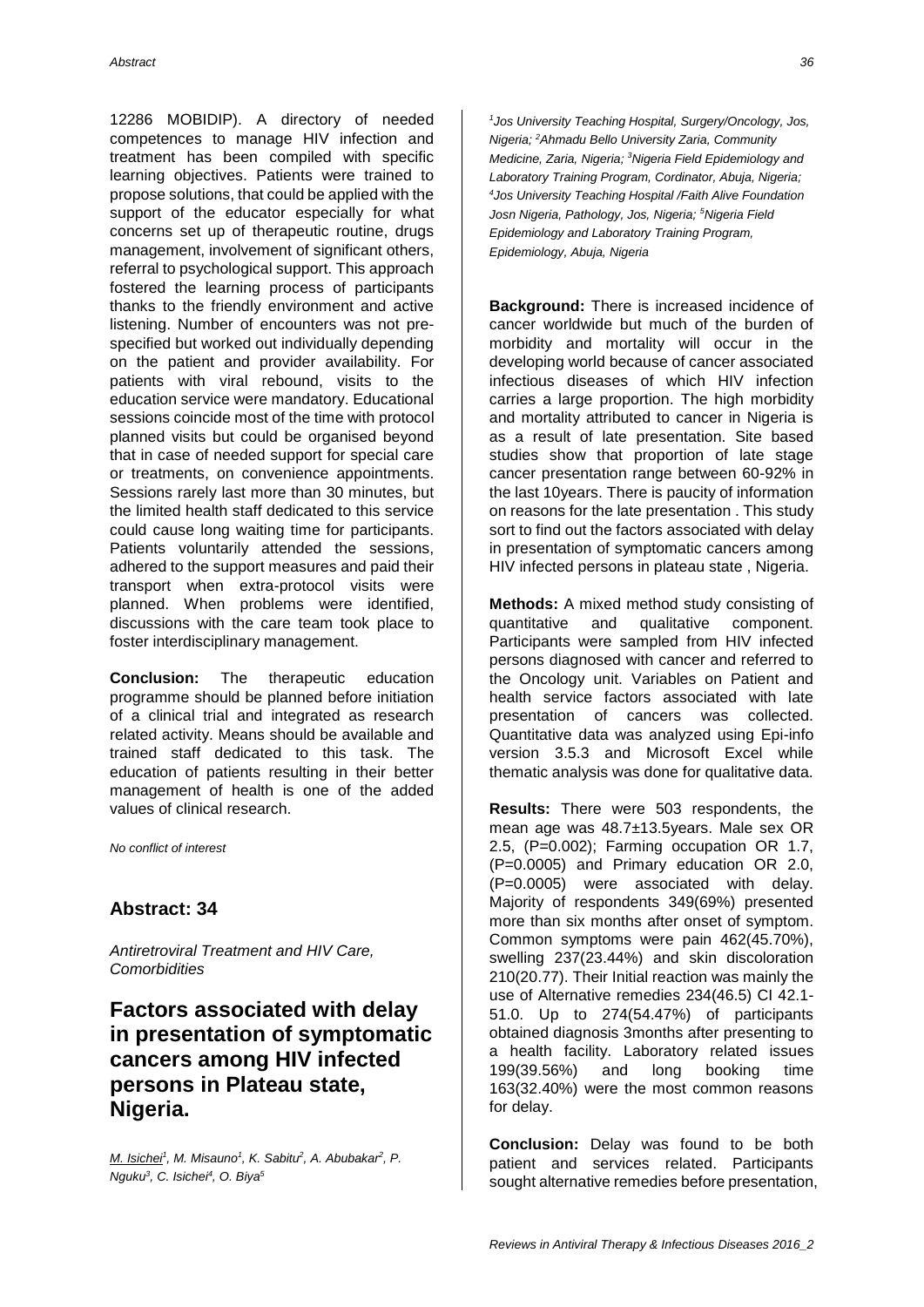12286 MOBIDIP). A directory of needed competences to manage HIV infection and treatment has been compiled with specific learning objectives. Patients were trained to propose solutions, that could be applied with the support of the educator especially for what concerns set up of therapeutic routine, drugs management, involvement of significant others, referral to psychological support. This approach fostered the learning process of participants thanks to the friendly environment and active listening. Number of encounters was not pre-specified but worked out individually depending on the patient and provider availability. For patients with viral rebound, visits to the education service were mandatory. Educational sessions coincide most of the time with protocol planned visits but could be organised beyond that in case of needed support for special care or treatments, on convenience appointments. Sessions rarely last more than 30 minutes, but the limited health staff dedicated to this service could cause long waiting time for participants. Patients voluntarily attended the sessions, adhered to the support measures and paid their transport when extra-protocol visits were planned. When problems were identified, discussions with the care team took place to foster interdisciplinary management.

**Conclusion:** The therapeutic education programme should be planned before initiation of a clinical trial and integrated as research related activity. Means should be available and trained staff dedicated to this task. The education of patients resulting in their better management of health is one of the added values of clinical research.

*No conflict of interest*

## Abstract: 34

*Antiretroviral Treatment and HIV Care, Comorbidities*

# Factors associated with delay in presentation of symptomatic cancers among HIV infected persons in Plateau state, Nigeria.

*M. Isichei[1], M. Misauno[1], K. Sabitu[2], A. Abubakar[2], P. Nguku[3], C. Isichei[4], O. Biya[5]*

*[1]Jos University Teaching Hospital, Surgery/Oncology, Jos, Nigeria; [2]Ahmadu Bello University Zaria, Community Medicine, Zaria, Nigeria; [3]Nigeria Field Epidemiology and Laboratory Training Program, Cordinator, Abuja, Nigeria; [4]Jos University Teaching Hospital /Faith Alive Foundation Josn Nigeria, Pathology, Jos, Nigeria; [5]Nigeria Field Epidemiology and Laboratory Training Program, Epidemiology, Abuja, Nigeria*

**Background:** There is increased incidence of cancer worldwide but much of the burden of morbidity and mortality will occur in the developing world because of cancer associated infectious diseases of which HIV infection carries a large proportion. The high morbidity and mortality attributed to cancer in Nigeria is as a result of late presentation. Site based studies show that proportion of late stage cancer presentation range between 60-92% in the last 10years. There is paucity of information on reasons for the late presentation . This study sort to find out the factors associated with delay in presentation of symptomatic cancers among HIV infected persons in plateau state , Nigeria.

**Methods:** A mixed method study consisting of quantitative and qualitative component. Participants were sampled from HIV infected persons diagnosed with cancer and referred to the Oncology unit. Variables on Patient and health service factors associated with late presentation of cancers was collected. Quantitative data was analyzed using Epi-info version 3.5.3 and Microsoft Excel while thematic analysis was done for qualitative data.

**Results:** There were 503 respondents, the mean age was 48.7±13.5years. Male sex OR 2.5, (P=0.002); Farming occupation OR 1.7, (P=0.0005) and Primary education OR 2.0, (P=0.0005) were associated with delay. Majority of respondents 349(69%) presented more than six months after onset of symptom. Common symptoms were pain 462(45.70%), swelling 237(23.44%) and skin discoloration 210(20.77). Their Initial reaction was mainly the use of Alternative remedies 234(46.5) CI 42.1-51.0. Up to 274(54.47%) of participants obtained diagnosis 3months after presenting to a health facility. Laboratory related issues 199(39.56%) and long booking time 163(32.40%) were the most common reasons for delay.

**Conclusion:** Delay was found to be both patient and services related. Participants sought alternative remedies before presentation,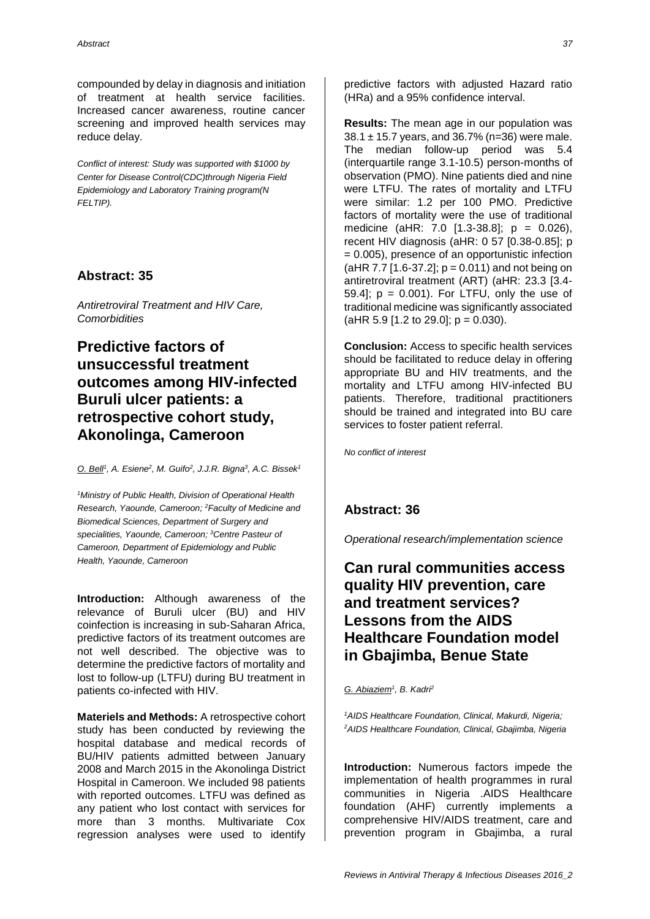compounded by delay in diagnosis and initiation of treatment at health service facilities. Increased cancer awareness, routine cancer screening and improved health services may reduce delay.

*Conflict of interest: Study was supported with $1000 by Center for Disease Control(CDC)through Nigeria Field Epidemiology and Laboratory Training program(N FELTIP).*

## Abstract: 35

*Antiretroviral Treatment and HIV Care, Comorbidities*

# Predictive factors of unsuccessful treatment outcomes among HIV-infected Buruli ulcer patients: a retrospective cohort study, Akonolinga, Cameroon

*O. Bell[1], A. Esiene[2], M. Guifo[2], J.J.R. Bigna[3], A.C. Bissek[1]*

*[1]Ministry of Public Health, Division of Operational Health Research, Yaounde, Cameroon; [2]Faculty of Medicine and Biomedical Sciences, Department of Surgery and specialities, Yaounde, Cameroon; [3]Centre Pasteur of Cameroon, Department of Epidemiology and Public Health, Yaounde, Cameroon*

**Introduction:** Although awareness of the relevance of Buruli ulcer (BU) and HIV coinfection is increasing in sub-Saharan Africa, predictive factors of its treatment outcomes are not well described. The objective was to determine the predictive factors of mortality and lost to follow-up (LTFU) during BU treatment in patients co-infected with HIV.

**Materiels and Methods:** A retrospective cohort study has been conducted by reviewing the hospital database and medical records of BU/HIV patients admitted between January 2008 and March 2015 in the Akonolinga District Hospital in Cameroon. We included 98 patients with reported outcomes. LTFU was defined as any patient who lost contact with services for more than 3 months. Multivariate Cox regression analyses were used to identify predictive factors with adjusted Hazard ratio (HRa) and a 95% confidence interval.

**Results:** The mean age in our population was $38.1 \pm 15.7$ years, and 36.7% (n=36) were male. The median follow-up period was 5.4 (interquartile range 3.1-10.5) person-months of observation (PMO). Nine patients died and nine were LTFU. The rates of mortality and LTFU were similar: 1.2 per 100 PMO. Predictive factors of mortality were the use of traditional medicine (aHR: 7.0 [1.3-38.8]; $p = 0.026$), recent HIV diagnosis (aHR: 0 57 [0.38-0.85]; $p = 0.005$), presence of an opportunistic infection (aHR 7.7 [1.6-37.2]; $p = 0.011$) and not being on antiretroviral treatment (ART) (aHR: 23.3 [3.4-59.4]; $p = 0.001$). For LTFU, only the use of traditional medicine was significantly associated (aHR 5.9 [1.2 to 29.0]; $p = 0.030$).

**Conclusion:** Access to specific health services should be facilitated to reduce delay in offering appropriate BU and HIV treatments, and the mortality and LTFU among HIV-infected BU patients. Therefore, traditional practitioners should be trained and integrated into BU care services to foster patient referral.

*No conflict of interest*

## Abstract: 36

*Operational research/implementation science*

# Can rural communities access quality HIV prevention, care and treatment services? Lessons from the AIDS Healthcare Foundation model in Gbajimba, Benue State

*G. Abiaziem[1], B. Kadri[2]*

*[1]AIDS Healthcare Foundation, Clinical, Makurdi, Nigeria; [2]AIDS Healthcare Foundation, Clinical, Gbajimba, Nigeria*

**Introduction:** Numerous factors impede the implementation of health programmes in rural communities in Nigeria .AIDS Healthcare foundation (AHF) currently implements a comprehensive HIV/AIDS treatment, care and prevention program in Gbajimba, a rural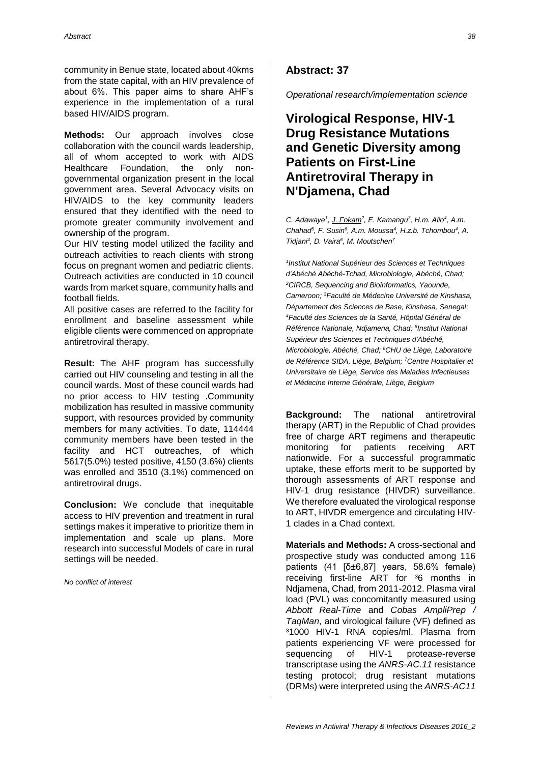community in Benue state, located about 40kms from the state capital, with an HIV prevalence of about 6%. This paper aims to share AHF's experience in the implementation of a rural based HIV/AIDS program.

**Methods:** Our approach involves close collaboration with the council wards leadership, all of whom accepted to work with AIDS Healthcare Foundation, the only non-governmental organization present in the local government area. Several Advocacy visits on HIV/AIDS to the key community leaders ensured that they identified with the need to promote greater community involvement and ownership of the program.

Our HIV testing model utilized the facility and outreach activities to reach clients with strong focus on pregnant women and pediatric clients. Outreach activities are conducted in 10 council wards from market square, community halls and football fields.

All positive cases are referred to the facility for enrollment and baseline assessment while eligible clients were commenced on appropriate antiretroviral therapy.

**Result:** The AHF program has successfully carried out HIV counseling and testing in all the council wards. Most of these council wards had no prior access to HIV testing .Community mobilization has resulted in massive community support, with resources provided by community members for many activities. To date, 114444 community members have been tested in the facility and HCT outreaches, of which 5617(5.0%) tested positive, 4150 (3.6%) clients was enrolled and 3510 (3.1%) commenced on antiretroviral drugs.

**Conclusion:** We conclude that inequitable access to HIV prevention and treatment in rural settings makes it imperative to prioritize them in implementation and scale up plans. More research into successful Models of care in rural settings will be needed.

*No conflict of interest*

## Abstract: 37

*Operational research/implementation science*

# Virological Response, HIV-1 Drug Resistance Mutations and Genetic Diversity among Patients on First-Line Antiretroviral Therapy in N'Djamena, Chad

*C. Adawaye[1], J. Fokam[2], E. Kamangu[3], H.m. Alio[4], A.m. Chahad[5], F. Susin[6], A.m. Moussa[4], H.z.b. Tchombou[4], A. Tidjani[4], D. Vaira[6], M. Moutschen[7]*

*[1]Institut National Supérieur des Sciences et Techniques d'Abéché Abéché-Tchad, Microbiologie, Abéché, Chad; [2]CIRCB, Sequencing and Bioinformatics, Yaounde, Cameroon; [3]Faculté de Médecine Université de Kinshasa, Département des Sciences de Base, Kinshasa, Senegal; [4]Faculté des Sciences de la Santé, Hôpital Général de Référence Nationale, Ndjamena, Chad; [5]Institut National Supérieur des Sciences et Techniques d'Abéché, Microbiologie, Abéché, Chad; [6]CHU de Liège, Laboratoire de Référence SIDA, Liège, Belgium; [7]Centre Hospitalier et Universitaire de Liège, Service des Maladies Infectieuses et Médecine Interne Générale, Liège, Belgium*

**Background:** The national antiretroviral therapy (ART) in the Republic of Chad provides free of charge ART regimens and therapeutic monitoring for patients receiving ART nationwide. For a successful programmatic uptake, these efforts merit to be supported by thorough assessments of ART response and HIV-1 drug resistance (HIVDR) surveillance. We therefore evaluated the virological response to ART, HIVDR emergence and circulating HIV-1 clades in a Chad context.

**Materials and Methods:** A cross-sectional and prospective study was conducted among 116 patients (41 [δ±6,87] years, 58.6% female) receiving first-line ART for ³6 months in Ndjamena, Chad, from 2011-2012. Plasma viral load (PVL) was concomitantly measured using *Abbott Real-Time* and *Cobas AmpliPrep / TaqMan*, and virological failure (VF) defined as ³1000 HIV-1 RNA copies/ml. Plasma from patients experiencing VF were processed for sequencing of HIV-1 protease-reverse transcriptase using the *ANRS-AC.11* resistance testing protocol; drug resistant mutations (DRMs) were interpreted using the *ANRS-AC11*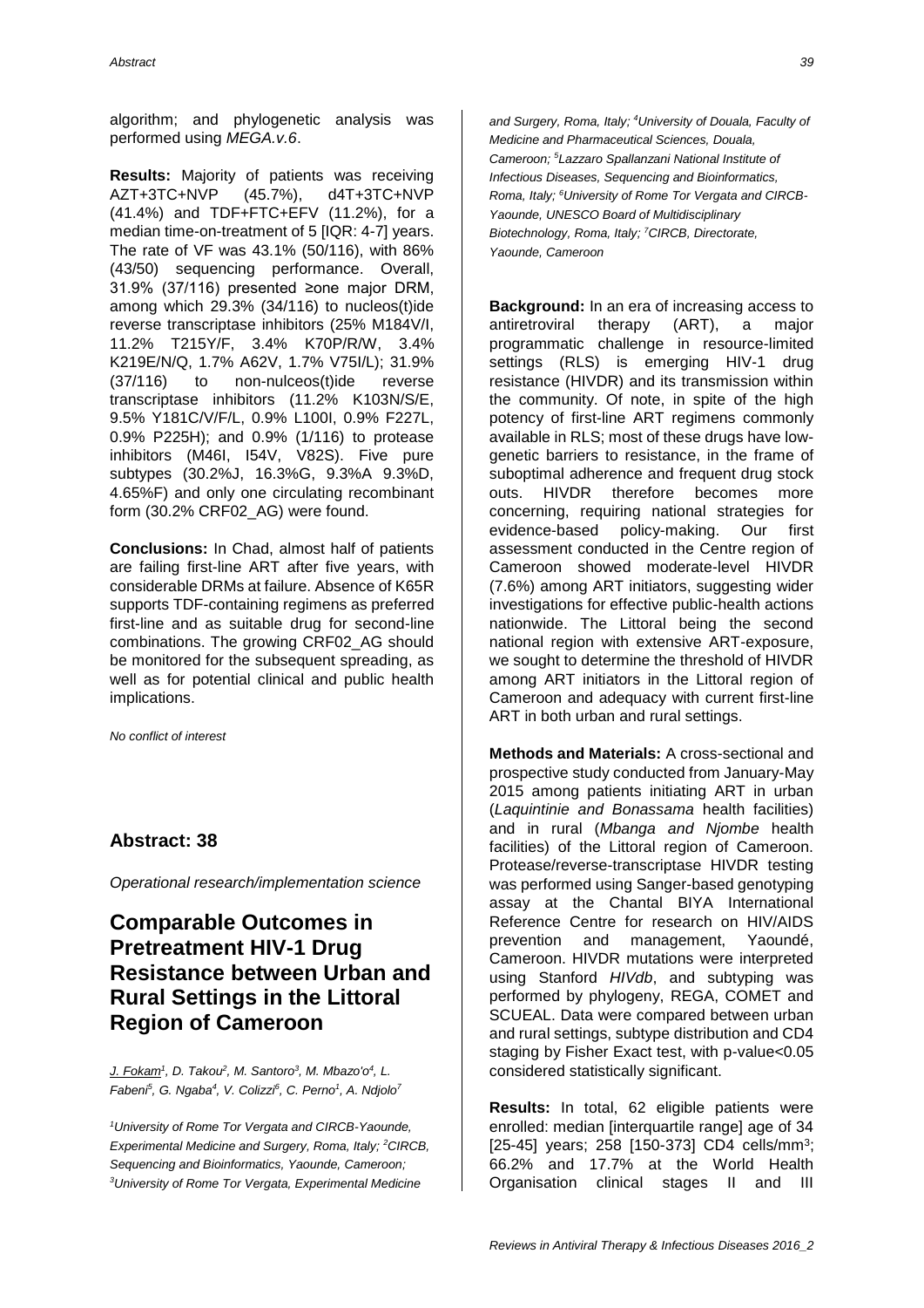algorithm; and phylogenetic analysis was performed using *MEGA.v.6*.

**Results:** Majority of patients was receiving AZT+3TC+NVP (45.7%), d4T+3TC+NVP (41.4%) and TDF+FTC+EFV (11.2%), for a median time-on-treatment of 5 [IQR: 4-7] years. The rate of VF was 43.1% (50/116), with 86% (43/50) sequencing performance. Overall, 31.9% (37/116) presented ≥one major DRM, among which 29.3% (34/116) to nucleos(t)ide reverse transcriptase inhibitors (25% M184V/I, 11.2% T215Y/F, 3.4% K70P/R/W, 3.4% K219E/N/Q, 1.7% A62V, 1.7% V75I/L); 31.9% (37/116) to non-nulceos(t)ide reverse transcriptase inhibitors (11.2% K103N/S/E, 9.5% Y181C/V/F/L, 0.9% L100I, 0.9% F227L, 0.9% P225H); and 0.9% (1/116) to protease inhibitors (M46I, I54V, V82S). Five pure subtypes (30.2%J, 16.3%G, 9.3%A 9.3%D, 4.65%F) and only one circulating recombinant form (30.2% CRF02_AG) were found.

**Conclusions:** In Chad, almost half of patients are failing first-line ART after five years, with considerable DRMs at failure. Absence of K65R supports TDF-containing regimens as preferred first-line and as suitable drug for second-line combinations. The growing CRF02_AG should be monitored for the subsequent spreading, as well as for potential clinical and public health implications.

*No conflict of interest*

## Abstract: 38

*Operational research/implementation science*

# Comparable Outcomes in Pretreatment HIV-1 Drug Resistance between Urban and Rural Settings in the Littoral Region of Cameroon

*J. Fokam[1], D. Takou[2], M. Santoro[3], M. Mbazo'o[4], L. Fabeni[5], G. Ngaba[4], V. Colizzi[6], C. Perno[1], A. Ndjolo[7]*

*[1]University of Rome Tor Vergata and CIRCB-Yaounde, Experimental Medicine and Surgery, Roma, Italy; [2]CIRCB, Sequencing and Bioinformatics, Yaounde, Cameroon; [3]University of Rome Tor Vergata, Experimental Medicine and Surgery, Roma, Italy; [4]University of Douala, Faculty of Medicine and Pharmaceutical Sciences, Douala, Cameroon; [5]Lazzaro Spallanzani National Institute of Infectious Diseases, Sequencing and Bioinformatics, Roma, Italy; [6]University of Rome Tor Vergata and CIRCB-Yaounde, UNESCO Board of Multidisciplinary Biotechnology, Roma, Italy; [7]CIRCB, Directorate, Yaounde, Cameroon*

**Background:** In an era of increasing access to antiretroviral therapy (ART), a major programmatic challenge in resource-limited settings (RLS) is emerging HIV-1 drug resistance (HIVDR) and its transmission within the community. Of note, in spite of the high potency of first-line ART regimens commonly available in RLS; most of these drugs have low-genetic barriers to resistance, in the frame of suboptimal adherence and frequent drug stock outs. HIVDR therefore becomes more concerning, requiring national strategies for evidence-based policy-making. Our first assessment conducted in the Centre region of Cameroon showed moderate-level HIVDR (7.6%) among ART initiators, suggesting wider investigations for effective public-health actions nationwide. The Littoral being the second national region with extensive ART-exposure, we sought to determine the threshold of HIVDR among ART initiators in the Littoral region of Cameroon and adequacy with current first-line ART in both urban and rural settings.

**Methods and Materials:** A cross-sectional and prospective study conducted from January-May 2015 among patients initiating ART in urban (*Laquintinie and Bonassama* health facilities) and in rural (*Mbanga and Njombe* health facilities) of the Littoral region of Cameroon. Protease/reverse-transcriptase HIVDR testing was performed using Sanger-based genotyping assay at the Chantal BIYA International Reference Centre for research on HIV/AIDS prevention and management, Yaoundé, Cameroon. HIVDR mutations were interpreted using Stanford *HIVdb*, and subtyping was performed by phylogeny, REGA, COMET and SCUEAL. Data were compared between urban and rural settings, subtype distribution and CD4 staging by Fisher Exact test, with p-value<0.05 considered statistically significant.

**Results:** In total, 62 eligible patients were enrolled: median [interquartile range] age of 34 [25-45] years; 258 [150-373] CD4 cells/mm$^3$; 66.2% and 17.7% at the World Health Organisation clinical stages II and III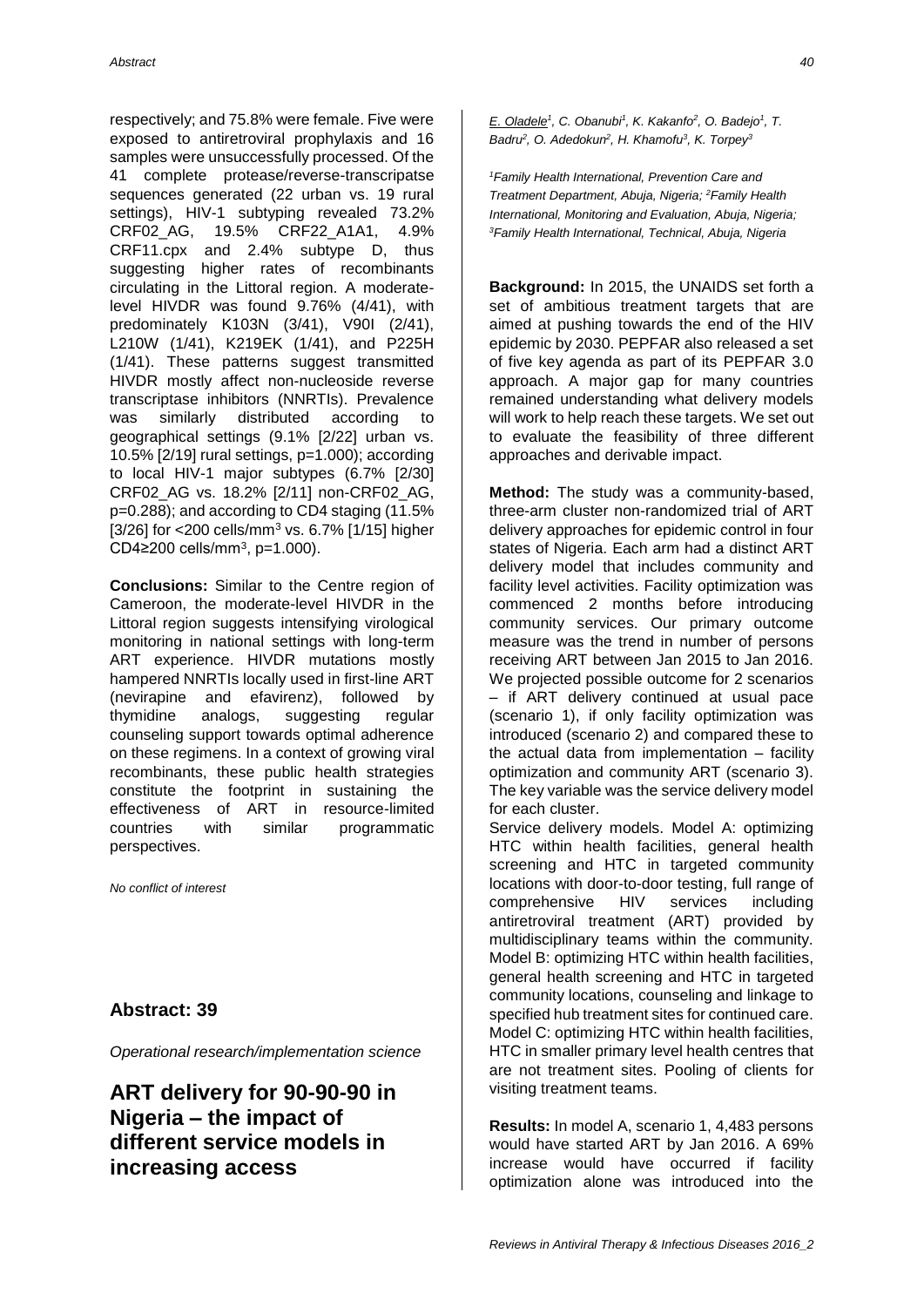respectively; and 75.8% were female. Five were exposed to antiretroviral prophylaxis and 16 samples were unsuccessfully processed. Of the 41 complete protease/reverse-transcripatse sequences generated (22 urban vs. 19 rural settings), HIV-1 subtyping revealed 73.2% CRF02_AG, 19.5% CRF22_A1A1, 4.9% CRF11.cpx and 2.4% subtype D, thus suggesting higher rates of recombinants circulating in the Littoral region. A moderate-level HIVDR was found 9.76% (4/41), with predominately K103N (3/41), V90I (2/41), L210W (1/41), K219EK (1/41), and P225H (1/41). These patterns suggest transmitted HIVDR mostly affect non-nucleoside reverse transcriptase inhibitors (NNRTIs). Prevalence was similarly distributed according to geographical settings (9.1% [2/22] urban vs. 10.5% [2/19] rural settings, p=1.000); according to local HIV-1 major subtypes (6.7% [2/30] CRF02_AG vs. 18.2% [2/11] non-CRF02_AG, p=0.288); and according to CD4 staging (11.5% [3/26] for <200 cells/mm$^3$ vs. 6.7% [1/15] higher CD4≥200 cells/mm$^3$, p=1.000).

**Conclusions:** Similar to the Centre region of Cameroon, the moderate-level HIVDR in the Littoral region suggests intensifying virological monitoring in national settings with long-term ART experience. HIVDR mutations mostly hampered NNRTIs locally used in first-line ART (nevirapine and efavirenz), followed by thymidine analogs, suggesting regular counseling support towards optimal adherence on these regimens. In a context of growing viral recombinants, these public health strategies constitute the footprint in sustaining the effectiveness of ART in resource-limited countries with similar programmatic perspectives.

*No conflict of interest*

## Abstract: 39

*Operational research/implementation science*

# ART delivery for 90-90-90 in Nigeria – the impact of different service models in increasing access

E. Oladele[1], C. Obanubi[1], K. Kakanfo[2], O. Badejo[1], T. Badru[2], O. Adedokun[2], H. Khamofu[3], K. Torpey[3]

*[1]Family Health International, Prevention Care and Treatment Department, Abuja, Nigeria; [2]Family Health International, Monitoring and Evaluation, Abuja, Nigeria; [3]Family Health International, Technical, Abuja, Nigeria*

**Background:** In 2015, the UNAIDS set forth a set of ambitious treatment targets that are aimed at pushing towards the end of the HIV epidemic by 2030. PEPFAR also released a set of five key agenda as part of its PEPFAR 3.0 approach. A major gap for many countries remained understanding what delivery models will work to help reach these targets. We set out to evaluate the feasibility of three different approaches and derivable impact.

**Method:** The study was a community-based, three-arm cluster non-randomized trial of ART delivery approaches for epidemic control in four states of Nigeria. Each arm had a distinct ART delivery model that includes community and facility level activities. Facility optimization was commenced 2 months before introducing community services. Our primary outcome measure was the trend in number of persons receiving ART between Jan 2015 to Jan 2016. We projected possible outcome for 2 scenarios – if ART delivery continued at usual pace (scenario 1), if only facility optimization was introduced (scenario 2) and compared these to the actual data from implementation – facility optimization and community ART (scenario 3). The key variable was the service delivery model for each cluster.

Service delivery models. Model A: optimizing HTC within health facilities, general health screening and HTC in targeted community locations with door-to-door testing, full range of comprehensive HIV services including antiretroviral treatment (ART) provided by multidisciplinary teams within the community. Model B: optimizing HTC within health facilities, general health screening and HTC in targeted community locations, counseling and linkage to specified hub treatment sites for continued care. Model C: optimizing HTC within health facilities, HTC in smaller primary level health centres that are not treatment sites. Pooling of clients for visiting treatment teams.

**Results:** In model A, scenario 1, 4,483 persons would have started ART by Jan 2016. A 69% increase would have occurred if facility optimization alone was introduced into the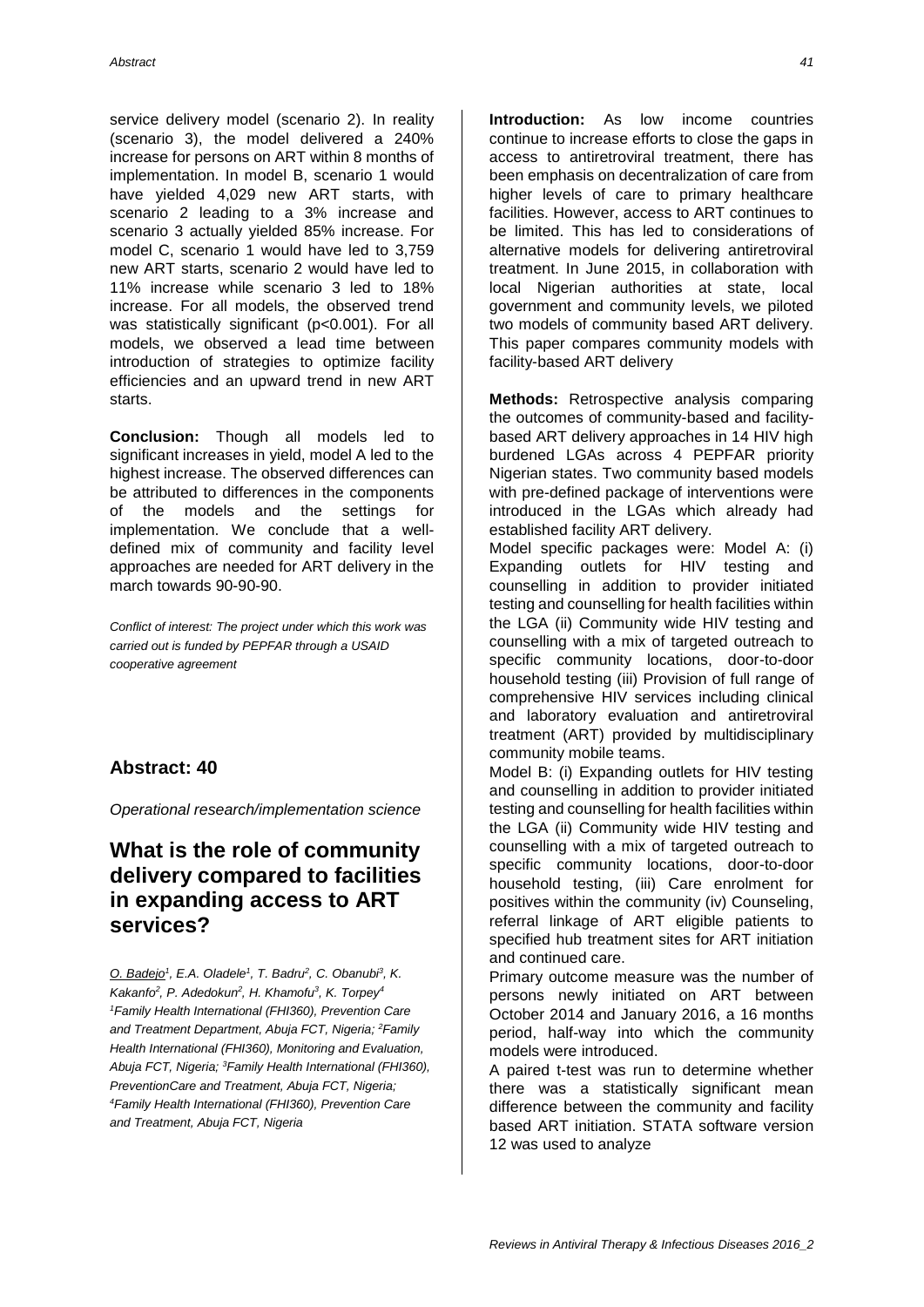service delivery model (scenario 2). In reality (scenario 3), the model delivered a 240% increase for persons on ART within 8 months of implementation. In model B, scenario 1 would have yielded 4,029 new ART starts, with scenario 2 leading to a 3% increase and scenario 3 actually yielded 85% increase. For model C, scenario 1 would have led to 3,759 new ART starts, scenario 2 would have led to 11% increase while scenario 3 led to 18% increase. For all models, the observed trend was statistically significant ($p<0.001$). For all models, we observed a lead time between introduction of strategies to optimize facility efficiencies and an upward trend in new ART starts.

**Conclusion:** Though all models led to significant increases in yield, model A led to the highest increase. The observed differences can be attributed to differences in the components of the models and the settings for implementation. We conclude that a well-defined mix of community and facility level approaches are needed for ART delivery in the march towards 90-90-90.

*Conflict of interest: The project under which this work was carried out is funded by PEPFAR through a USAID cooperative agreement*

## Abstract: 40

*Operational research/implementation science*

# What is the role of community delivery compared to facilities in expanding access to ART services?

*O. Badejo[1], E.A. Oladele[1], T. Badru[2], C. Obanubi[3], K. Kakanfo[2], P. Adedokun[2], H. Khamofu[3], K. Torpey[4]*
*[1]Family Health International (FHI360), Prevention Care and Treatment Department, Abuja FCT, Nigeria; [2]Family Health International (FHI360), Monitoring and Evaluation, Abuja FCT, Nigeria; [3]Family Health International (FHI360), PreventionCare and Treatment, Abuja FCT, Nigeria; [4]Family Health International (FHI360), Prevention Care and Treatment, Abuja FCT, Nigeria*

**Introduction:** As low income countries continue to increase efforts to close the gaps in access to antiretroviral treatment, there has been emphasis on decentralization of care from higher levels of care to primary healthcare facilities. However, access to ART continues to be limited. This has led to considerations of alternative models for delivering antiretroviral treatment. In June 2015, in collaboration with local Nigerian authorities at state, local government and community levels, we piloted two models of community based ART delivery. This paper compares community models with facility-based ART delivery

**Methods:** Retrospective analysis comparing the outcomes of community-based and facility-based ART delivery approaches in 14 HIV high burdened LGAs across 4 PEPFAR priority Nigerian states. Two community based models with pre-defined package of interventions were introduced in the LGAs which already had established facility ART delivery.

Model specific packages were: Model A: (i) Expanding outlets for HIV testing and counselling in addition to provider initiated testing and counselling for health facilities within the LGA (ii) Community wide HIV testing and counselling with a mix of targeted outreach to specific community locations, door-to-door household testing (iii) Provision of full range of comprehensive HIV services including clinical and laboratory evaluation and antiretroviral treatment (ART) provided by multidisciplinary community mobile teams.

Model B: (i) Expanding outlets for HIV testing and counselling in addition to provider initiated testing and counselling for health facilities within the LGA (ii) Community wide HIV testing and counselling with a mix of targeted outreach to specific community locations, door-to-door household testing, (iii) Care enrolment for positives within the community (iv) Counseling, referral linkage of ART eligible patients to specified hub treatment sites for ART initiation and continued care.

Primary outcome measure was the number of persons newly initiated on ART between October 2014 and January 2016, a 16 months period, half-way into which the community models were introduced.

A paired t-test was run to determine whether there was a statistically significant mean difference between the community and facility based ART initiation. STATA software version 12 was used to analyze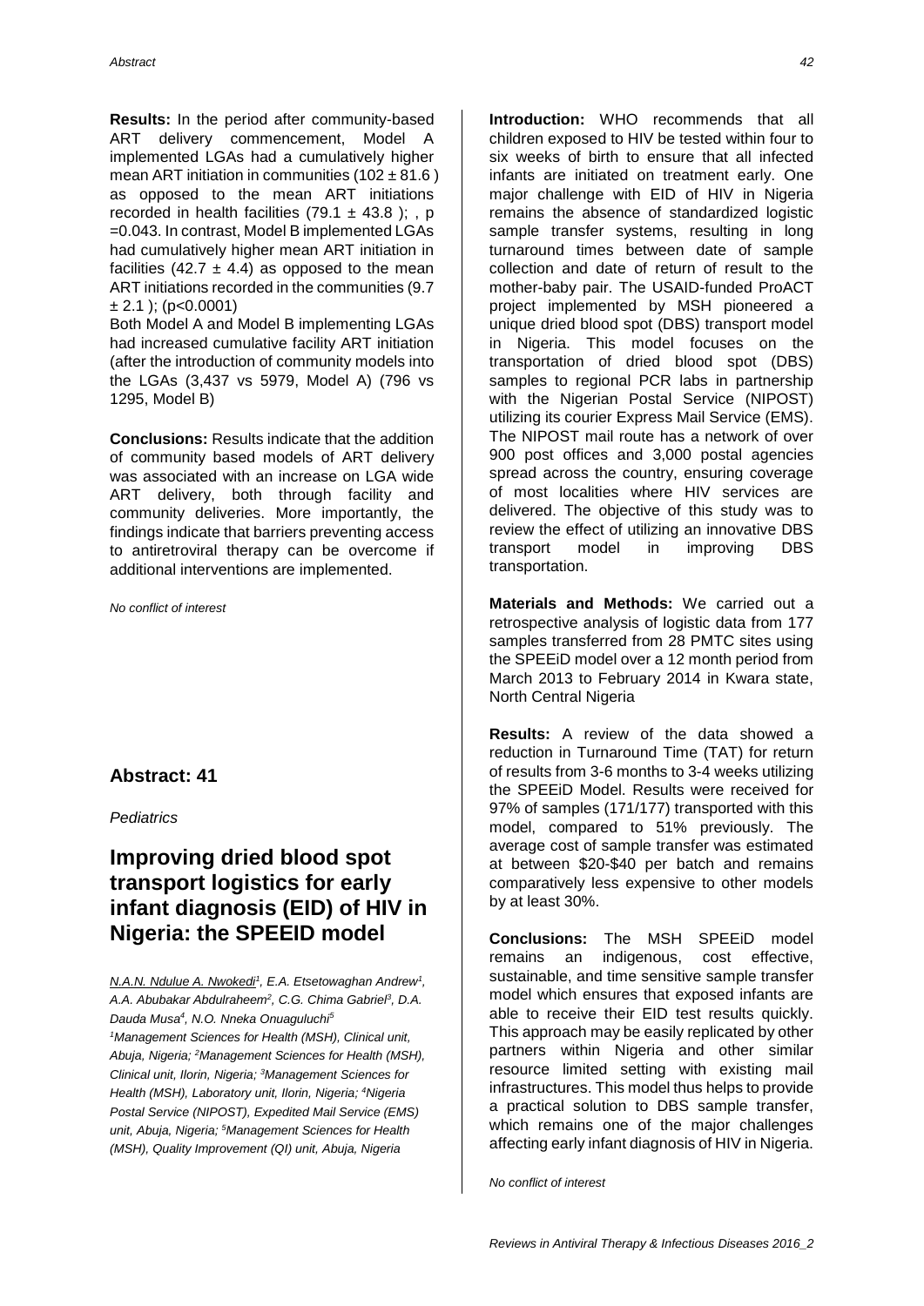**Results:** In the period after community-based ART delivery commencement, Model A implemented LGAs had a cumulatively higher mean ART initiation in communities ($102 \pm 81.6$ ) as opposed to the mean ART initiations recorded in health facilities ($79.1 \pm 43.8$ ); , p =0.043. In contrast, Model B implemented LGAs had cumulatively higher mean ART initiation in facilities ($42.7 \pm 4.4$) as opposed to the mean ART initiations recorded in the communities ($9.7 \pm 2.1$ ); ($p<0.0001$)

Both Model A and Model B implementing LGAs had increased cumulative facility ART initiation (after the introduction of community models into the LGAs (3,437 vs 5979, Model A) (796 vs 1295, Model B)

**Conclusions:** Results indicate that the addition of community based models of ART delivery was associated with an increase on LGA wide ART delivery, both through facility and community deliveries. More importantly, the findings indicate that barriers preventing access to antiretroviral therapy can be overcome if additional interventions are implemented.

*No conflict of interest*

## Abstract: 41

*Pediatrics*

# Improving dried blood spot transport logistics for early infant diagnosis (EID) of HIV in Nigeria: the SPEEID model

*N.A.N. Ndulue A. Nwokedi[1], E.A. Etsetowaghan Andrew[1], A.A. Abubakar Abdulraheem[2], C.G. Chima Gabriel[3], D.A. Dauda Musa[4], N.O. Nneka Onuaguluchi[5]*

*[1]Management Sciences for Health (MSH), Clinical unit, Abuja, Nigeria; [2]Management Sciences for Health (MSH), Clinical unit, Ilorin, Nigeria; [3]Management Sciences for Health (MSH), Laboratory unit, Ilorin, Nigeria; [4]Nigeria Postal Service (NIPOST), Expedited Mail Service (EMS) unit, Abuja, Nigeria; [5]Management Sciences for Health (MSH), Quality Improvement (QI) unit, Abuja, Nigeria*

**Introduction:** WHO recommends that all children exposed to HIV be tested within four to six weeks of birth to ensure that all infected infants are initiated on treatment early. One major challenge with EID of HIV in Nigeria remains the absence of standardized logistic sample transfer systems, resulting in long turnaround times between date of sample collection and date of return of result to the mother-baby pair. The USAID-funded ProACT project implemented by MSH pioneered a unique dried blood spot (DBS) transport model in Nigeria. This model focuses on the transportation of dried blood spot (DBS) samples to regional PCR labs in partnership with the Nigerian Postal Service (NIPOST) utilizing its courier Express Mail Service (EMS). The NIPOST mail route has a network of over 900 post offices and 3,000 postal agencies spread across the country, ensuring coverage of most localities where HIV services are delivered. The objective of this study was to review the effect of utilizing an innovative DBS transport model in improving DBS transportation.

**Materials and Methods:** We carried out a retrospective analysis of logistic data from 177 samples transferred from 28 PMTC sites using the SPEEiD model over a 12 month period from March 2013 to February 2014 in Kwara state, North Central Nigeria

**Results:** A review of the data showed a reduction in Turnaround Time (TAT) for return of results from 3-6 months to 3-4 weeks utilizing the SPEEiD Model. Results were received for 97% of samples (171/177) transported with this model, compared to 51% previously. The average cost of sample transfer was estimated at between \$20-\$40 per batch and remains comparatively less expensive to other models by at least 30%.

**Conclusions:** The MSH SPEEiD model remains an indigenous, cost effective, sustainable, and time sensitive sample transfer model which ensures that exposed infants are able to receive their EID test results quickly. This approach may be easily replicated by other partners within Nigeria and other similar resource limited setting with existing mail infrastructures. This model thus helps to provide a practical solution to DBS sample transfer, which remains one of the major challenges affecting early infant diagnosis of HIV in Nigeria.

*No conflict of interest*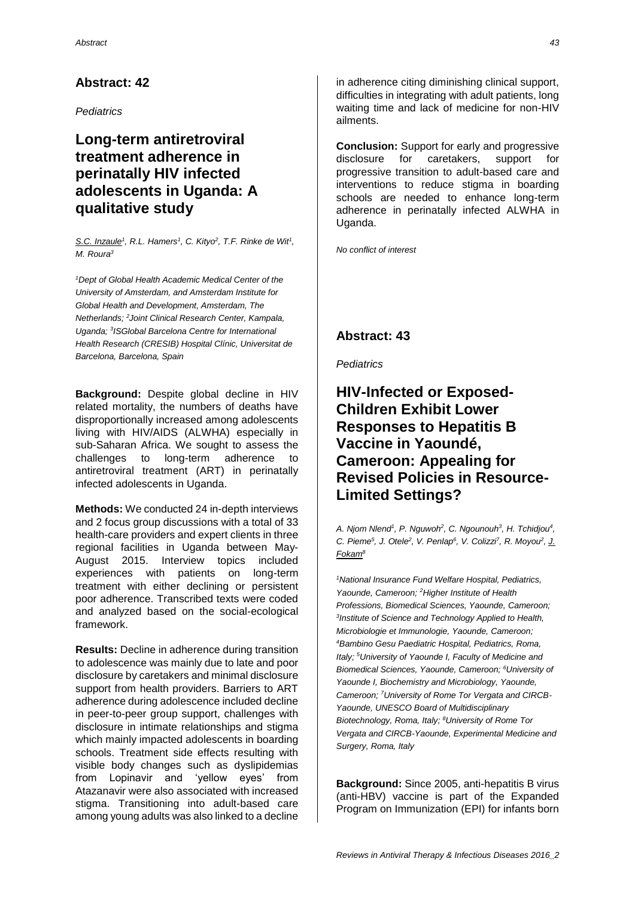## Abstract: 42

*Pediatrics*

# Long-term antiretroviral treatment adherence in perinatally HIV infected adolescents in Uganda: A qualitative study

S.C. Inzaule[1], R.L. Hamers[1], C. Kityo[2], T.F. Rinke de Wit[1], M. Roura[3]

*[1]Dept of Global Health Academic Medical Center of the University of Amsterdam, and Amsterdam Institute for Global Health and Development, Amsterdam, The Netherlands; [2]Joint Clinical Research Center, Kampala, Uganda; [3]ISGlobal Barcelona Centre for International Health Research (CRESIB) Hospital Clínic, Universitat de Barcelona, Barcelona, Spain*

**Background:** Despite global decline in HIV related mortality, the numbers of deaths have disproportionally increased among adolescents living with HIV/AIDS (ALWHA) especially in sub-Saharan Africa. We sought to assess the challenges to long-term adherence to antiretroviral treatment (ART) in perinatally infected adolescents in Uganda.

**Methods:** We conducted 24 in-depth interviews and 2 focus group discussions with a total of 33 health-care providers and expert clients in three regional facilities in Uganda between May-August 2015. Interview topics included experiences with patients on long-term treatment with either declining or persistent poor adherence. Transcribed texts were coded and analyzed based on the social-ecological framework.

**Results:** Decline in adherence during transition to adolescence was mainly due to late and poor disclosure by caretakers and minimal disclosure support from health providers. Barriers to ART adherence during adolescence included decline in peer-to-peer group support, challenges with disclosure in intimate relationships and stigma which mainly impacted adolescents in boarding schools. Treatment side effects resulting with visible body changes such as dyslipidemias from Lopinavir and 'yellow eyes' from Atazanavir were also associated with increased stigma. Transitioning into adult-based care among young adults was also linked to a decline in adherence citing diminishing clinical support, difficulties in integrating with adult patients, long waiting time and lack of medicine for non-HIV ailments.

**Conclusion:** Support for early and progressive disclosure for caretakers, support for progressive transition to adult-based care and interventions to reduce stigma in boarding schools are needed to enhance long-term adherence in perinatally infected ALWHA in Uganda.

*No conflict of interest*

## Abstract: 43

*Pediatrics*

# HIV-Infected or Exposed-Children Exhibit Lower Responses to Hepatitis B Vaccine in Yaoundé, Cameroon: Appealing for Revised Policies in Resource-Limited Settings?

*A. Njom Nlend[1], P. Nguwoh[2], C. Ngounouh[3], H. Tchidjou[4], C. Pieme[5], J. Otele[2], V. Penlap[6], V. Colizzi[7], R. Moyou[2], J. Fokam[8]*

*[1]National Insurance Fund Welfare Hospital, Pediatrics, Yaounde, Cameroon; [2]Higher Institute of Health Professions, Biomedical Sciences, Yaounde, Cameroon; [3]Institute of Science and Technology Applied to Health, Microbiologie et Immunologie, Yaounde, Cameroon; [4]Bambino Gesu Paediatric Hospital, Pediatrics, Roma, Italy; [5]University of Yaounde I, Faculty of Medicine and Biomedical Sciences, Yaounde, Cameroon; [6]University of Yaounde I, Biochemistry and Microbiology, Yaounde, Cameroon; [7]University of Rome Tor Vergata and CIRCB-Yaounde, UNESCO Board of Multidisciplinary Biotechnology, Roma, Italy; [8]University of Rome Tor Vergata and CIRCB-Yaounde, Experimental Medicine and Surgery, Roma, Italy*

**Background:** Since 2005, anti-hepatitis B virus (anti-HBV) vaccine is part of the Expanded Program on Immunization (EPI) for infants born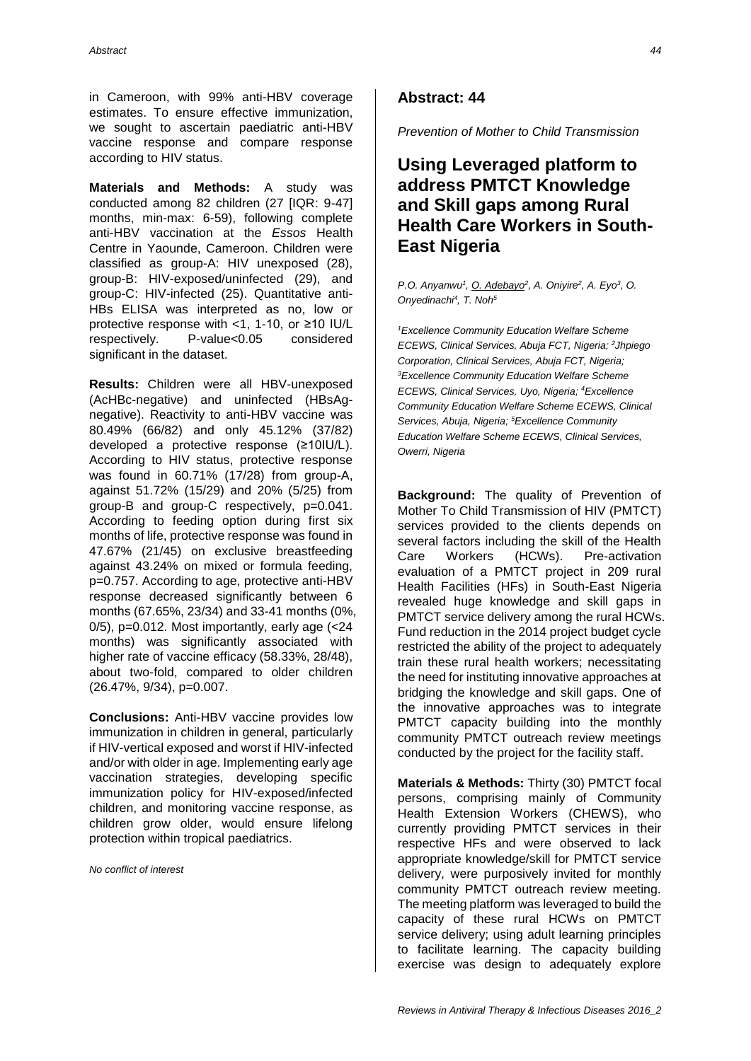in Cameroon, with 99% anti-HBV coverage estimates. To ensure effective immunization, we sought to ascertain paediatric anti-HBV vaccine response and compare response according to HIV status.

**Materials and Methods:** A study was conducted among 82 children (27 [IQR: 9-47] months, min-max: 6-59), following complete anti-HBV vaccination at the *Essos* Health Centre in Yaounde, Cameroon. Children were classified as group-A: HIV unexposed (28), group-B: HIV-exposed/uninfected (29), and group-C: HIV-infected (25). Quantitative anti-HBs ELISA was interpreted as no, low or protective response with <1, 1-10, or ≥10 IU/L respectively. P-value<0.05 considered significant in the dataset.

**Results:** Children were all HBV-unexposed (AcHBc-negative) and uninfected (HBsAg-negative). Reactivity to anti-HBV vaccine was 80.49% (66/82) and only 45.12% (37/82) developed a protective response (≥10IU/L). According to HIV status, protective response was found in 60.71% (17/28) from group-A, against 51.72% (15/29) and 20% (5/25) from group-B and group-C respectively, p=0.041. According to feeding option during first six months of life, protective response was found in 47.67% (21/45) on exclusive breastfeeding against 43.24% on mixed or formula feeding, p=0.757. According to age, protective anti-HBV response decreased significantly between 6 months (67.65%, 23/34) and 33-41 months (0%, 0/5), p=0.012. Most importantly, early age (<24 months) was significantly associated with higher rate of vaccine efficacy (58.33%, 28/48), about two-fold, compared to older children (26.47%, 9/34), p=0.007.

**Conclusions:** Anti-HBV vaccine provides low immunization in children in general, particularly if HIV-vertical exposed and worst if HIV-infected and/or with older in age. Implementing early age vaccination strategies, developing specific immunization policy for HIV-exposed/infected children, and monitoring vaccine response, as children grow older, would ensure lifelong protection within tropical paediatrics.

*No conflict of interest*

## Abstract: 44

*Prevention of Mother to Child Transmission*

# Using Leveraged platform to address PMTCT Knowledge and Skill gaps among Rural Health Care Workers in South-East Nigeria

*P.O. Anyanwu[1], O. Adebayo[2], A. Oniyire[2], A. Eyo[3], O. Onyedinachi[4], T. Noh[5]*

*[1]Excellence Community Education Welfare Scheme ECEWS, Clinical Services, Abuja FCT, Nigeria; [2]Jhpiego Corporation, Clinical Services, Abuja FCT, Nigeria; [3]Excellence Community Education Welfare Scheme ECEWS, Clinical Services, Uyo, Nigeria; [4]Excellence Community Education Welfare Scheme ECEWS, Clinical Services, Abuja, Nigeria; [5]Excellence Community Education Welfare Scheme ECEWS, Clinical Services, Owerri, Nigeria*

**Background:** The quality of Prevention of Mother To Child Transmission of HIV (PMTCT) services provided to the clients depends on several factors including the skill of the Health Care Workers (HCWs). Pre-activation evaluation of a PMTCT project in 209 rural Health Facilities (HFs) in South-East Nigeria revealed huge knowledge and skill gaps in PMTCT service delivery among the rural HCWs. Fund reduction in the 2014 project budget cycle restricted the ability of the project to adequately train these rural health workers; necessitating the need for instituting innovative approaches at bridging the knowledge and skill gaps. One of the innovative approaches was to integrate PMTCT capacity building into the monthly community PMTCT outreach review meetings conducted by the project for the facility staff.

**Materials & Methods:** Thirty (30) PMTCT focal persons, comprising mainly of Community Health Extension Workers (CHEWS), who currently providing PMTCT services in their respective HFs and were observed to lack appropriate knowledge/skill for PMTCT service delivery, were purposively invited for monthly community PMTCT outreach review meeting. The meeting platform was leveraged to build the capacity of these rural HCWs on PMTCT service delivery; using adult learning principles to facilitate learning. The capacity building exercise was design to adequately explore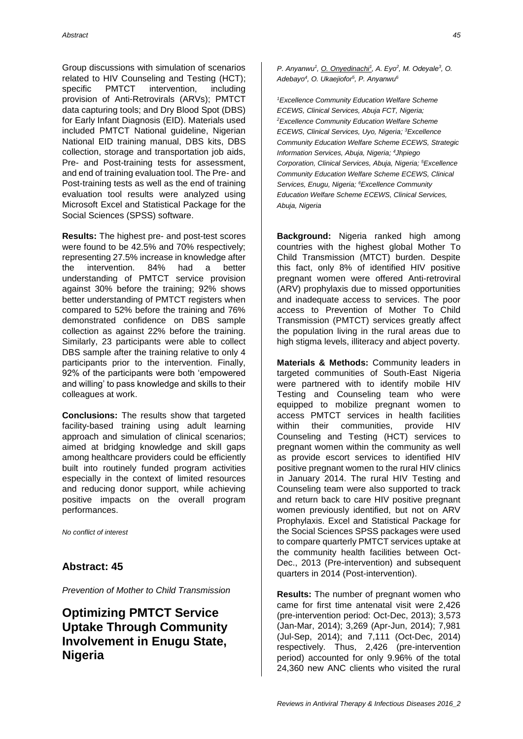Group discussions with simulation of scenarios related to HIV Counseling and Testing (HCT); specific PMTCT intervention, including provision of Anti-Retrovirals (ARVs); PMTCT data capturing tools; and Dry Blood Spot (DBS) for Early Infant Diagnosis (EID). Materials used included PMTCT National guideline, Nigerian National EID training manual, DBS kits, DBS collection, storage and transportation job aids, Pre- and Post-training tests for assessment, and end of training evaluation tool. The Pre- and Post-training tests as well as the end of training evaluation tool results were analyzed using Microsoft Excel and Statistical Package for the Social Sciences (SPSS) software.

**Results:** The highest pre- and post-test scores were found to be 42.5% and 70% respectively; representing 27.5% increase in knowledge after the intervention. 84% had a better understanding of PMTCT service provision against 30% before the training; 92% shows better understanding of PMTCT registers when compared to 52% before the training and 76% demonstrated confidence on DBS sample collection as against 22% before the training. Similarly, 23 participants were able to collect DBS sample after the training relative to only 4 participants prior to the intervention. Finally, 92% of the participants were both 'empowered and willing' to pass knowledge and skills to their colleagues at work.

**Conclusions:** The results show that targeted facility-based training using adult learning approach and simulation of clinical scenarios; aimed at bridging knowledge and skill gaps among healthcare providers could be efficiently built into routinely funded program activities especially in the context of limited resources and reducing donor support, while achieving positive impacts on the overall program performances.

*No conflict of interest*

## Abstract: 45

*Prevention of Mother to Child Transmission*

# Optimizing PMTCT Service Uptake Through Community Involvement in Enugu State, Nigeria

*P. Anyanwu[1], O. Onyedinachi[1], A. Eyo[2], M. Odeyale[3], O. Adebayo[4], O. Ukaejiofor[5], P. Anyanwu[6]*

*[1]Excellence Community Education Welfare Scheme ECEWS, Clinical Services, Abuja FCT, Nigeria; [2]Excellence Community Education Welfare Scheme ECEWS, Clinical Services, Uyo, Nigeria; [3]Excellence Community Education Welfare Scheme ECEWS, Strategic Information Services, Abuja, Nigeria; [4]Jhpiego Corporation, Clinical Services, Abuja, Nigeria; [5]Excellence Community Education Welfare Scheme ECEWS, Clinical Services, Enugu, Nigeria; [6]Excellence Community Education Welfare Scheme ECEWS, Clinical Services, Abuja, Nigeria*

**Background:** Nigeria ranked high among countries with the highest global Mother To Child Transmission (MTCT) burden. Despite this fact, only 8% of identified HIV positive pregnant women were offered Anti-retroviral (ARV) prophylaxis due to missed opportunities and inadequate access to services. The poor access to Prevention of Mother To Child Transmission (PMTCT) services greatly affect the population living in the rural areas due to high stigma levels, illiteracy and abject poverty.

**Materials & Methods:** Community leaders in targeted communities of South-East Nigeria were partnered with to identify mobile HIV Testing and Counseling team who were equipped to mobilize pregnant women to access PMTCT services in health facilities within their communities, provide HIV Counseling and Testing (HCT) services to pregnant women within the community as well as provide escort services to identified HIV positive pregnant women to the rural HIV clinics in January 2014. The rural HIV Testing and Counseling team were also supported to track and return back to care HIV positive pregnant women previously identified, but not on ARV Prophylaxis. Excel and Statistical Package for the Social Sciences SPSS packages were used to compare quarterly PMTCT services uptake at the community health facilities between Oct-Dec., 2013 (Pre-intervention) and subsequent quarters in 2014 (Post-intervention).

**Results:** The number of pregnant women who came for first time antenatal visit were 2,426 (pre-intervention period: Oct-Dec, 2013); 3,573 (Jan-Mar, 2014); 3,269 (Apr-Jun, 2014); 7,981 (Jul-Sep, 2014); and 7,111 (Oct-Dec, 2014) respectively. Thus, 2,426 (pre-intervention period) accounted for only 9.96% of the total 24,360 new ANC clients who visited the rural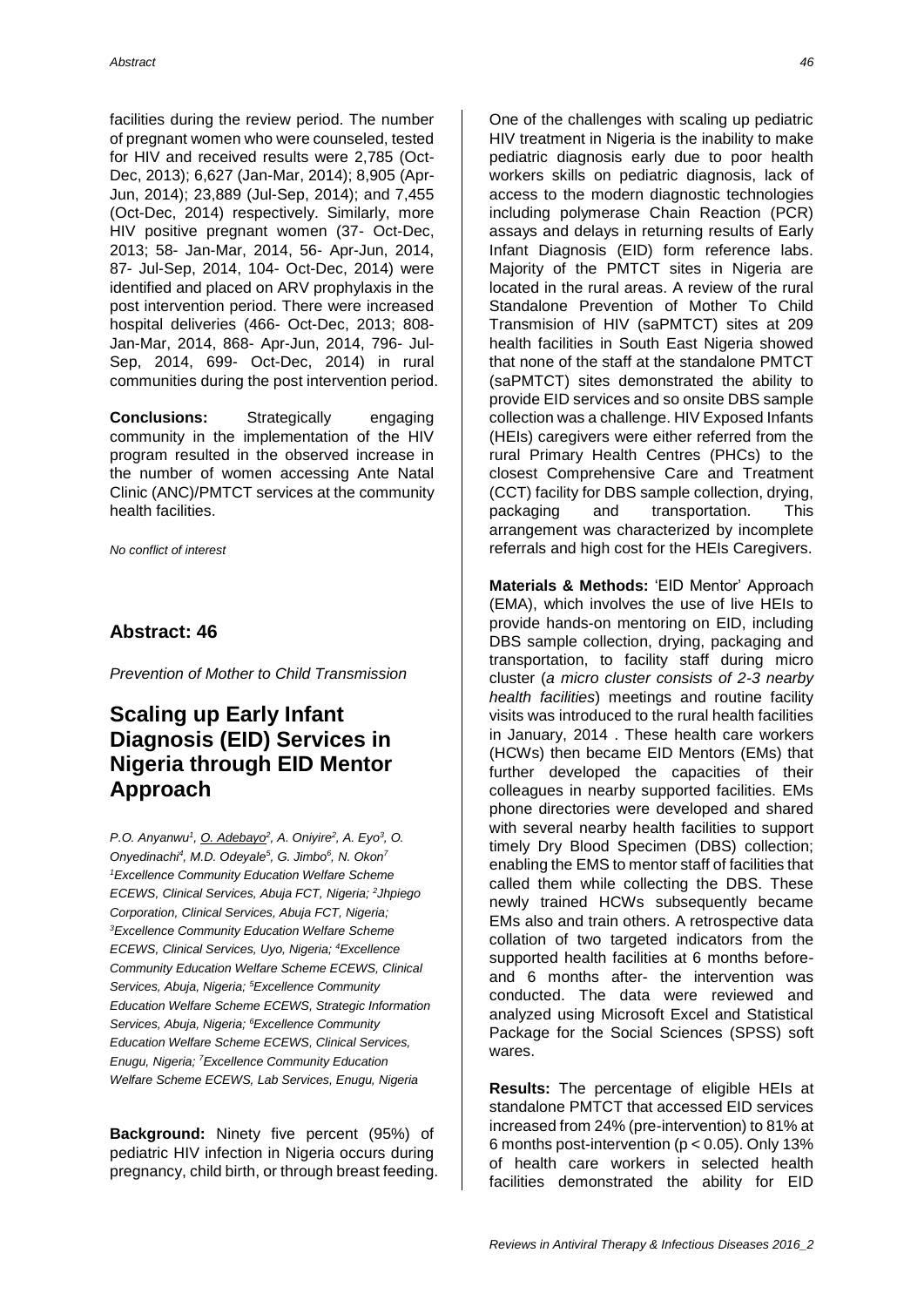facilities during the review period. The number of pregnant women who were counseled, tested for HIV and received results were 2,785 (Oct-Dec, 2013); 6,627 (Jan-Mar, 2014); 8,905 (Apr-Jun, 2014); 23,889 (Jul-Sep, 2014); and 7,455 (Oct-Dec, 2014) respectively. Similarly, more HIV positive pregnant women (37- Oct-Dec, 2013; 58- Jan-Mar, 2014, 56- Apr-Jun, 2014, 87- Jul-Sep, 2014, 104- Oct-Dec, 2014) were identified and placed on ARV prophylaxis in the post intervention period. There were increased hospital deliveries (466- Oct-Dec, 2013; 808- Jan-Mar, 2014, 868- Apr-Jun, 2014, 796- Jul-Sep, 2014, 699- Oct-Dec, 2014) in rural communities during the post intervention period.

**Conclusions:** Strategically engaging community in the implementation of the HIV program resulted in the observed increase in the number of women accessing Ante Natal Clinic (ANC)/PMTCT services at the community health facilities.

*No conflict of interest*

## Abstract: 46

*Prevention of Mother to Child Transmission*

# Scaling up Early Infant Diagnosis (EID) Services in Nigeria through EID Mentor Approach

*P.O. Anyanwu[1], O. Adebayo[2], A. Oniyire[2], A. Eyo[3], O. Onyedinachi[4], M.D. Odeyale[5], G. Jimbo[6], N. Okon[7]*
*[1]Excellence Community Education Welfare Scheme ECEWS, Clinical Services, Abuja FCT, Nigeria; [2]Jhpiego Corporation, Clinical Services, Abuja FCT, Nigeria; [3]Excellence Community Education Welfare Scheme ECEWS, Clinical Services, Uyo, Nigeria; [4]Excellence Community Education Welfare Scheme ECEWS, Clinical Services, Abuja, Nigeria; [5]Excellence Community Education Welfare Scheme ECEWS, Strategic Information Services, Abuja, Nigeria; [6]Excellence Community Education Welfare Scheme ECEWS, Clinical Services, Enugu, Nigeria; [7]Excellence Community Education Welfare Scheme ECEWS, Lab Services, Enugu, Nigeria*

**Background:** Ninety five percent (95%) of pediatric HIV infection in Nigeria occurs during pregnancy, child birth, or through breast feeding. One of the challenges with scaling up pediatric HIV treatment in Nigeria is the inability to make pediatric diagnosis early due to poor health workers skills on pediatric diagnosis, lack of access to the modern diagnostic technologies including polymerase Chain Reaction (PCR) assays and delays in returning results of Early Infant Diagnosis (EID) form reference labs. Majority of the PMTCT sites in Nigeria are located in the rural areas. A review of the rural Standalone Prevention of Mother To Child Transmission of HIV (saPMTCT) sites at 209 health facilities in South East Nigeria showed that none of the staff at the standalone PMTCT (saPMTCT) sites demonstrated the ability to provide EID services and so onsite DBS sample collection was a challenge. HIV Exposed Infants (HEIs) caregivers were either referred from the rural Primary Health Centres (PHCs) to the closest Comprehensive Care and Treatment (CCT) facility for DBS sample collection, drying, packaging and transportation. This arrangement was characterized by incomplete referrals and high cost for the HEIs Caregivers.

**Materials & Methods:** 'EID Mentor' Approach (EMA), which involves the use of live HEIs to provide hands-on mentoring on EID, including DBS sample collection, drying, packaging and transportation, to facility staff during micro cluster (*a micro cluster consists of 2-3 nearby health facilities*) meetings and routine facility visits was introduced to the rural health facilities in January, 2014 . These health care workers (HCWs) then became EID Mentors (EMs) that further developed the capacities of their colleagues in nearby supported facilities. EMs phone directories were developed and shared with several nearby health facilities to support timely Dry Blood Specimen (DBS) collection; enabling the EMS to mentor staff of facilities that called them while collecting the DBS. These newly trained HCWs subsequently became EMs also and train others. A retrospective data collation of two targeted indicators from the supported health facilities at 6 months before- and 6 months after- the intervention was conducted. The data were reviewed and analyzed using Microsoft Excel and Statistical Package for the Social Sciences (SPSS) soft wares.

**Results:** The percentage of eligible HEIs at standalone PMTCT that accessed EID services increased from 24% (pre-intervention) to 81% at 6 months post-intervention ($p < 0.05$). Only 13% of health care workers in selected health facilities demonstrated the ability for EID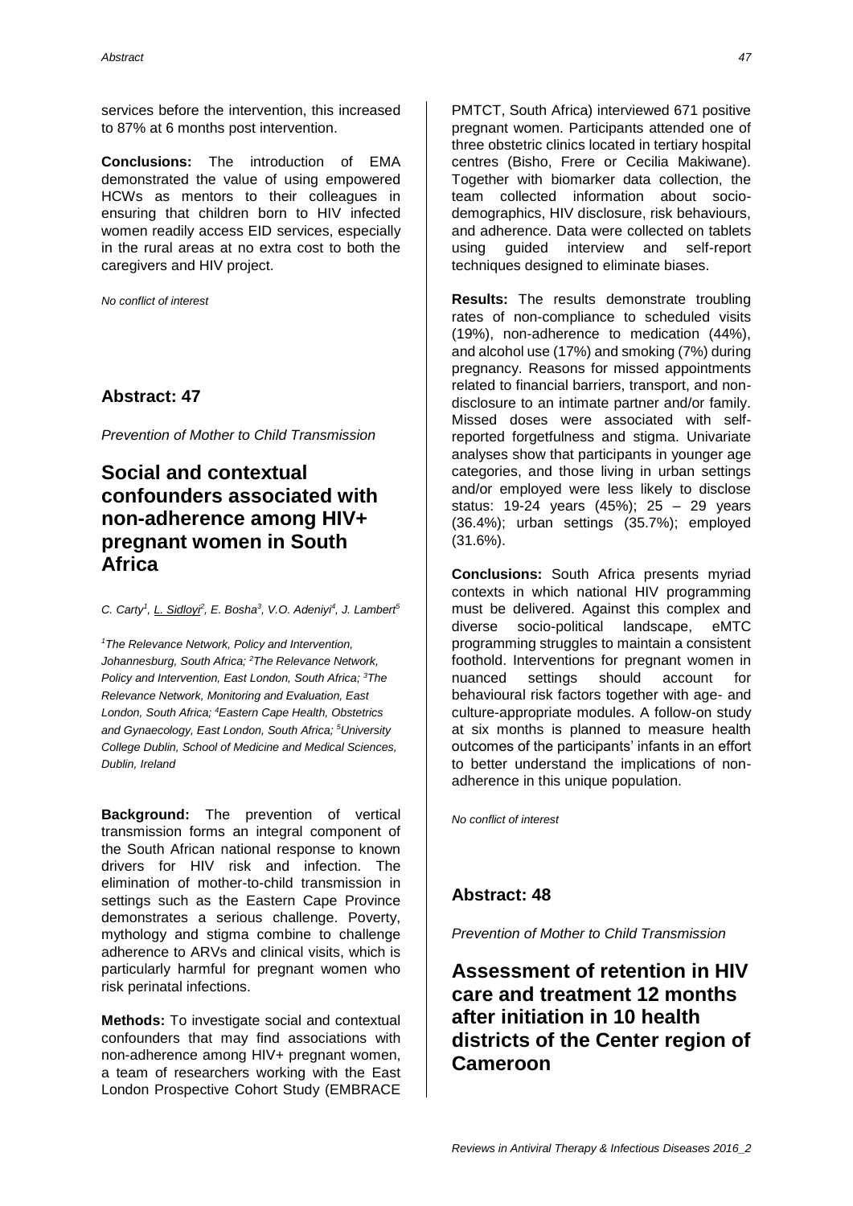services before the intervention, this increased to 87% at 6 months post intervention.

**Conclusions:** The introduction of EMA demonstrated the value of using empowered HCWs as mentors to their colleagues in ensuring that children born to HIV infected women readily access EID services, especially in the rural areas at no extra cost to both the caregivers and HIV project.

*No conflict of interest*

## Abstract: 47

*Prevention of Mother to Child Transmission*

# Social and contextual confounders associated with non-adherence among HIV+ pregnant women in South Africa

*C. Carty[1], L. Sidloyi[2], E. Bosha[3], V.O. Adeniyi[4], J. Lambert[5]*

*[1]The Relevance Network, Policy and Intervention, Johannesburg, South Africa; [2]The Relevance Network, Policy and Intervention, East London, South Africa; [3]The Relevance Network, Monitoring and Evaluation, East London, South Africa; [4]Eastern Cape Health, Obstetrics and Gynaecology, East London, South Africa; [5]University College Dublin, School of Medicine and Medical Sciences, Dublin, Ireland*

**Background:** The prevention of vertical transmission forms an integral component of the South African national response to known drivers for HIV risk and infection. The elimination of mother-to-child transmission in settings such as the Eastern Cape Province demonstrates a serious challenge. Poverty, mythology and stigma combine to challenge adherence to ARVs and clinical visits, which is particularly harmful for pregnant women who risk perinatal infections.

**Methods:** To investigate social and contextual confounders that may find associations with non-adherence among HIV+ pregnant women, a team of researchers working with the East London Prospective Cohort Study (EMBRACE PMTCT, South Africa) interviewed 671 positive pregnant women. Participants attended one of three obstetric clinics located in tertiary hospital centres (Bisho, Frere or Cecilia Makiwane). Together with biomarker data collection, the team collected information about socio-demographics, HIV disclosure, risk behaviours, and adherence. Data were collected on tablets using guided interview and self-report techniques designed to eliminate biases.

**Results:** The results demonstrate troubling rates of non-compliance to scheduled visits (19%), non-adherence to medication (44%), and alcohol use (17%) and smoking (7%) during pregnancy. Reasons for missed appointments related to financial barriers, transport, and non-disclosure to an intimate partner and/or family. Missed doses were associated with self-reported forgetfulness and stigma. Univariate analyses show that participants in younger age categories, and those living in urban settings and/or employed were less likely to disclose status: 19-24 years (45%); 25 – 29 years (36.4%); urban settings (35.7%); employed (31.6%).

**Conclusions:** South Africa presents myriad contexts in which national HIV programming must be delivered. Against this complex and diverse socio-political landscape, eMTC programming struggles to maintain a consistent foothold. Interventions for pregnant women in nuanced settings should account for behavioural risk factors together with age- and culture-appropriate modules. A follow-on study at six months is planned to measure health outcomes of the participants' infants in an effort to better understand the implications of non-adherence in this unique population.

*No conflict of interest*

## Abstract: 48

*Prevention of Mother to Child Transmission*

# Assessment of retention in HIV care and treatment 12 months after initiation in 10 health districts of the Center region of Cameroon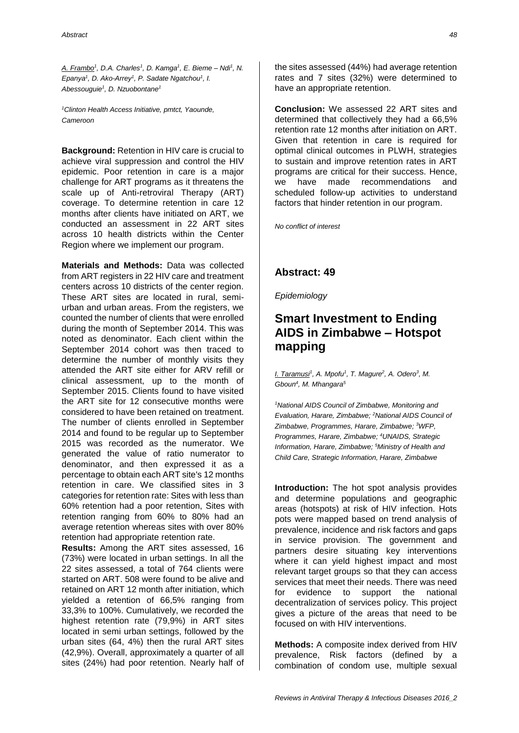*A. Frambo*[1], *D.A. Charles*[1], *D. Kamga*[1], *E. Bieme – Ndi*[1], *N. Epanya*[1], *D. Ako-Arrey*[1], *P. Sadate Ngatchou*[1], *I. Abessouguie*[1], *D. Nzuobontane*[1]

[1]*Clinton Health Access Initiative, pmtct, Yaounde, Cameroon*

**Background:** Retention in HIV care is crucial to achieve viral suppression and control the HIV epidemic. Poor retention in care is a major challenge for ART programs as it threatens the scale up of Anti-retroviral Therapy (ART) coverage. To determine retention in care 12 months after clients have initiated on ART, we conducted an assessment in 22 ART sites across 10 health districts within the Center Region where we implement our program.

**Materials and Methods:** Data was collected from ART registers in 22 HIV care and treatment centers across 10 districts of the center region. These ART sites are located in rural, semi-urban and urban areas. From the registers, we counted the number of clients that were enrolled during the month of September 2014. This was noted as denominator. Each client within the September 2014 cohort was then traced to determine the number of monthly visits they attended the ART site either for ARV refill or clinical assessment, up to the month of September 2015. Clients found to have visited the ART site for 12 consecutive months were considered to have been retained on treatment. The number of clients enrolled in September 2014 and found to be regular up to September 2015 was recorded as the numerator. We generated the value of ratio numerator to denominator, and then expressed it as a percentage to obtain each ART site's 12 months retention in care. We classified sites in 3 categories for retention rate: Sites with less than 60% retention had a poor retention, Sites with retention ranging from 60% to 80% had an average retention whereas sites with over 80% retention had appropriate retention rate.

**Results:** Among the ART sites assessed, 16 (73%) were located in urban settings. In all the 22 sites assessed, a total of 764 clients were started on ART. 508 were found to be alive and retained on ART 12 month after initiation, which yielded a retention of 66,5% ranging from 33,3% to 100%. Cumulatively, we recorded the highest retention rate (79,9%) in ART sites located in semi urban settings, followed by the urban sites (64, 4%) then the rural ART sites (42,9%). Overall, approximately a quarter of all sites (24%) had poor retention. Nearly half of the sites assessed (44%) had average retention rates and 7 sites (32%) were determined to have an appropriate retention.

**Conclusion:** We assessed 22 ART sites and determined that collectively they had a 66,5% retention rate 12 months after initiation on ART. Given that retention in care is required for optimal clinical outcomes in PLWH, strategies to sustain and improve retention rates in ART programs are critical for their success. Hence, we have made recommendations and scheduled follow-up activities to understand factors that hinder retention in our program.

*No conflict of interest*

## Abstract: 49

*Epidemiology*

# Smart Investment to Ending AIDS in Zimbabwe – Hotspot mapping

*I. Taramusi*[1], *A. Mpofu*[1], *T. Magure*[2], *A. Odero*[3], *M. Gboun*[4], *M. Mhangara*[5]

[1]*National AIDS Council of Zimbabwe, Monitoring and Evaluation, Harare, Zimbabwe;* [2]*National AIDS Council of Zimbabwe, Programmes, Harare, Zimbabwe;* [3]*WFP, Programmes, Harare, Zimbabwe;* [4]*UNAIDS, Strategic Information, Harare, Zimbabwe;* [5]*Ministry of Health and Child Care, Strategic Information, Harare, Zimbabwe*

**Introduction:** The hot spot analysis provides and determine populations and geographic areas (hotspots) at risk of HIV infection. Hots pots were mapped based on trend analysis of prevalence, incidence and risk factors and gaps in service provision. The government and partners desire situating key interventions where it can yield highest impact and most relevant target groups so that they can access services that meet their needs. There was need for evidence to support the national decentralization of services policy. This project gives a picture of the areas that need to be focused on with HIV interventions.

**Methods:** A composite index derived from HIV prevalence, Risk factors (defined by a combination of condom use, multiple sexual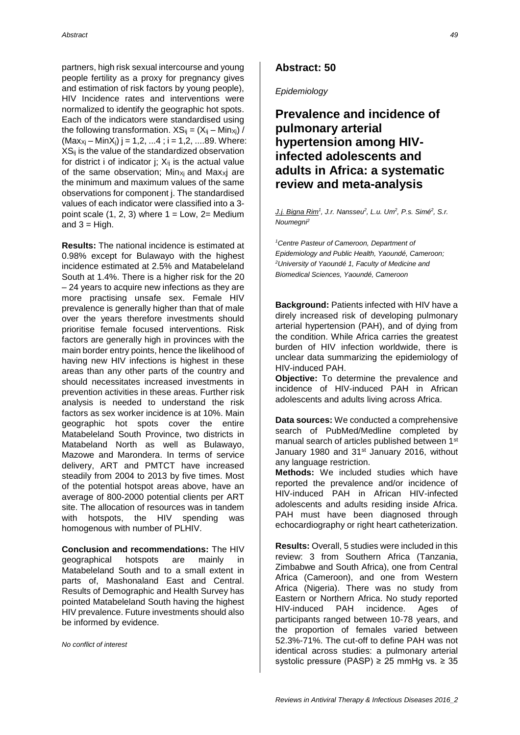partners, high risk sexual intercourse and young people fertility as a proxy for pregnancy gives and estimation of risk factors by young people), HIV Incidence rates and interventions were normalized to identify the geographic hot spots. Each of the indicators were standardised using the following transformation. $XS_{ij} = (X_{ij} - Min_{Xj}) / (Max_{Xj} - MinX_j)$ j = 1,2, ...4 ; i = 1,2, ....89. Where: $XS_{ij}$ is the value of the standardized observation for district i of indicator j; $X_{ij}$ is the actual value of the same observation; $Min_{Xj}$ and $Max_{Xj}$ are the minimum and maximum values of the same observations for component j. The standardised values of each indicator were classified into a 3-point scale (1, 2, 3) where 1 = Low, 2= Medium and 3 = High.

**Results:** The national incidence is estimated at 0.98% except for Bulawayo with the highest incidence estimated at 2.5% and Matabeleland South at 1.4%. There is a higher risk for the 20 – 24 years to acquire new infections as they are more practising unsafe sex. Female HIV prevalence is generally higher than that of male over the years therefore investments should prioritise female focused interventions. Risk factors are generally high in provinces with the main border entry points, hence the likelihood of having new HIV infections is highest in these areas than any other parts of the country and should necessitates increased investments in prevention activities in these areas. Further risk analysis is needed to understand the risk factors as sex worker incidence is at 10%. Main geographic hot spots cover the entire Matabeleland South Province, two districts in Matabeland North as well as Bulawayo, Mazowe and Marondera. In terms of service delivery, ART and PMTCT have increased steadily from 2004 to 2013 by five times. Most of the potential hotspot areas above, have an average of 800-2000 potential clients per ART site. The allocation of resources was in tandem with hotspots, the HIV spending was homogenous with number of PLHIV.

**Conclusion and recommendations:** The HIV geographical hotspots are mainly in Matabeleland South and to a small extent in parts of, Mashonaland East and Central. Results of Demographic and Health Survey has pointed Matabeleland South having the highest HIV prevalence. Future investments should also be informed by evidence.

*No conflict of interest*

## Abstract: 50

*Epidemiology*

# Prevalence and incidence of pulmonary arterial hypertension among HIV-infected adolescents and adults in Africa: a systematic review and meta-analysis

*J.j. Bigna Rim[1], J.r. Nansseu[2], L.u. Um[2], P.s. Simé[2], S.r. Noumegni[2]*

*[1]Centre Pasteur of Cameroon, Department of Epidemiology and Public Health, Yaoundé, Cameroon; [2]University of Yaoundé 1, Faculty of Medicine and Biomedical Sciences, Yaoundé, Cameroon*

**Background:** Patients infected with HIV have a direly increased risk of developing pulmonary arterial hypertension (PAH), and of dying from the condition. While Africa carries the greatest burden of HIV infection worldwide, there is unclear data summarizing the epidemiology of HIV-induced PAH.

**Objective:** To determine the prevalence and incidence of HIV-induced PAH in African adolescents and adults living across Africa.

**Data sources:** We conducted a comprehensive search of PubMed/Medline completed by manual search of articles published between 1st January 1980 and 31st January 2016, without any language restriction.

**Methods:** We included studies which have reported the prevalence and/or incidence of HIV-induced PAH in African HIV-infected adolescents and adults residing inside Africa. PAH must have been diagnosed through echocardiography or right heart catheterization.

**Results:** Overall, 5 studies were included in this review: 3 from Southern Africa (Tanzania, Zimbabwe and South Africa), one from Central Africa (Cameroon), and one from Western Africa (Nigeria). There was no study from Eastern or Northern Africa. No study reported HIV-induced PAH incidence. Ages of participants ranged between 10-78 years, and the proportion of females varied between 52.3%-71%. The cut-off to define PAH was not identical across studies: a pulmonary arterial systolic pressure (PASP) ≥ 25 mmHg vs. ≥ 35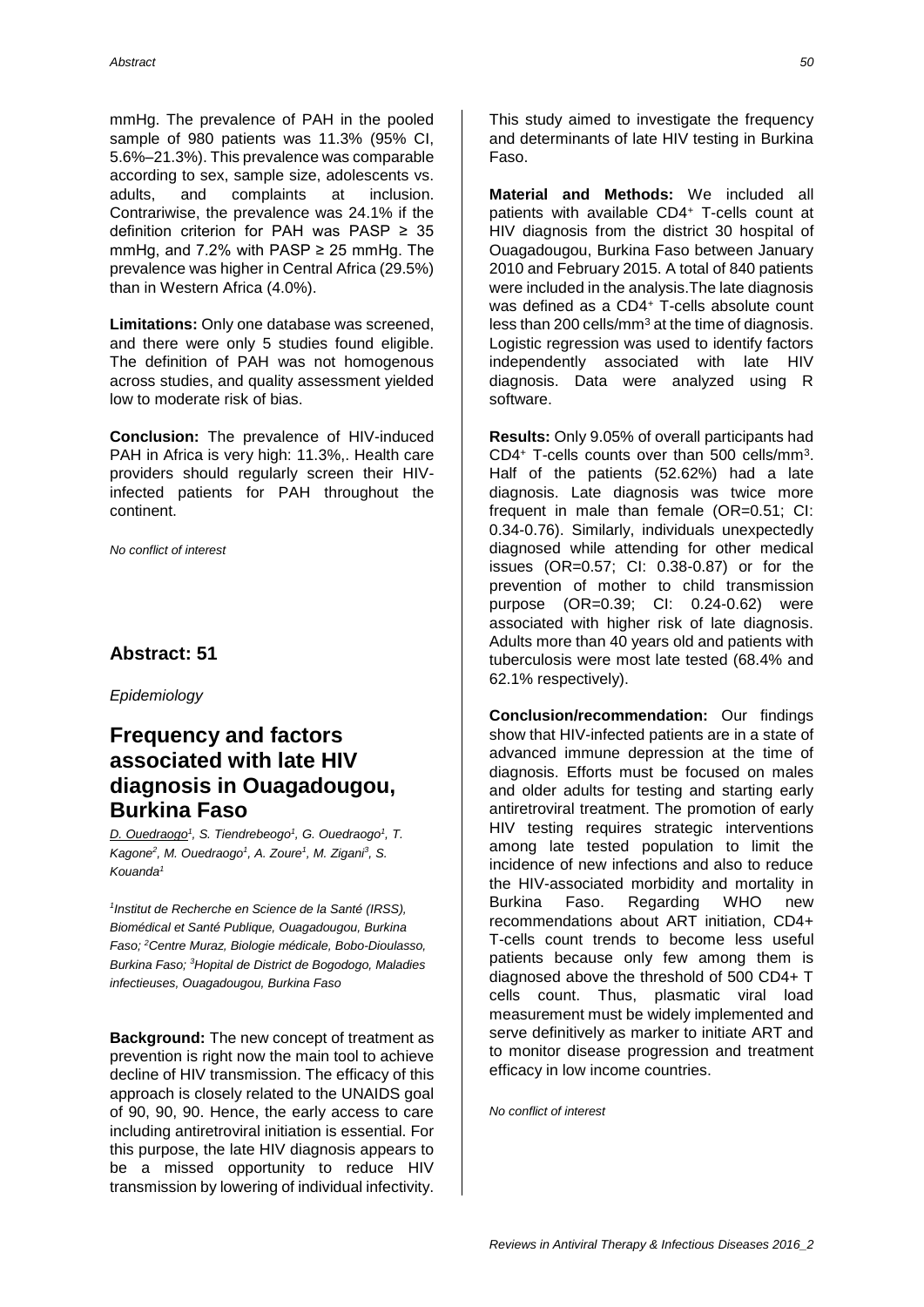mmHg. The prevalence of PAH in the pooled sample of 980 patients was 11.3% (95% CI, 5.6%–21.3%). This prevalence was comparable according to sex, sample size, adolescents vs. adults, and complaints at inclusion. Contrariwise, the prevalence was 24.1% if the definition criterion for PAH was PASP ≥ 35 mmHg, and 7.2% with PASP ≥ 25 mmHg. The prevalence was higher in Central Africa (29.5%) than in Western Africa (4.0%).

**Limitations:** Only one database was screened, and there were only 5 studies found eligible. The definition of PAH was not homogenous across studies, and quality assessment yielded low to moderate risk of bias.

**Conclusion:** The prevalence of HIV-induced PAH in Africa is very high: 11.3%,. Health care providers should regularly screen their HIV-infected patients for PAH throughout the continent.

*No conflict of interest*

## Abstract: 51

*Epidemiology*

# Frequency and factors associated with late HIV diagnosis in Ouagadougou, Burkina Faso

*D. Ouedraogo[1], S. Tiendrebeogo[1], G. Ouedraogo[1], T. Kagone[2], M. Ouedraogo[1], A. Zoure[1], M. Zigani[3], S. Kouanda[1]*

*[1]Institut de Recherche en Science de la Santé (IRSS), Biomédical et Santé Publique, Ouagadougou, Burkina Faso; [2]Centre Muraz, Biologie médicale, Bobo-Dioulasso, Burkina Faso; [3]Hopital de District de Bogodogo, Maladies infectieuses, Ouagadougou, Burkina Faso*

**Background:** The new concept of treatment as prevention is right now the main tool to achieve decline of HIV transmission. The efficacy of this approach is closely related to the UNAIDS goal of 90, 90, 90. Hence, the early access to care including antiretroviral initiation is essential. For this purpose, the late HIV diagnosis appears to be a missed opportunity to reduce HIV transmission by lowering of individual infectivity. This study aimed to investigate the frequency and determinants of late HIV testing in Burkina Faso.

**Material and Methods:** We included all patients with available $CD4^+$ T-cells count at HIV diagnosis from the district 30 hospital of Ouagadougou, Burkina Faso between January 2010 and February 2015. A total of 840 patients were included in the analysis.The late diagnosis was defined as a $CD4^+$ T-cells absolute count less than 200 cells/mm$^3$ at the time of diagnosis. Logistic regression was used to identify factors independently associated with late HIV diagnosis. Data were analyzed using R software.

**Results:** Only 9.05% of overall participants had $CD4^+$ T-cells counts over than 500 cells/mm$^3$. Half of the patients (52.62%) had a late diagnosis. Late diagnosis was twice more frequent in male than female (OR=0.51; CI: 0.34-0.76). Similarly, individuals unexpectedly diagnosed while attending for other medical issues (OR=0.57; CI: 0.38-0.87) or for the prevention of mother to child transmission purpose (OR=0.39; CI: 0.24-0.62) were associated with higher risk of late diagnosis. Adults more than 40 years old and patients with tuberculosis were most late tested (68.4% and 62.1% respectively).

**Conclusion/recommendation:** Our findings show that HIV-infected patients are in a state of advanced immune depression at the time of diagnosis. Efforts must be focused on males and older adults for testing and starting early antiretroviral treatment. The promotion of early HIV testing requires strategic interventions among late tested population to limit the incidence of new infections and also to reduce the HIV-associated morbidity and mortality in Burkina Faso. Regarding WHO new recommendations about ART initiation, CD4+ T-cells count trends to become less useful patients because only few among them is diagnosed above the threshold of 500 CD4+ T cells count. Thus, plasmatic viral load measurement must be widely implemented and serve definitively as marker to initiate ART and to monitor disease progression and treatment efficacy in low income countries.

*No conflict of interest*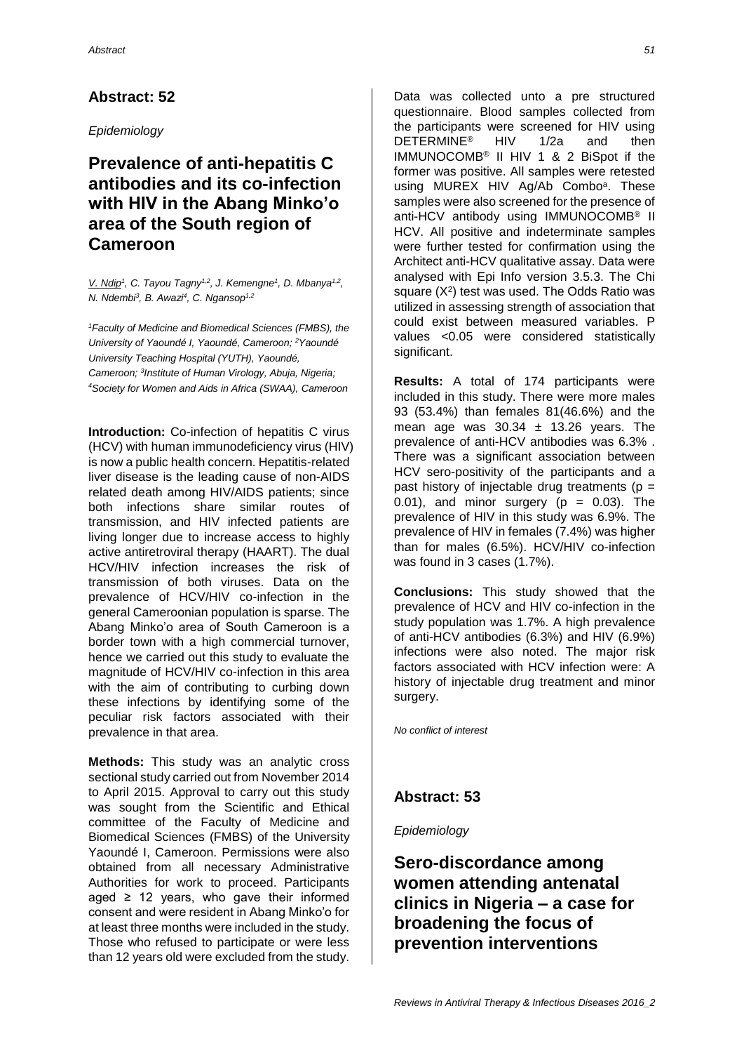## Abstract: 52

*Epidemiology*

# Prevalence of anti-hepatitis C antibodies and its co-infection with HIV in the Abang Minko'o area of the South region of Cameroon

*V. Ndip[1], C. Tayou Tagny[1,2], J. Kemengne[1], D. Mbanya[1,2], N. Ndembi[3], B. Awazi[4], C. Ngansop[1,2]*

*[1]Faculty of Medicine and Biomedical Sciences (FMBS), the University of Yaoundé I, Yaoundé, Cameroon; [2]Yaoundé University Teaching Hospital (YUTH), Yaoundé, Cameroon; [3]Institute of Human Virology, Abuja, Nigeria; [4]Society for Women and Aids in Africa (SWAA), Cameroon*

**Introduction:** Co-infection of hepatitis C virus (HCV) with human immunodeficiency virus (HIV) is now a public health concern. Hepatitis-related liver disease is the leading cause of non-AIDS related death among HIV/AIDS patients; since both infections share similar routes of transmission, and HIV infected patients are living longer due to increase access to highly active antiretroviral therapy (HAART). The dual HCV/HIV infection increases the risk of transmission of both viruses. Data on the prevalence of HCV/HIV co-infection in the general Cameroonian population is sparse. The Abang Minko'o area of South Cameroon is a border town with a high commercial turnover, hence we carried out this study to evaluate the magnitude of HCV/HIV co-infection in this area with the aim of contributing to curbing down these infections by identifying some of the peculiar risk factors associated with their prevalence in that area.

**Methods:** This study was an analytic cross sectional study carried out from November 2014 to April 2015. Approval to carry out this study was sought from the Scientific and Ethical committee of the Faculty of Medicine and Biomedical Sciences (FMBS) of the University Yaoundé I, Cameroon. Permissions were also obtained from all necessary Administrative Authorities for work to proceed. Participants aged ≥ 12 years, who gave their informed consent and were resident in Abang Minko'o for at least three months were included in the study. Those who refused to participate or were less than 12 years old were excluded from the study. Data was collected unto a pre structured questionnaire. Blood samples collected from the participants were screened for HIV using DETERMINE® HIV 1/2a and then IMMUNOCOMB® II HIV 1 & 2 BiSpot if the former was positive. All samples were retested using MUREX HIV Ag/Ab Combo[a]. These samples were also screened for the presence of anti-HCV antibody using IMMUNOCOMB® II HCV. All positive and indeterminate samples were further tested for confirmation using the Architect anti-HCV qualitative assay. Data were analysed with Epi Info version 3.5.3. The Chi square ($X^2$) test was used. The Odds Ratio was utilized in assessing strength of association that could exist between measured variables. P values <0.05 were considered statistically significant.

**Results:** A total of 174 participants were included in this study. There were more males 93 (53.4%) than females 81(46.6%) and the mean age was 30.34 ± 13.26 years. The prevalence of anti-HCV antibodies was 6.3% . There was a significant association between HCV sero-positivity of the participants and a past history of injectable drug treatments ($p = 0.01$), and minor surgery ($p = 0.03$). The prevalence of HIV in this study was 6.9%. The prevalence of HIV in females (7.4%) was higher than for males (6.5%). HCV/HIV co-infection was found in 3 cases (1.7%).

**Conclusions:** This study showed that the prevalence of HCV and HIV co-infection in the study population was 1.7%. A high prevalence of anti-HCV antibodies (6.3%) and HIV (6.9%) infections were also noted. The major risk factors associated with HCV infection were: A history of injectable drug treatment and minor surgery.

*No conflict of interest*

## Abstract: 53

*Epidemiology*

# Sero-discordance among women attending antenatal clinics in Nigeria – a case for broadening the focus of prevention interventions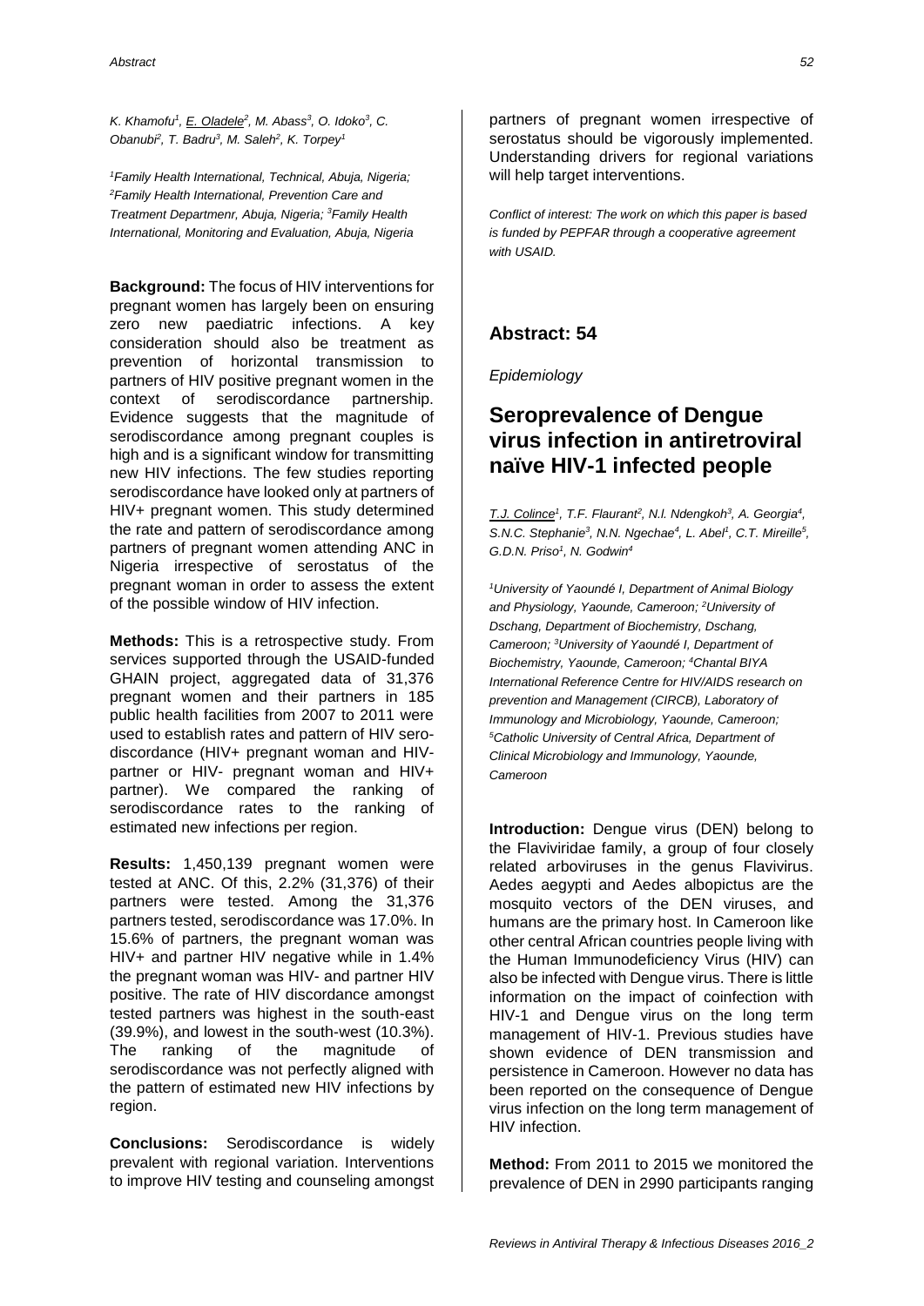K. Khamofu[1], E. Oladele[2], M. Abass[3], O. Idoko[3], C. Obanubi[2], T. Badru[3], M. Saleh[2], K. Torpey[1]

*[1]Family Health International, Technical, Abuja, Nigeria; [2]Family Health International, Prevention Care and Treatment Departmenr, Abuja, Nigeria; [3]Family Health International, Monitoring and Evaluation, Abuja, Nigeria*

**Background:** The focus of HIV interventions for pregnant women has largely been on ensuring zero new paediatric infections. A key consideration should also be treatment as prevention of horizontal transmission to partners of HIV positive pregnant women in the context of serodiscordance partnership. Evidence suggests that the magnitude of serodiscordance among pregnant couples is high and is a significant window for transmitting new HIV infections. The few studies reporting serodiscordance have looked only at partners of HIV+ pregnant women. This study determined the rate and pattern of serodiscordance among partners of pregnant women attending ANC in Nigeria irrespective of serostatus of the pregnant woman in order to assess the extent of the possible window of HIV infection.

**Methods:** This is a retrospective study. From services supported through the USAID-funded GHAIN project, aggregated data of 31,376 pregnant women and their partners in 185 public health facilities from 2007 to 2011 were used to establish rates and pattern of HIV sero-discordance (HIV+ pregnant woman and HIV- partner or HIV- pregnant woman and HIV+ partner). We compared the ranking of serodiscordance rates to the ranking of estimated new infections per region.

**Results:** 1,450,139 pregnant women were tested at ANC. Of this, 2.2% (31,376) of their partners were tested. Among the 31,376 partners tested, serodiscordance was 17.0%. In 15.6% of partners, the pregnant woman was HIV+ and partner HIV negative while in 1.4% the pregnant woman was HIV- and partner HIV positive. The rate of HIV discordance amongst tested partners was highest in the south-east (39.9%), and lowest in the south-west (10.3%). The ranking of the magnitude of serodiscordance was not perfectly aligned with the pattern of estimated new HIV infections by region.

**Conclusions:** Serodiscordance is widely prevalent with regional variation. Interventions to improve HIV testing and counseling amongst partners of pregnant women irrespective of serostatus should be vigorously implemented. Understanding drivers for regional variations will help target interventions.

*Conflict of interest: The work on which this paper is based is funded by PEPFAR through a cooperative agreement with USAID.*

## Abstract: 54

*Epidemiology*

# Seroprevalence of Dengue virus infection in antiretroviral naïve HIV-1 infected people

T.J. Colince[1], T.F. Flaurant[2], N.I. Ndengkoh[3], A. Georgia[4], S.N.C. Stephanie[3], N.N. Ngechae[4], L. Abel[1], C.T. Mireille[5], G.D.N. Priso[1], N. Godwin[4]

*[1]University of Yaoundé I, Department of Animal Biology and Physiology, Yaounde, Cameroon; [2]University of Dschang, Department of Biochemistry, Dschang, Cameroon; [3]University of Yaoundé I, Department of Biochemistry, Yaounde, Cameroon; [4]Chantal BIYA International Reference Centre for HIV/AIDS research on prevention and Management (CIRCB), Laboratory of Immunology and Microbiology, Yaounde, Cameroon; [5]Catholic University of Central Africa, Department of Clinical Microbiology and Immunology, Yaounde, Cameroon*

**Introduction:** Dengue virus (DEN) belong to the Flaviviridae family, a group of four closely related arboviruses in the genus Flavivirus. Aedes aegypti and Aedes albopictus are the mosquito vectors of the DEN viruses, and humans are the primary host. In Cameroon like other central African countries people living with the Human Immunodeficiency Virus (HIV) can also be infected with Dengue virus. There is little information on the impact of coinfection with HIV-1 and Dengue virus on the long term management of HIV-1. Previous studies have shown evidence of DEN transmission and persistence in Cameroon. However no data has been reported on the consequence of Dengue virus infection on the long term management of HIV infection.

**Method:** From 2011 to 2015 we monitored the prevalence of DEN in 2990 participants ranging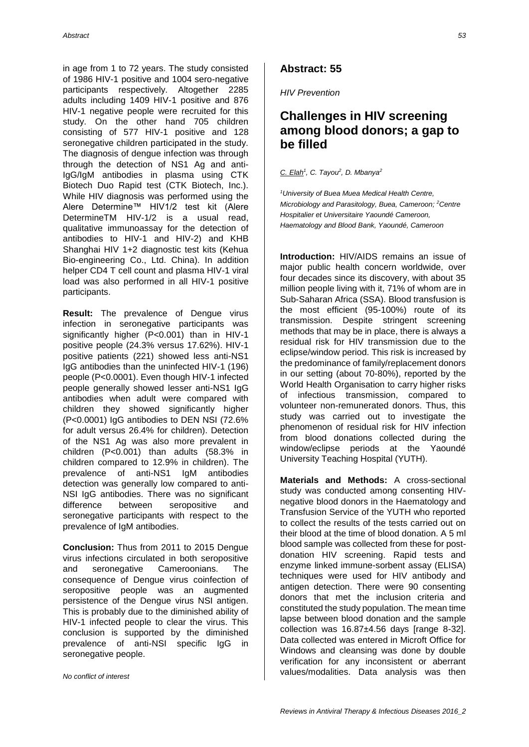in age from 1 to 72 years. The study consisted of 1986 HIV-1 positive and 1004 sero-negative participants respectively. Altogether 2285 adults including 1409 HIV-1 positive and 876 HIV-1 negative people were recruited for this study. On the other hand 705 children consisting of 577 HIV-1 positive and 128 seronegative children participated in the study. The diagnosis of dengue infection was through through the detection of NS1 Ag and anti-IgG/IgM antibodies in plasma using CTK Biotech Duo Rapid test (CTK Biotech, Inc.). While HIV diagnosis was performed using the Alere Determine™ HIV1/2 test kit (Alere DetermineTM HIV-1/2 is a usual read, qualitative immunoassay for the detection of antibodies to HIV-1 and HIV-2) and KHB Shanghai HIV 1+2 diagnostic test kits (Kehua Bio-engineering Co., Ltd. China). In addition helper CD4 T cell count and plasma HIV-1 viral load was also performed in all HIV-1 positive participants.

**Result:** The prevalence of Dengue virus infection in seronegative participants was significantly higher (P<0.001) than in HIV-1 positive people (24.3% versus 17.62%). HIV-1 positive patients (221) showed less anti-NS1 IgG antibodies than the uninfected HIV-1 (196) people (P<0.0001). Even though HIV-1 infected people generally showed lesser anti-NS1 IgG antibodies when adult were compared with children they showed significantly higher (P<0.0001) IgG antibodies to DEN NSI (72.6% for adult versus 26.4% for children). Detection of the NS1 Ag was also more prevalent in children (P<0.001) than adults (58.3% in children compared to 12.9% in children). The prevalence of anti-NS1 IgM antibodies detection was generally low compared to anti-NSI IgG antibodies. There was no significant difference between seropositive and seronegative participants with respect to the prevalence of IgM antibodies.

**Conclusion:** Thus from 2011 to 2015 Dengue virus infections circulated in both seropositive and seronegative Cameroonians. The consequence of Dengue virus coinfection of seropositive people was an augmented persistence of the Dengue virus NSI antigen. This is probably due to the diminished ability of HIV-1 infected people to clear the virus. This conclusion is supported by the diminished prevalence of anti-NSI specific IgG in seronegative people.

*No conflict of interest*

## Abstract: 55

*HIV Prevention*

# Challenges in HIV screening among blood donors; a gap to be filled

*C. Elah[1], C. Tayou[2], D. Mbanya[2]*

*[1]University of Buea Muea Medical Health Centre, Microbiology and Parasitology, Buea, Cameroon; [2]Centre Hospitalier et Universitaire Yaoundé Cameroon, Haematology and Blood Bank, Yaoundé, Cameroon*

**Introduction:** HIV/AIDS remains an issue of major public health concern worldwide, over four decades since its discovery, with about 35 million people living with it, 71% of whom are in Sub-Saharan Africa (SSA). Blood transfusion is the most efficient (95-100%) route of its transmission. Despite stringent screening methods that may be in place, there is always a residual risk for HIV transmission due to the eclipse/window period. This risk is increased by the predominance of family/replacement donors in our setting (about 70-80%), reported by the World Health Organisation to carry higher risks of infectious transmission, compared to volunteer non-remunerated donors. Thus, this study was carried out to investigate the phenomenon of residual risk for HIV infection from blood donations collected during the window/eclipse periods at the Yaoundé University Teaching Hospital (YUTH).

**Materials and Methods:** A cross-sectional study was conducted among consenting HIV-negative blood donors in the Haematology and Transfusion Service of the YUTH who reported to collect the results of the tests carried out on their blood at the time of blood donation. A 5 ml blood sample was collected from these for post-donation HIV screening. Rapid tests and enzyme linked immune-sorbent assay (ELISA) techniques were used for HIV antibody and antigen detection. There were 90 consenting donors that met the inclusion criteria and constituted the study population. The mean time lapse between blood donation and the sample collection was 16.87±4.56 days [range 8-32]. Data collected was entered in Microft Office for Windows and cleansing was done by double verification for any inconsistent or aberrant values/modalities. Data analysis was then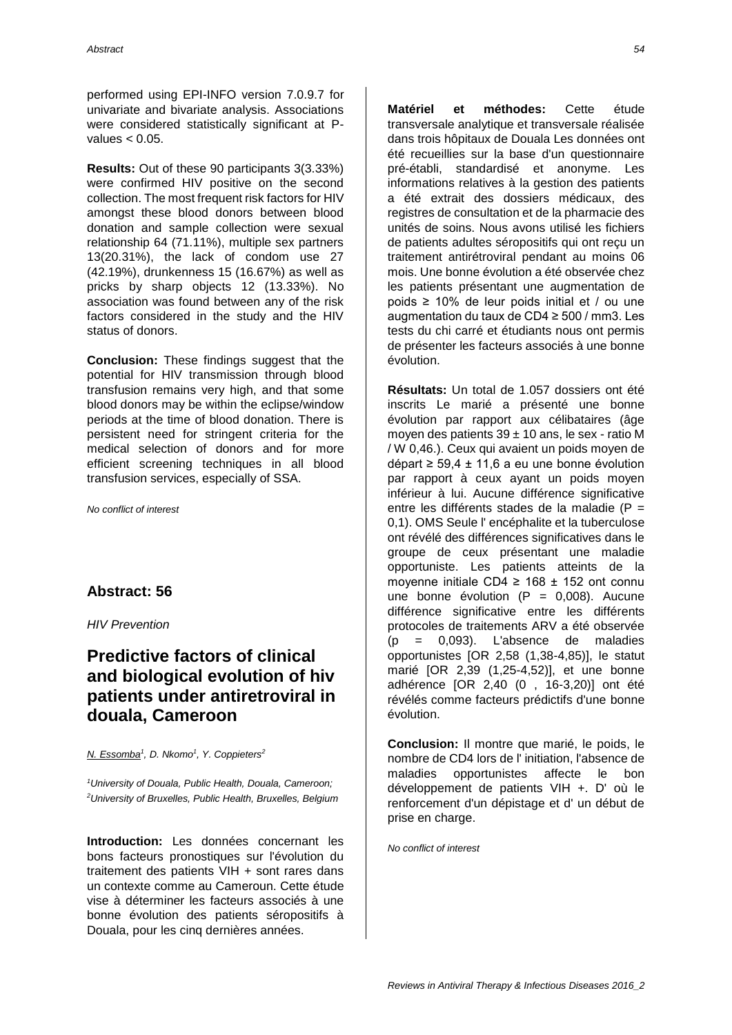performed using EPI-INFO version 7.0.9.7 for univariate and bivariate analysis. Associations were considered statistically significant at P-values < 0.05.

**Results:** Out of these 90 participants 3(3.33%) were confirmed HIV positive on the second collection. The most frequent risk factors for HIV amongst these blood donors between blood donation and sample collection were sexual relationship 64 (71.11%), multiple sex partners 13(20.31%), the lack of condom use 27 (42.19%), drunkenness 15 (16.67%) as well as pricks by sharp objects 12 (13.33%). No association was found between any of the risk factors considered in the study and the HIV status of donors.

**Conclusion:** These findings suggest that the potential for HIV transmission through blood transfusion remains very high, and that some blood donors may be within the eclipse/window periods at the time of blood donation. There is persistent need for stringent criteria for the medical selection of donors and for more efficient screening techniques in all blood transfusion services, especially of SSA.

*No conflict of interest*

## Abstract: 56

*HIV Prevention*

# Predictive factors of clinical and biological evolution of hiv patients under antiretroviral in douala, Cameroon

*N. Essomba[1], D. Nkomo[1], Y. Coppieters[2]*

*[1]University of Douala, Public Health, Douala, Cameroon; [2]University of Bruxelles, Public Health, Bruxelles, Belgium*

**Introduction:** Les données concernant les bons facteurs pronostiques sur l'évolution du traitement des patients VIH + sont rares dans un contexte comme au Cameroun. Cette étude vise à déterminer les facteurs associés à une bonne évolution des patients séropositifs à Douala, pour les cinq dernières années.

**Matériel et méthodes:** Cette étude transversale analytique et transversale réalisée dans trois hôpitaux de Douala Les données ont été recueillies sur la base d'un questionnaire pré-établi, standardisé et anonyme. Les informations relatives à la gestion des patients a été extrait des dossiers médicaux, des registres de consultation et de la pharmacie des unités de soins. Nous avons utilisé les fichiers de patients adultes séropositifs qui ont reçu un traitement antirétroviral pendant au moins 06 mois. Une bonne évolution a été observée chez les patients présentant une augmentation de poids ≥ 10% de leur poids initial et / ou une augmentation du taux de CD4 ≥ 500 / mm3. Les tests du chi carré et étudiants nous ont permis de présenter les facteurs associés à une bonne évolution.

**Résultats:** Un total de 1.057 dossiers ont été inscrits Le marié a présenté une bonne évolution par rapport aux célibataires (âge moyen des patients 39 ± 10 ans, le sex - ratio M / W 0,46.). Ceux qui avaient un poids moyen de départ ≥ 59,4 ± 11,6 a eu une bonne évolution par rapport à ceux ayant un poids moyen inférieur à lui. Aucune différence significative entre les différents stades de la maladie (P = 0,1). OMS Seule l' encéphalite et la tuberculose ont révélé des différences significatives dans le groupe de ceux présentant une maladie opportuniste. Les patients atteints de la moyenne initiale CD4 ≥ 168 ± 152 ont connu une bonne évolution (P = 0,008). Aucune différence significative entre les différents protocoles de traitements ARV a été observée (p = 0,093). L'absence de maladies opportunistes [OR 2,58 (1,38-4,85)], le statut marié [OR 2,39 (1,25-4,52)], et une bonne adhérence [OR 2,40 (0 , 16-3,20)] ont été révélés comme facteurs prédictifs d'une bonne évolution.

**Conclusion:** Il montre que marié, le poids, le nombre de CD4 lors de l' initiation, l'absence de maladies opportunistes affecte le bon développement de patients VIH +. D' où le renforcement d'un dépistage et d' un début de prise en charge.

*No conflict of interest*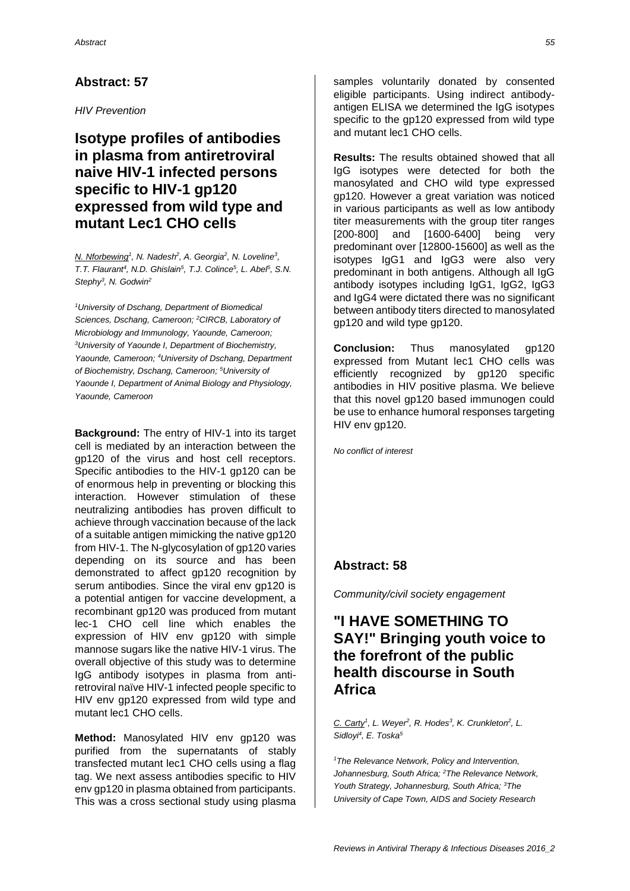## Abstract: 57

*HIV Prevention*

# Isotype profiles of antibodies in plasma from antiretroviral naive HIV-1 infected persons specific to HIV-1 gp120 expressed from wild type and mutant Lec1 CHO cells

*N. Nforbewing[1], N. Nadesh[2], A. Georgia[2], N. Loveline[3], T.T. Flaurant[4], N.D. Ghislain[5], T.J. Colince[5], L. Abel[5], S.N. Stephy[3], N. Godwin[2]*

*[1]University of Dschang, Department of Biomedical Sciences, Dschang, Cameroon; [2]CIRCB, Laboratory of Microbiology and Immunology, Yaounde, Cameroon; [3]University of Yaounde I, Department of Biochemistry, Yaounde, Cameroon; [4]University of Dschang, Department of Biochemistry, Dschang, Cameroon; [5]University of Yaounde I, Department of Animal Biology and Physiology, Yaounde, Cameroon*

**Background:** The entry of HIV-1 into its target cell is mediated by an interaction between the gp120 of the virus and host cell receptors. Specific antibodies to the HIV-1 gp120 can be of enormous help in preventing or blocking this interaction. However stimulation of these neutralizing antibodies has proven difficult to achieve through vaccination because of the lack of a suitable antigen mimicking the native gp120 from HIV-1. The N-glycosylation of gp120 varies depending on its source and has been demonstrated to affect gp120 recognition by serum antibodies. Since the viral env gp120 is a potential antigen for vaccine development, a recombinant gp120 was produced from mutant lec-1 CHO cell line which enables the expression of HIV env gp120 with simple mannose sugars like the native HIV-1 virus. The overall objective of this study was to determine IgG antibody isotypes in plasma from anti-retroviral naïve HIV-1 infected people specific to HIV env gp120 expressed from wild type and mutant lec1 CHO cells.

**Method:** Manosylated HIV env gp120 was purified from the supernatants of stably transfected mutant lec1 CHO cells using a flag tag. We next assess antibodies specific to HIV env gp120 in plasma obtained from participants. This was a cross sectional study using plasma samples voluntarily donated by consented eligible participants. Using indirect antibody-antigen ELISA we determined the IgG isotypes specific to the gp120 expressed from wild type and mutant lec1 CHO cells.

**Results:** The results obtained showed that all IgG isotypes were detected for both the manosylated and CHO wild type expressed gp120. However a great variation was noticed in various participants as well as low antibody titer measurements with the group titer ranges [200-800] and [1600-6400] being very predominant over [12800-15600] as well as the isotypes IgG1 and IgG3 were also very predominant in both antigens. Although all IgG antibody isotypes including IgG1, IgG2, IgG3 and IgG4 were dictated there was no significant between antibody titers directed to manosylated gp120 and wild type gp120.

**Conclusion:** Thus manosylated gp120 expressed from Mutant lec1 CHO cells was efficiently recognized by gp120 specific antibodies in HIV positive plasma. We believe that this novel gp120 based immunogen could be use to enhance humoral responses targeting HIV env gp120.

*No conflict of interest*

## Abstract: 58

*Community/civil society engagement*

# "I HAVE SOMETHING TO SAY!" Bringing youth voice to the forefront of the public health discourse in South Africa

*C. Carty[1], L. Weyer[2], R. Hodes[3], K. Crunkleton[2], L. Sidloyi[4], E. Toska[5]*

*[1]The Relevance Network, Policy and Intervention, Johannesburg, South Africa; [2]The Relevance Network, Youth Strategy, Johannesburg, South Africa; [3]The University of Cape Town, AIDS and Society Research*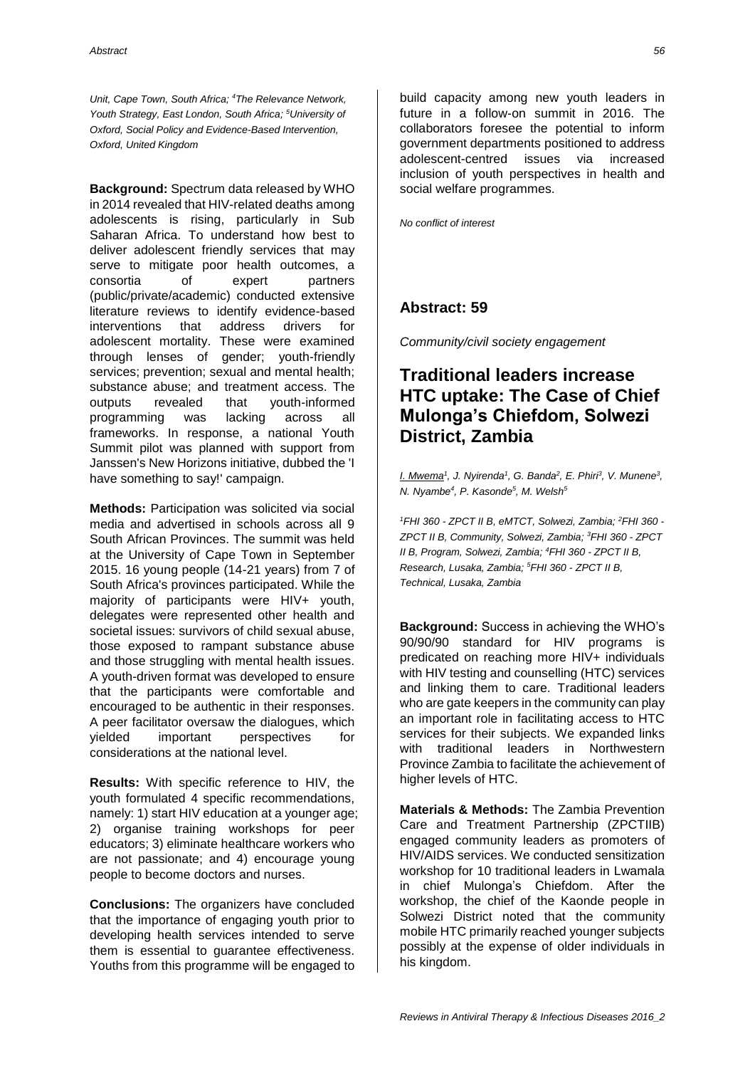*Unit, Cape Town, South Africa; [4]The Relevance Network, Youth Strategy, East London, South Africa; [5]University of Oxford, Social Policy and Evidence-Based Intervention, Oxford, United Kingdom*

**Background:** Spectrum data released by WHO in 2014 revealed that HIV-related deaths among adolescents is rising, particularly in Sub Saharan Africa. To understand how best to deliver adolescent friendly services that may serve to mitigate poor health outcomes, a consortia of expert partners (public/private/academic) conducted extensive literature reviews to identify evidence-based interventions that address drivers for adolescent mortality. These were examined through lenses of gender; youth-friendly services; prevention; sexual and mental health; substance abuse; and treatment access. The outputs revealed that youth-informed programming was lacking across all frameworks. In response, a national Youth Summit pilot was planned with support from Janssen's New Horizons initiative, dubbed the 'I have something to say!' campaign.

**Methods:** Participation was solicited via social media and advertised in schools across all 9 South African Provinces. The summit was held at the University of Cape Town in September 2015. 16 young people (14-21 years) from 7 of South Africa's provinces participated. While the majority of participants were HIV+ youth, delegates were represented other health and societal issues: survivors of child sexual abuse, those exposed to rampant substance abuse and those struggling with mental health issues. A youth-driven format was developed to ensure that the participants were comfortable and encouraged to be authentic in their responses. A peer facilitator oversaw the dialogues, which yielded important perspectives for considerations at the national level.

**Results:** With specific reference to HIV, the youth formulated 4 specific recommendations, namely: 1) start HIV education at a younger age; 2) organise training workshops for peer educators; 3) eliminate healthcare workers who are not passionate; and 4) encourage young people to become doctors and nurses.

**Conclusions:** The organizers have concluded that the importance of engaging youth prior to developing health services intended to serve them is essential to guarantee effectiveness. Youths from this programme will be engaged to build capacity among new youth leaders in future in a follow-on summit in 2016. The collaborators foresee the potential to inform government departments positioned to address adolescent-centred issues via increased inclusion of youth perspectives in health and social welfare programmes.

*No conflict of interest*

## Abstract: 59

*Community/civil society engagement*

# Traditional leaders increase HTC uptake: The Case of Chief Mulonga's Chiefdom, Solwezi District, Zambia

*I. Mwema[1], J. Nyirenda[1], G. Banda[2], E. Phiri[3], V. Munene[3], N. Nyambe[4], P. Kasonde[5], M. Welsh[5]*

*[1]FHI 360 - ZPCT II B, eMTCT, Solwezi, Zambia; [2]FHI 360 - ZPCT II B, Community, Solwezi, Zambia; [3]FHI 360 - ZPCT II B, Program, Solwezi, Zambia; [4]FHI 360 - ZPCT II B, Research, Lusaka, Zambia; [5]FHI 360 - ZPCT II B, Technical, Lusaka, Zambia*

**Background:** Success in achieving the WHO's 90/90/90 standard for HIV programs is predicated on reaching more HIV+ individuals with HIV testing and counselling (HTC) services and linking them to care. Traditional leaders who are gate keepers in the community can play an important role in facilitating access to HTC services for their subjects. We expanded links with traditional leaders in Northwestern Province Zambia to facilitate the achievement of higher levels of HTC.

**Materials & Methods:** The Zambia Prevention Care and Treatment Partnership (ZPCTIIB) engaged community leaders as promoters of HIV/AIDS services. We conducted sensitization workshop for 10 traditional leaders in Lwamala in chief Mulonga's Chiefdom. After the workshop, the chief of the Kaonde people in Solwezi District noted that the community mobile HTC primarily reached younger subjects possibly at the expense of older individuals in his kingdom.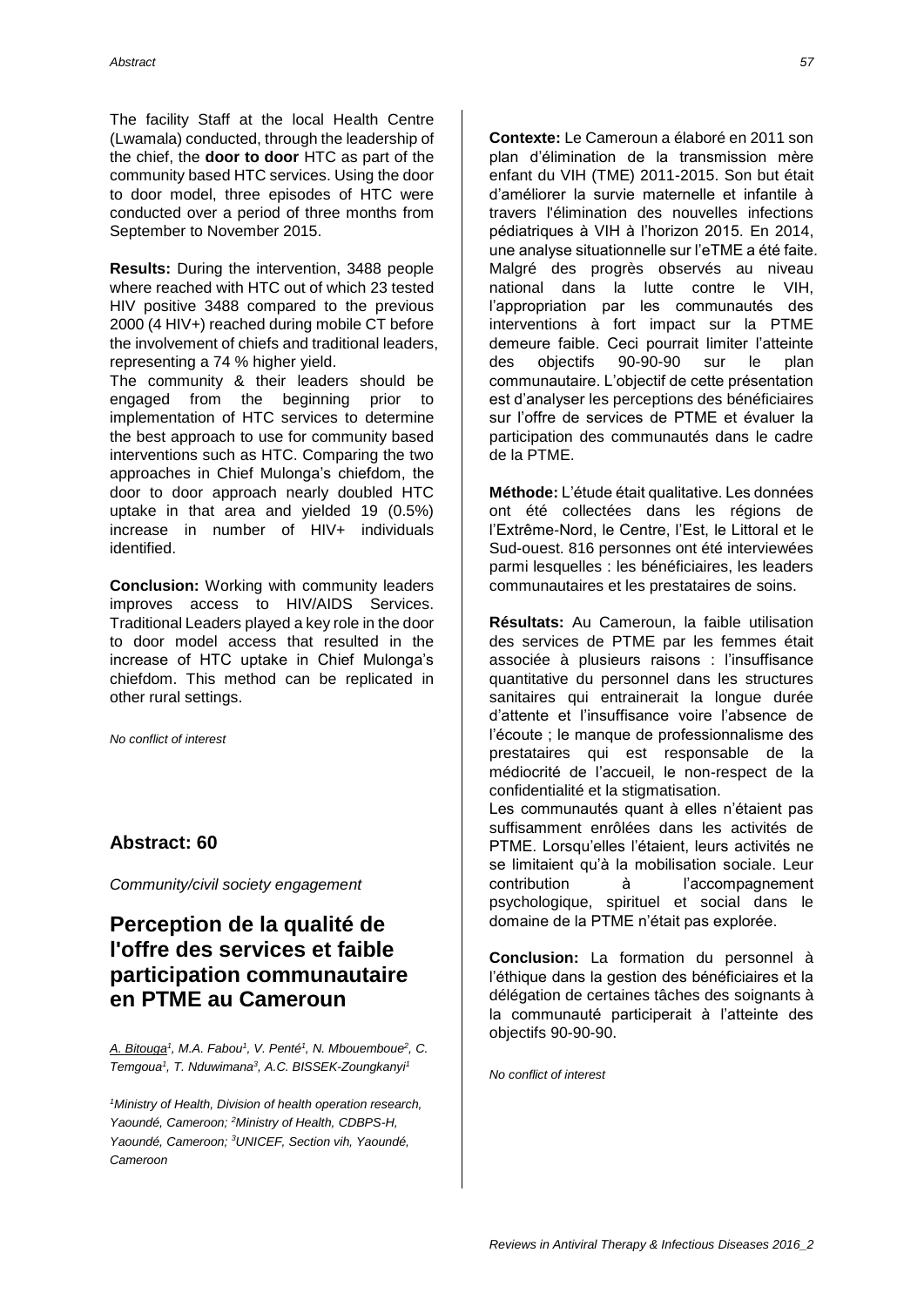The facility Staff at the local Health Centre (Lwamala) conducted, through the leadership of the chief, the **door to door** HTC as part of the community based HTC services. Using the door to door model, three episodes of HTC were conducted over a period of three months from September to November 2015.

**Results:** During the intervention, 3488 people where reached with HTC out of which 23 tested HIV positive 3488 compared to the previous 2000 (4 HIV+) reached during mobile CT before the involvement of chiefs and traditional leaders, representing a 74 % higher yield.

The community & their leaders should be engaged from the beginning prior to implementation of HTC services to determine the best approach to use for community based interventions such as HTC. Comparing the two approaches in Chief Mulonga's chiefdom, the door to door approach nearly doubled HTC uptake in that area and yielded 19 (0.5%) increase in number of HIV+ individuals identified.

**Conclusion:** Working with community leaders improves access to HIV/AIDS Services. Traditional Leaders played a key role in the door to door model access that resulted in the increase of HTC uptake in Chief Mulonga's chiefdom. This method can be replicated in other rural settings.

*No conflict of interest*

## Abstract: 60

*Community/civil society engagement*

# Perception de la qualité de l'offre des services et faible participation communautaire en PTME au Cameroun

*A. Bitouga[1], M.A. Fabou[1], V. Penté[1], N. Mbouemboue[2], C. Temgoua[1], T. Nduwimana[3], A.C. BISSEK-Zoungkanyi[1]*

*[1]Ministry of Health, Division of health operation research, Yaoundé, Cameroon; [2]Ministry of Health, CDBPS-H, Yaoundé, Cameroon; [3]UNICEF, Section vih, Yaoundé, Cameroon*

**Contexte:** Le Cameroun a élaboré en 2011 son plan d'élimination de la transmission mère enfant du VIH (TME) 2011-2015. Son but était d'améliorer la survie maternelle et infantile à travers l'élimination des nouvelles infections pédiatriques à VIH à l'horizon 2015. En 2014, une analyse situationnelle sur l'eTME a été faite. Malgré des progrès observés au niveau national dans la lutte contre le VIH, l'appropriation par les communautés des interventions à fort impact sur la PTME demeure faible. Ceci pourrait limiter l'atteinte des objectifs 90-90-90 sur le plan communautaire. L'objectif de cette présentation est d'analyser les perceptions des bénéficiaires sur l'offre de services de PTME et évaluer la participation des communautés dans le cadre de la PTME.

**Méthode:** L'étude était qualitative. Les données ont été collectées dans les régions de l'Extrême-Nord, le Centre, l'Est, le Littoral et le Sud-ouest. 816 personnes ont été interviewées parmi lesquelles : les bénéficiaires, les leaders communautaires et les prestataires de soins.

**Résultats:** Au Cameroun, la faible utilisation des services de PTME par les femmes était associée à plusieurs raisons : l'insuffisance quantitative du personnel dans les structures sanitaires qui entrainerait la longue durée d'attente et l'insuffisance voire l'absence de l'écoute ; le manque de professionnalisme des prestataires qui est responsable de la médiocrité de l'accueil, le non-respect de la confidentialité et la stigmatisation.

Les communautés quant à elles n'étaient pas suffisamment enrôlées dans les activités de PTME. Lorsqu'elles l'étaient, leurs activités ne se limitaient qu'à la mobilisation sociale. Leur contribution à l'accompagnement psychologique, spirituel et social dans le domaine de la PTME n'était pas explorée.

**Conclusion:** La formation du personnel à l'éthique dans la gestion des bénéficiaires et la délégation de certaines tâches des soignants à la communauté participerait à l'atteinte des objectifs 90-90-90.

*No conflict of interest*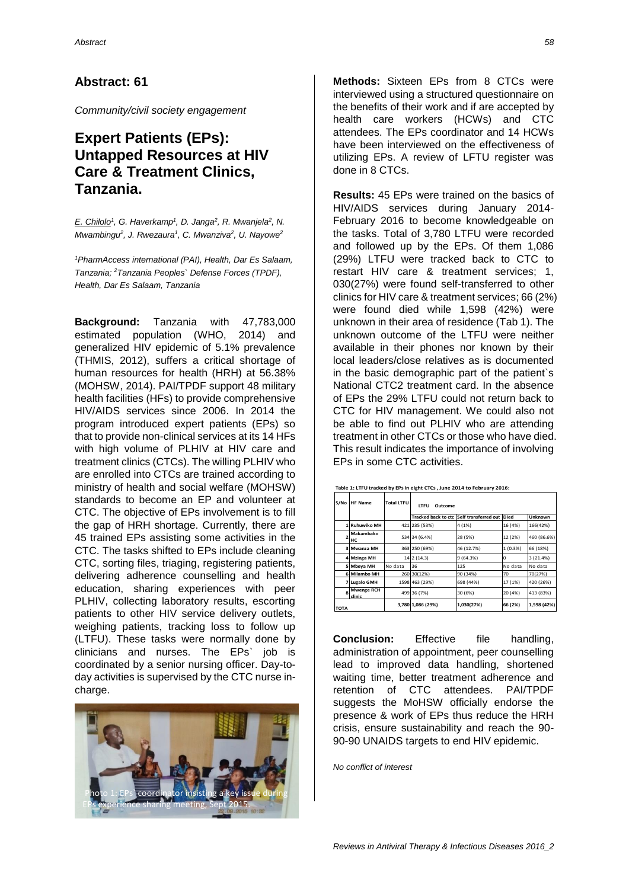## Abstract: 61

*Community/civil society engagement*

# Expert Patients (EPs): Untapped Resources at HIV Care & Treatment Clinics, Tanzania.

*E. Chilolo[1], G. Haverkamp[1], D. Janga[2], R. Mwanjela[2], N. Mwambingu[2], J. Rwezaura[1], C. Mwanziva[2], U. Nayowe[2]*

*[1]PharmAccess international (PAI), Health, Dar Es Salaam, Tanzania; [2]Tanzania Peoples` Defense Forces (TPDF), Health, Dar Es Salaam, Tanzania*

**Background:** Tanzania with 47,783,000 estimated population (WHO, 2014) and generalized HIV epidemic of 5.1% prevalence (THMIS, 2012), suffers a critical shortage of human resources for health (HRH) at 56.38% (MOHSW, 2014). PAI/TPDF support 48 military health facilities (HFs) to provide comprehensive HIV/AIDS services since 2006. In 2014 the program introduced expert patients (EPs) so that to provide non-clinical services at its 14 HFs with high volume of PLHIV at HIV care and treatment clinics (CTCs). The willing PLHIV who are enrolled into CTCs are trained according to ministry of health and social welfare (MOHSW) standards to become an EP and volunteer at CTC. The objective of EPs involvement is to fill the gap of HRH shortage. Currently, there are 45 trained EPs assisting some activities in the CTC. The tasks shifted to EPs include cleaning CTC, sorting files, triaging, registering patients, delivering adherence counselling and health education, sharing experiences with peer PLHIV, collecting laboratory results, escorting patients to other HIV service delivery outlets, weighing patients, tracking loss to follow up (LTFU). These tasks were normally done by clinicians and nurses. The EPs` job is coordinated by a senior nursing officer. Day-to-day activities is supervised by the CTC nurse in-charge.

Photo 1: EPs` coordinator insisting a key issue during EPs experience sharing meeting, Sept 2015.

**Methods:** Sixteen EPs from 8 CTCs were interviewed using a structured questionnaire on the benefits of their work and if are accepted by health care workers (HCWs) and CTC attendees. The EPs coordinator and 14 HCWs have been interviewed on the effectiveness of utilizing EPs. A review of LFTU register was done in 8 CTCs.

**Results:** 45 EPs were trained on the basics of HIV/AIDS services during January 2014-February 2016 to become knowledgeable on the tasks. Total of 3,780 LTFU were recorded and followed up by the EPs. Of them 1,086 (29%) LTFU were tracked back to CTC to restart HIV care & treatment services; 1, 030(27%) were found self-transferred to other clinics for HIV care & treatment services; 66 (2%) were found died while 1,598 (42%) were unknown in their area of residence (Tab 1). The unknown outcome of the LTFU were neither available in their phones nor known by their local leaders/close relatives as is documented in the basic demographic part of the patient`s National CTC2 treatment card. In the absence of EPs the 29% LTFU could not return back to CTC for HIV management. We could also not be able to find out PLHIV who are attending treatment in other CTCs or those who have died. This result indicates the importance of involving EPs in some CTC activities.

**Table 1: LTFU tracked by EPs in eight CTCs , June 2014 to February 2016:**

| S/No | HF Name | Total LTFU | LTFU Outcome | | | |
|---|---|---|---|---|---|---|
| | | | Tracked back to ctc | Self transferred out | Died | Unknown |
| 1 | Ruhuwiko MH | 421 | 235 (53%) | 4 (1%) | 16 (4%) | 166(42%) |
| 2 | Makambako HC | 534 | 34 (6.4%) | 28 (5%) | 12 (2%) | 460 (86.6%) |
| 3 | Mwanza MH | 363 | 250 (69%) | 46 (12.7%) | 1 (0.3%) | 66 (18%) |
| 4 | Mzinga MH | 14 | 2 (14.3) | 9 (64.3%) | 0 | 3 (21.4%) |
| 5 | Mbeya MH | No data | 36 | 125 | No data | No data |
| 6 | Milambo MH | 260 | 30(12%) | 90 (34%) | 70 | 70(27%) |
| 7 | Lugalo GMH | 1598 | 463 (29%) | 698 (44%) | 17 (1%) | 420 (26%) |
| 8 | Mwenge RCH clinic | 499 | 36 (7%) | 30 (6%) | 20 (4%) | 413 (83%) |
| TOTA | | 3,780 | 1,086 (29%) | 1,030(27%) | 66 (2%) | 1,598 (42%) |

**Conclusion:** Effective file handling, administration of appointment, peer counselling lead to improved data handling, shortened waiting time, better treatment adherence and retention of CTC attendees. PAI/TPDF suggests the MoHSW officially endorse the presence & work of EPs thus reduce the HRH crisis, ensure sustainability and reach the 90-90-90 UNAIDS targets to end HIV epidemic.

*No conflict of interest*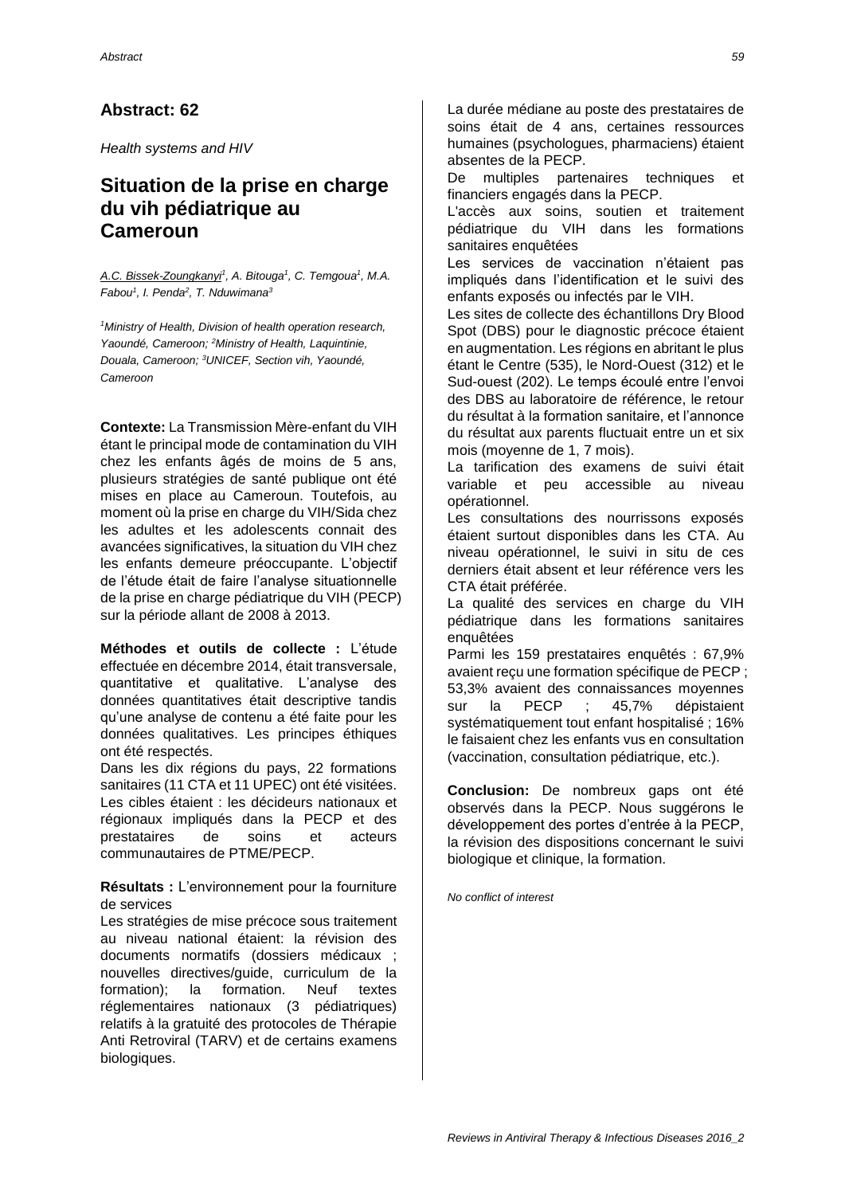## Abstract: 62

*Health systems and HIV*

# Situation de la prise en charge du vih pédiatrique au Cameroun

A.C. Bissek-Zoungkanyi[1], A. Bitouga[1], C. Temgoua[1], M.A. Fabou[1], I. Penda[2], T. Nduwimana[3]

*[1]Ministry of Health, Division of health operation research, Yaoundé, Cameroon; [2]Ministry of Health, Laquintinie, Douala, Cameroon; [3]UNICEF, Section vih, Yaoundé, Cameroon*

**Contexte:** La Transmission Mère-enfant du VIH étant le principal mode de contamination du VIH chez les enfants âgés de moins de 5 ans, plusieurs stratégies de santé publique ont été mises en place au Cameroun. Toutefois, au moment où la prise en charge du VIH/Sida chez les adultes et les adolescents connait des avancées significatives, la situation du VIH chez les enfants demeure préoccupante. L'objectif de l'étude était de faire l'analyse situationnelle de la prise en charge pédiatrique du VIH (PECP) sur la période allant de 2008 à 2013.

**Méthodes et outils de collecte :** L'étude effectuée en décembre 2014, était transversale, quantitative et qualitative. L'analyse des données quantitatives était descriptive tandis qu'une analyse de contenu a été faite pour les données qualitatives. Les principes éthiques ont été respectés.

Dans les dix régions du pays, 22 formations sanitaires (11 CTA et 11 UPEC) ont été visitées. Les cibles étaient : les décideurs nationaux et régionaux impliqués dans la PECP et des prestataires de soins et acteurs communautaires de PTME/PECP.

**Résultats :** L'environnement pour la fourniture de services

Les stratégies de mise précoce sous traitement au niveau national étaient: la révision des documents normatifs (dossiers médicaux ; nouvelles directives/guide, curriculum de la formation); la formation. Neuf textes réglementaires nationaux (3 pédiatriques) relatifs à la gratuité des protocoles de Thérapie Anti Retroviral (TARV) et de certains examens biologiques.

La durée médiane au poste des prestataires de soins était de 4 ans, certaines ressources humaines (psychologues, pharmaciens) étaient absentes de la PECP.

De multiples partenaires techniques et financiers engagés dans la PECP.

L'accès aux soins, soutien et traitement pédiatrique du VIH dans les formations sanitaires enquêtées

Les services de vaccination n'étaient pas impliqués dans l'identification et le suivi des enfants exposés ou infectés par le VIH.

Les sites de collecte des échantillons Dry Blood Spot (DBS) pour le diagnostic précoce étaient en augmentation. Les régions en abritant le plus étant le Centre (535), le Nord-Ouest (312) et le Sud-ouest (202). Le temps écoulé entre l'envoi des DBS au laboratoire de référence, le retour du résultat à la formation sanitaire, et l'annonce du résultat aux parents fluctuait entre un et six mois (moyenne de 1, 7 mois).

La tarification des examens de suivi était variable et peu accessible au niveau opérationnel.

Les consultations des nourrissons exposés étaient surtout disponibles dans les CTA. Au niveau opérationnel, le suivi in situ de ces derniers était absent et leur référence vers les CTA était préférée.

La qualité des services en charge du VIH pédiatrique dans les formations sanitaires enquêtées

Parmi les 159 prestataires enquêtés : 67,9% avaient reçu une formation spécifique de PECP ; 53,3% avaient des connaissances moyennes sur la PECP ; 45,7% dépistaient systématiquement tout enfant hospitalisé ; 16% le faisaient chez les enfants vus en consultation (vaccination, consultation pédiatrique, etc.).

**Conclusion:** De nombreux gaps ont été observés dans la PECP. Nous suggérons le développement des portes d'entrée à la PECP, la révision des dispositions concernant le suivi biologique et clinique, la formation.

*No conflict of interest*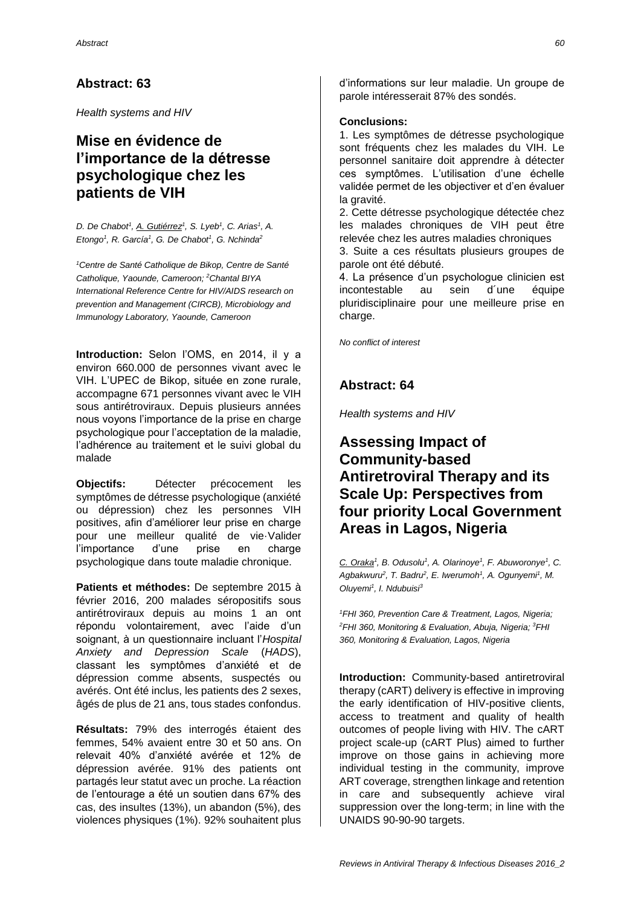## Abstract: 63

*Health systems and HIV*

# Mise en évidence de l'importance de la détresse psychologique chez les patients de VIH

*D. De Chabot[1], A. Gutiérrez[1], S. Lyeb[1], C. Arias[1], A. Etongo[1], R. García[1], G. De Chabot[1], G. Nchinda[2]*

*[1]Centre de Santé Catholique de Bikop, Centre de Santé Catholique, Yaounde, Cameroon; [2]Chantal BIYA International Reference Centre for HIV/AIDS research on prevention and Management (CIRCB), Microbiology and Immunology Laboratory, Yaounde, Cameroon*

**Introduction:** Selon l'OMS, en 2014, il y a environ 660.000 de personnes vivant avec le VIH. L'UPEC de Bikop, située en zone rurale, accompagne 671 personnes vivant avec le VIH sous antirétroviraux. Depuis plusieurs années nous voyons l'importance de la prise en charge psychologique pour l'acceptation de la maladie, l'adhérence au traitement et le suivi global du malade

**Objectifs:** Détecter précocement les symptômes de détresse psychologique (anxiété ou dépression) chez les personnes VIH positives, afin d'améliorer leur prise en charge pour une meilleur qualité de vie·Valider l'importance d'une prise en charge psychologique dans toute maladie chronique.

**Patients et méthodes:** De septembre 2015 à février 2016, 200 malades séropositifs sous antirétroviraux depuis au moins 1 an ont répondu volontairement, avec l'aide d'un soignant, à un questionnaire incluant l'*Hospital Anxiety and Depression Scale* (*HADS*), classant les symptômes d'anxiété et de dépression comme absents, suspectés ou avérés. Ont été inclus, les patients des 2 sexes, âgés de plus de 21 ans, tous stades confondus.

**Résultats:** 79% des interrogés étaient des femmes, 54% avaient entre 30 et 50 ans. On relevait 40% d'anxiété avérée et 12% de dépression avérée. 91% des patients ont partagés leur statut avec un proche. La réaction de l'entourage a été un soutien dans 67% des cas, des insultes (13%), un abandon (5%), des violences physiques (1%). 92% souhaitent plus d'informations sur leur maladie. Un groupe de parole intéresserait 87% des sondés.

**Conclusions:**

1. Les symptômes de détresse psychologique sont fréquents chez les malades du VIH. Le personnel sanitaire doit apprendre à détecter ces symptômes. L'utilisation d'une échelle validée permet de les objectiver et d'en évaluer la gravité.
2. Cette détresse psychologique détectée chez les malades chroniques de VIH peut être relevée chez les autres maladies chroniques
3. Suite a ces résultats plusieurs groupes de parole ont été débuté.
4. La présence d'un psychologue clinicien est incontestable au sein d´une équipe pluridisciplinaire pour une meilleure prise en charge.

*No conflict of interest*

## Abstract: 64

*Health systems and HIV*

# Assessing Impact of Community-based Antiretroviral Therapy and its Scale Up: Perspectives from four priority Local Government Areas in Lagos, Nigeria

*C. Oraka[1], B. Odusolu[1], A. Olarinoye[1], F. Abuworonye[1], C. Agbakwuru[2], T. Badru[2], E. Iwerumoh[1], A. Ogunyemi[1], M. Oluyemi[1], I. Ndubuisi[3]*

*[1]FHI 360, Prevention Care & Treatment, Lagos, Nigeria; [2]FHI 360, Monitoring & Evaluation, Abuja, Nigeria; [3]FHI 360, Monitoring & Evaluation, Lagos, Nigeria*

**Introduction:** Community-based antiretroviral therapy (cART) delivery is effective in improving the early identification of HIV-positive clients, access to treatment and quality of health outcomes of people living with HIV. The cART project scale-up (cART Plus) aimed to further improve on those gains in achieving more individual testing in the community, improve ART coverage, strengthen linkage and retention in care and subsequently achieve viral suppression over the long-term; in line with the UNAIDS 90-90-90 targets.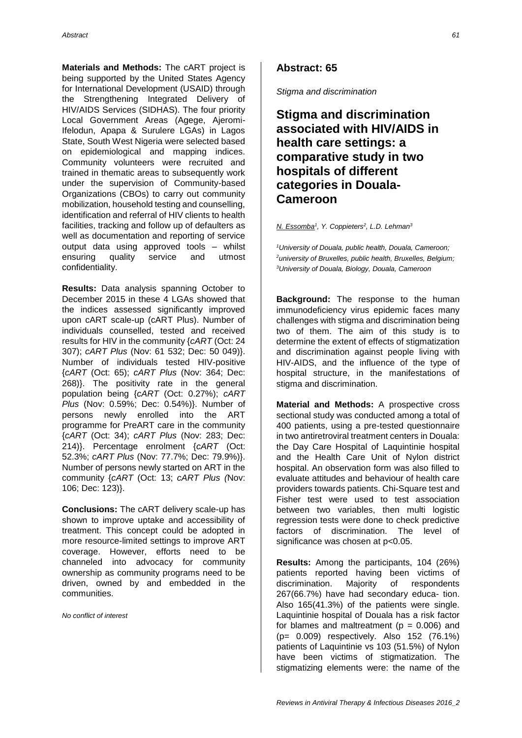**Materials and Methods:** The cART project is being supported by the United States Agency for International Development (USAID) through the Strengthening Integrated Delivery of HIV/AIDS Services (SIDHAS). The four priority Local Government Areas (Agege, Ajeromi-Ifelodun, Apapa & Surulere LGAs) in Lagos State, South West Nigeria were selected based on epidemiological and mapping indices. Community volunteers were recruited and trained in thematic areas to subsequently work under the supervision of Community-based Organizations (CBOs) to carry out community mobilization, household testing and counselling, identification and referral of HIV clients to health facilities, tracking and follow up of defaulters as well as documentation and reporting of service output data using approved tools – whilst ensuring quality service and utmost confidentiality.

**Results:** Data analysis spanning October to December 2015 in these 4 LGAs showed that the indices assessed significantly improved upon cART scale-up (cART Plus). Number of individuals counselled, tested and received results for HIV in the community {*cART* (Oct: 24 307); *cART Plus* (Nov: 61 532; Dec: 50 049)}. Number of individuals tested HIV-positive {*cART* (Oct: 65); *cART Plus* (Nov: 364; Dec: 268)}. The positivity rate in the general population being {*cART* (Oct: 0.27%); *cART Plus* (Nov: 0.59%; Dec: 0.54%)}. Number of persons newly enrolled into the ART programme for PreART care in the community {*cART* (Oct: 34); *cART Plus* (Nov: 283; Dec: 214)}. Percentage enrolment {*cART* (Oct: 52.3%; *cART Plus* (Nov: 77.7%; Dec: 79.9%)}. Number of persons newly started on ART in the community {*cART* (Oct: 13; *cART Plus (*Nov: 106; Dec: 123)}.

**Conclusions:** The cART delivery scale-up has shown to improve uptake and accessibility of treatment. This concept could be adopted in more resource-limited settings to improve ART coverage. However, efforts need to be channeled into advocacy for community ownership as community programs need to be driven, owned by and embedded in the communities.

*No conflict of interest*

## Abstract: 65

*Stigma and discrimination*

# Stigma and discrimination associated with HIV/AIDS in health care settings: a comparative study in two hospitals of different categories in Douala-Cameroon

*N. Essomba[1], Y. Coppieters[2], L.D. Lehman[3]*

*[1]University of Douala, public health, Douala, Cameroon; [2]university of Bruxelles, public health, Bruxelles, Belgium; [3]University of Douala, Biology, Douala, Cameroon*

**Background:** The response to the human immunodeficiency virus epidemic faces many challenges with stigma and discrimination being two of them. The aim of this study is to determine the extent of effects of stigmatization and discrimination against people living with HIV-AIDS, and the influence of the type of hospital structure, in the manifestations of stigma and discrimination.

**Material and Methods:** A prospective cross sectional study was conducted among a total of 400 patients, using a pre-tested questionnaire in two antiretroviral treatment centers in Douala: the Day Care Hospital of Laquintinie hospital and the Health Care Unit of Nylon district hospital. An observation form was also filled to evaluate attitudes and behaviour of health care providers towards patients. Chi-Square test and Fisher test were used to test association between two variables, then multi logistic regression tests were done to check predictive factors of discrimination. The level of significance was chosen at $p<0.05$.

**Results:** Among the participants, 104 (26%) patients reported having been victims of discrimination. Majority of respondents 267(66.7%) have had secondary educa- tion. Also 165(41.3%) of the patients were single. Laquintinie hospital of Douala has a risk factor for blames and maltreatment ($p = 0.006$) and ($p= 0.009$) respectively. Also 152 (76.1%) patients of Laquintinie vs 103 (51.5%) of Nylon have been victims of stigmatization. The stigmatizing elements were: the name of the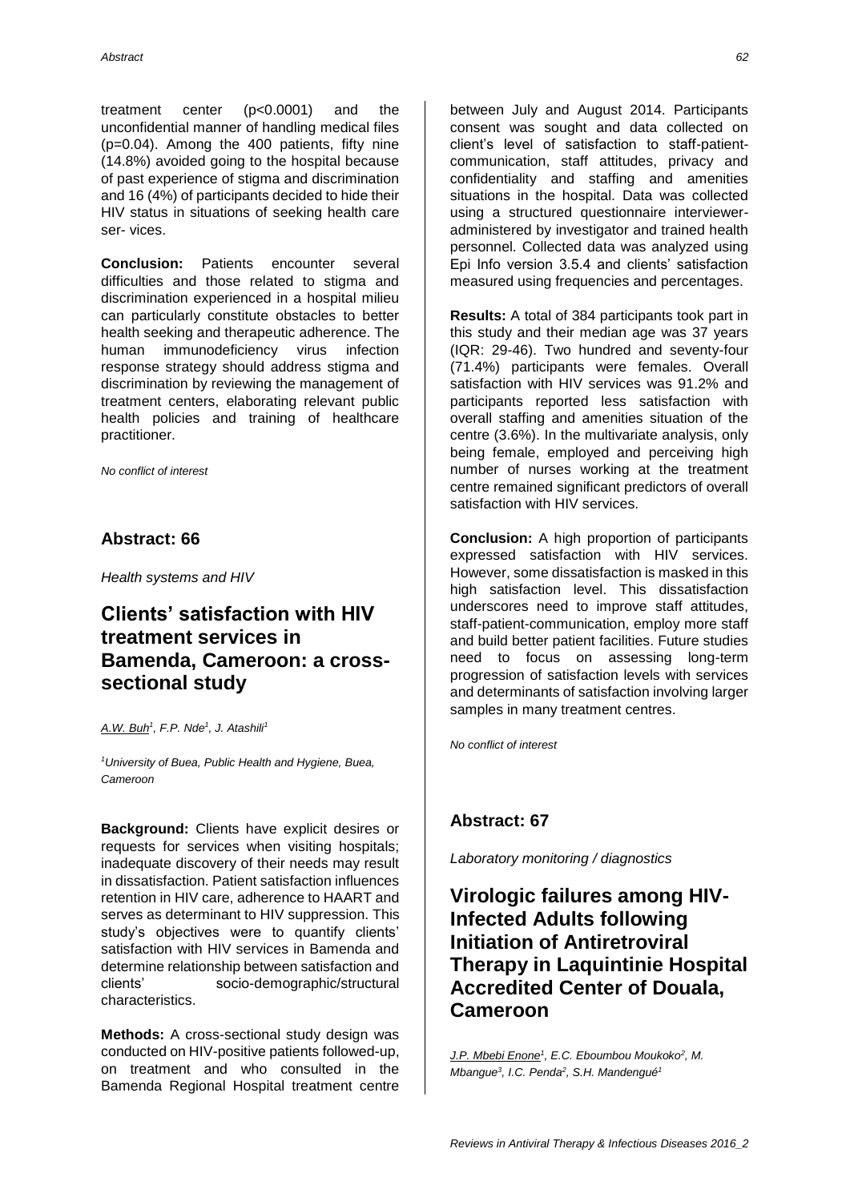treatment center ($p<0.0001$) and the unconfidential manner of handling medical files ($p=0.04$). Among the 400 patients, fifty nine (14.8%) avoided going to the hospital because of past experience of stigma and discrimination and 16 (4%) of participants decided to hide their HIV status in situations of seeking health care ser- vices.

**Conclusion:** Patients encounter several difficulties and those related to stigma and discrimination experienced in a hospital milieu can particularly constitute obstacles to better health seeking and therapeutic adherence. The human immunodeficiency virus infection response strategy should address stigma and discrimination by reviewing the management of treatment centers, elaborating relevant public health policies and training of healthcare practitioner.

*No conflict of interest*

## Abstract: 66

*Health systems and HIV*

# Clients' satisfaction with HIV treatment services in Bamenda, Cameroon: a cross-sectional study

*A.W. Buh[1], F.P. Nde[1], J. Atashili[1]*

*[1]University of Buea, Public Health and Hygiene, Buea, Cameroon*

**Background:** Clients have explicit desires or requests for services when visiting hospitals; inadequate discovery of their needs may result in dissatisfaction. Patient satisfaction influences retention in HIV care, adherence to HAART and serves as determinant to HIV suppression. This study's objectives were to quantify clients' satisfaction with HIV services in Bamenda and determine relationship between satisfaction and clients' socio-demographic/structural characteristics.

**Methods:** A cross-sectional study design was conducted on HIV-positive patients followed-up, on treatment and who consulted in the Bamenda Regional Hospital treatment centre between July and August 2014. Participants consent was sought and data collected on client's level of satisfaction to staff-patient-communication, staff attitudes, privacy and confidentiality and staffing and amenities situations in the hospital. Data was collected using a structured questionnaire interviewer-administered by investigator and trained health personnel. Collected data was analyzed using Epi Info version 3.5.4 and clients' satisfaction measured using frequencies and percentages.

**Results:** A total of 384 participants took part in this study and their median age was 37 years (IQR: 29-46). Two hundred and seventy-four (71.4%) participants were females. Overall satisfaction with HIV services was 91.2% and participants reported less satisfaction with overall staffing and amenities situation of the centre (3.6%). In the multivariate analysis, only being female, employed and perceiving high number of nurses working at the treatment centre remained significant predictors of overall satisfaction with HIV services.

**Conclusion:** A high proportion of participants expressed satisfaction with HIV services. However, some dissatisfaction is masked in this high satisfaction level. This dissatisfaction underscores need to improve staff attitudes, staff-patient-communication, employ more staff and build better patient facilities. Future studies need to focus on assessing long-term progression of satisfaction levels with services and determinants of satisfaction involving larger samples in many treatment centres.

*No conflict of interest*

## Abstract: 67

*Laboratory monitoring / diagnostics*

# Virologic failures among HIV-Infected Adults following Initiation of Antiretroviral Therapy in Laquintinie Hospital Accredited Center of Douala, Cameroon

*J.P. Mbebi Enone[1], E.C. Eboumbou Moukoko[2], M. Mbangue[3], I.C. Penda[2], S.H. Mandengué[1]*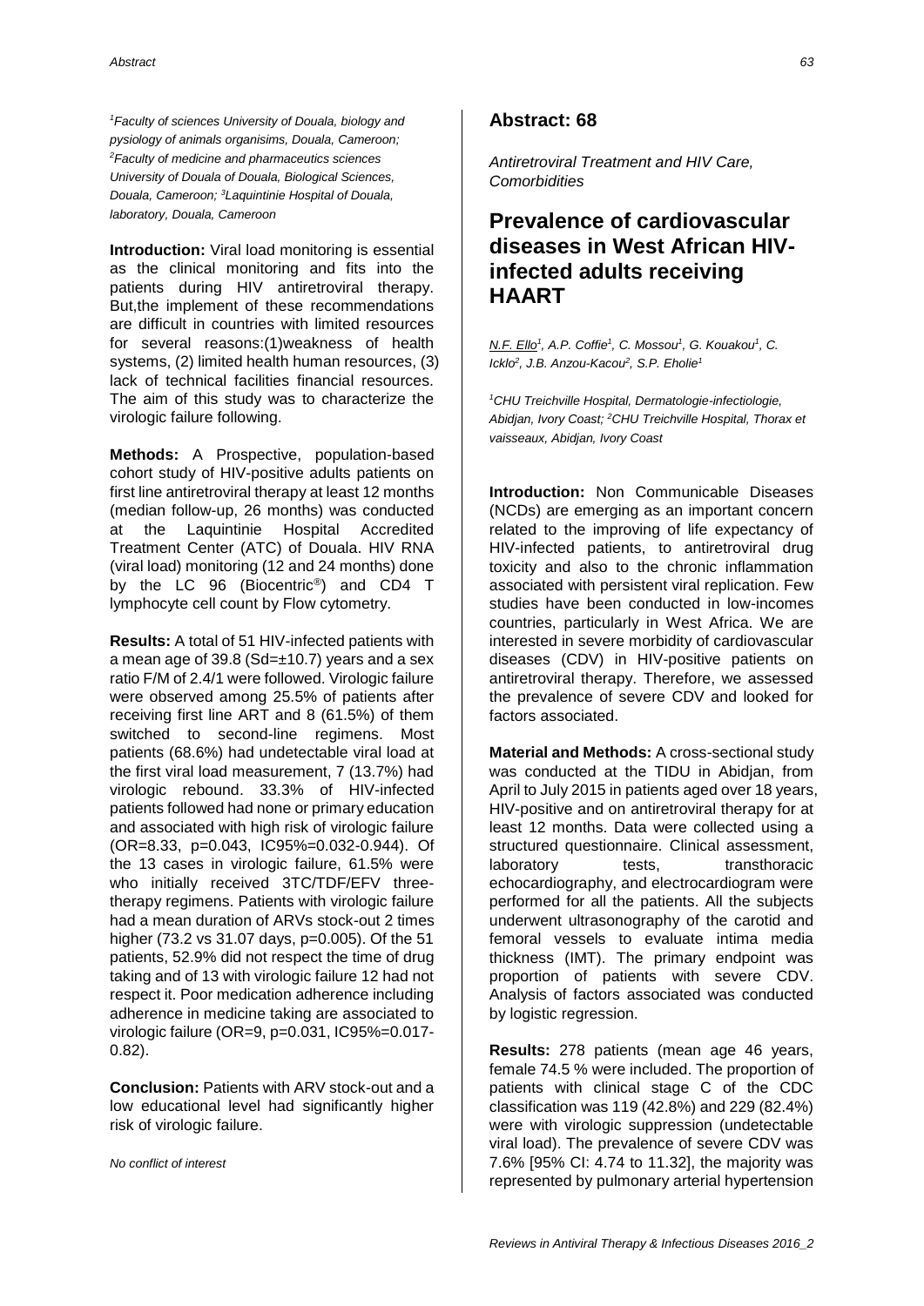[1]Faculty of sciences University of Douala, biology and pysiology of animals organisims, Douala, Cameroon; [2]Faculty of medicine and pharmaceutics sciences University of Douala of Douala, Biological Sciences, Douala, Cameroon; [3]Laquintinie Hospital of Douala, laboratory, Douala, Cameroon

**Introduction:** Viral load monitoring is essential as the clinical monitoring and fits into the patients during HIV antiretroviral therapy. But,the implement of these recommendations are difficult in countries with limited resources for several reasons:(1)weakness of health systems, (2) limited health human resources, (3) lack of technical facilities financial resources. The aim of this study was to characterize the virologic failure following.

**Methods:** A Prospective, population-based cohort study of HIV-positive adults patients on first line antiretroviral therapy at least 12 months (median follow-up, 26 months) was conducted at the Laquintinie Hospital Accredited Treatment Center (ATC) of Douala. HIV RNA (viral load) monitoring (12 and 24 months) done by the LC 96 (Biocentric®) and CD4 T lymphocyte cell count by Flow cytometry.

**Results:** A total of 51 HIV-infected patients with a mean age of 39.8 (Sd=±10.7) years and a sex ratio F/M of 2.4/1 were followed. Virologic failure were observed among 25.5% of patients after receiving first line ART and 8 (61.5%) of them switched to second-line regimens. Most patients (68.6%) had undetectable viral load at the first viral load measurement, 7 (13.7%) had virologic rebound. 33.3% of HIV-infected patients followed had none or primary education and associated with high risk of virologic failure (OR=8.33, p=0.043, IC95%=0.032-0.944). Of the 13 cases in virologic failure, 61.5% were who initially received 3TC/TDF/EFV three-therapy regimens. Patients with virologic failure had a mean duration of ARVs stock-out 2 times higher (73.2 vs 31.07 days, p=0.005). Of the 51 patients, 52.9% did not respect the time of drug taking and of 13 with virologic failure 12 had not respect it. Poor medication adherence including adherence in medicine taking are associated to virologic failure (OR=9, p=0.031, IC95%=0.017-0.82).

**Conclusion:** Patients with ARV stock-out and a low educational level had significantly higher risk of virologic failure.

*No conflict of interest*

## Abstract: 68

*Antiretroviral Treatment and HIV Care, Comorbidities*

# Prevalence of cardiovascular diseases in West African HIV-infected adults receiving HAART

N.F. Ello[1], A.P. Coffie[1], C. Mossou[1], G. Kouakou[1], C. Icklo[2], J.B. Anzou-Kacou[2], S.P. Eholie[1]

[1]CHU Treichville Hospital, Dermatologie-infectiologie, Abidjan, Ivory Coast; [2]CHU Treichville Hospital, Thorax et vaisseaux, Abidjan, Ivory Coast

**Introduction:** Non Communicable Diseases (NCDs) are emerging as an important concern related to the improving of life expectancy of HIV-infected patients, to antiretroviral drug toxicity and also to the chronic inflammation associated with persistent viral replication. Few studies have been conducted in low-incomes countries, particularly in West Africa. We are interested in severe morbidity of cardiovascular diseases (CDV) in HIV-positive patients on antiretroviral therapy. Therefore, we assessed the prevalence of severe CDV and looked for factors associated.

**Material and Methods:** A cross-sectional study was conducted at the TIDU in Abidjan, from April to July 2015 in patients aged over 18 years, HIV-positive and on antiretroviral therapy for at least 12 months. Data were collected using a structured questionnaire. Clinical assessment, laboratory tests, transthoracic echocardiography, and electrocardiogram were performed for all the patients. All the subjects underwent ultrasonography of the carotid and femoral vessels to evaluate intima media thickness (IMT). The primary endpoint was proportion of patients with severe CDV. Analysis of factors associated was conducted by logistic regression.

**Results:** 278 patients (mean age 46 years, female 74.5 % were included. The proportion of patients with clinical stage C of the CDC classification was 119 (42.8%) and 229 (82.4%) were with virologic suppression (undetectable viral load). The prevalence of severe CDV was 7.6% [95% CI: 4.74 to 11.32], the majority was represented by pulmonary arterial hypertension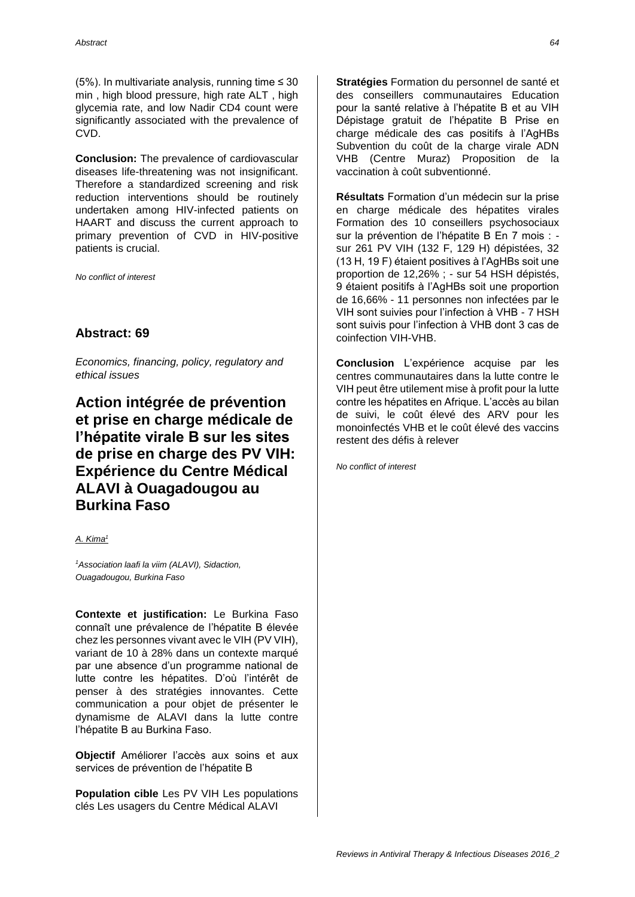(5%). In multivariate analysis, running time ≤ 30 min , high blood pressure, high rate ALT , high glycemia rate, and low Nadir CD4 count were significantly associated with the prevalence of CVD.

**Conclusion:** The prevalence of cardiovascular diseases life-threatening was not insignificant. Therefore a standardized screening and risk reduction interventions should be routinely undertaken among HIV-infected patients on HAART and discuss the current approach to primary prevention of CVD in HIV-positive patients is crucial.

*No conflict of interest*

## Abstract: 69

*Economics, financing, policy, regulatory and ethical issues*

# Action intégrée de prévention et prise en charge médicale de l'hépatite virale B sur les sites de prise en charge des PV VIH: Expérience du Centre Médical ALAVI à Ouagadougou au Burkina Faso

*A. Kima*[1]

[1]*Association laafi la viim (ALAVI), Sidaction, Ouagadougou, Burkina Faso*

**Contexte et justification:** Le Burkina Faso connaît une prévalence de l'hépatite B élevée chez les personnes vivant avec le VIH (PV VIH), variant de 10 à 28% dans un contexte marqué par une absence d'un programme national de lutte contre les hépatites. D'où l'intérêt de penser à des stratégies innovantes. Cette communication a pour objet de présenter le dynamisme de ALAVI dans la lutte contre l'hépatite B au Burkina Faso.

**Objectif** Améliorer l'accès aux soins et aux services de prévention de l'hépatite B

**Population cible** Les PV VIH Les populations clés Les usagers du Centre Médical ALAVI

**Stratégies** Formation du personnel de santé et des conseillers communautaires Education pour la santé relative à l'hépatite B et au VIH Dépistage gratuit de l'hépatite B Prise en charge médicale des cas positifs à l'AgHBs Subvention du coût de la charge virale ADN VHB (Centre Muraz) Proposition de la vaccination à coût subventionné.

**Résultats** Formation d'un médecin sur la prise en charge médicale des hépatites virales Formation des 10 conseillers psychosociaux sur la prévention de l'hépatite B En 7 mois : - sur 261 PV VIH (132 F, 129 H) dépistées, 32 (13 H, 19 F) étaient positives à l'AgHBs soit une proportion de 12,26% ; - sur 54 HSH dépistés, 9 étaient positifs à l'AgHBs soit une proportion de 16,66% - 11 personnes non infectées par le VIH sont suivies pour l'infection à VHB - 7 HSH sont suivis pour l'infection à VHB dont 3 cas de coinfection VIH-VHB.

**Conclusion** L'expérience acquise par les centres communautaires dans la lutte contre le VIH peut être utilement mise à profit pour la lutte contre les hépatites en Afrique. L'accès au bilan de suivi, le coût élevé des ARV pour les monoinfectés VHB et le coût élevé des vaccins restent des défis à relever

*No conflict of interest*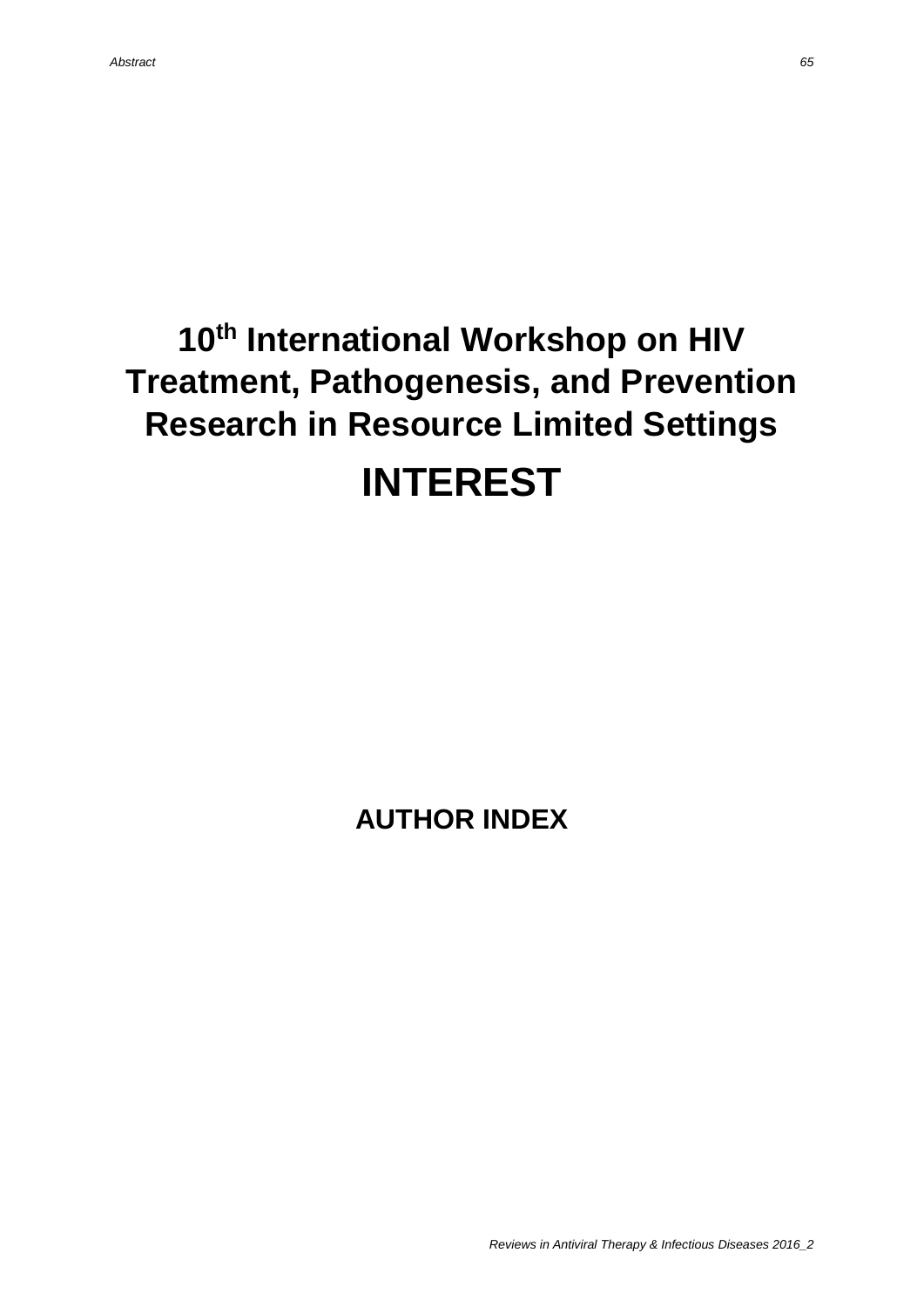# 10th International Workshop on HIV Treatment, Pathogenesis, and Prevention Research in Resource Limited Settings

# INTEREST

## AUTHOR INDEX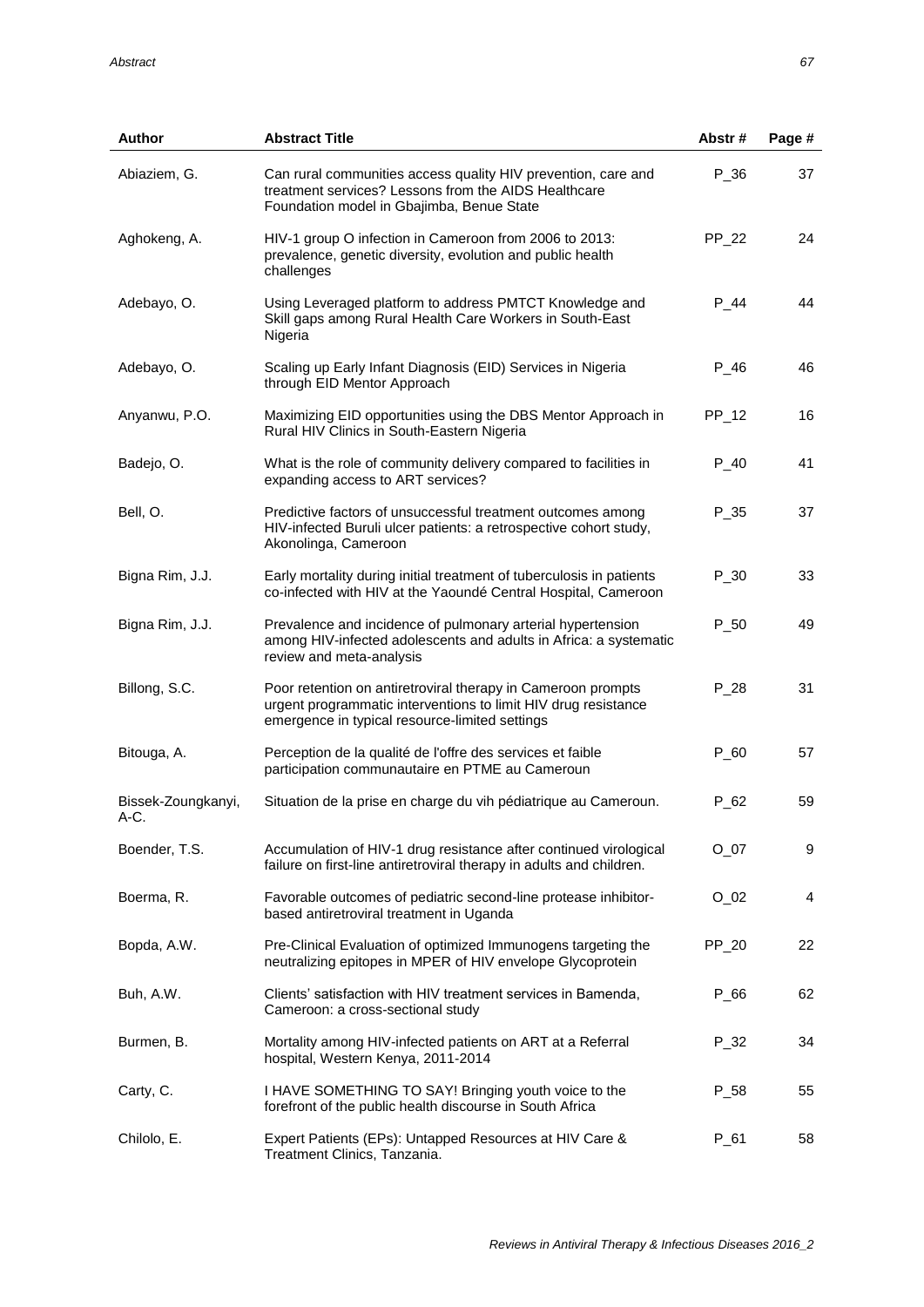| Author | Abstract Title | Abstr # | Page # |
|---|---|---|---|
| Abiaziem, G. | Can rural communities access quality HIV prevention, care and treatment services? Lessons from the AIDS Healthcare Foundation model in Gbajimba, Benue State | P_36 | 37 |
| Aghokeng, A. | HIV-1 group O infection in Cameroon from 2006 to 2013: prevalence, genetic diversity, evolution and public health challenges | PP_22 | 24 |
| Adebayo, O. | Using Leveraged platform to address PMTCT Knowledge and Skill gaps among Rural Health Care Workers in South-East Nigeria | P_44 | 44 |
| Adebayo, O. | Scaling up Early Infant Diagnosis (EID) Services in Nigeria through EID Mentor Approach | P_46 | 46 |
| Anyanwu, P.O. | Maximizing EID opportunities using the DBS Mentor Approach in Rural HIV Clinics in South-Eastern Nigeria | PP_12 | 16 |
| Badejo, O. | What is the role of community delivery compared to facilities in expanding access to ART services? | P_40 | 41 |
| Bell, O. | Predictive factors of unsuccessful treatment outcomes among HIV-infected Buruli ulcer patients: a retrospective cohort study, Akonolinga, Cameroon | P_35 | 37 |
| Bigna Rim, J.J. | Early mortality during initial treatment of tuberculosis in patients co-infected with HIV at the Yaoundé Central Hospital, Cameroon | P_30 | 33 |
| Bigna Rim, J.J. | Prevalence and incidence of pulmonary arterial hypertension among HIV-infected adolescents and adults in Africa: a systematic review and meta-analysis | P_50 | 49 |
| Billong, S.C. | Poor retention on antiretroviral therapy in Cameroon prompts urgent programmatic interventions to limit HIV drug resistance emergence in typical resource-limited settings | P_28 | 31 |
| Bitouga, A. | Perception de la qualité de l'offre des services et faible participation communautaire en PTME au Cameroun | P_60 | 57 |
| Bissek-Zoungkanyi, A-C. | Situation de la prise en charge du vih pédiatrique au Cameroun. | P_62 | 59 |
| Boender, T.S. | Accumulation of HIV-1 drug resistance after continued virological failure on first-line antiretroviral therapy in adults and children. | O_07 | 9 |
| Boerma, R. | Favorable outcomes of pediatric second-line protease inhibitor-based antiretroviral treatment in Uganda | O_02 | 4 |
| Bopda, A.W. | Pre-Clinical Evaluation of optimized Immunogens targeting the neutralizing epitopes in MPER of HIV envelope Glycoprotein | PP_20 | 22 |
| Buh, A.W. | Clients' satisfaction with HIV treatment services in Bamenda, Cameroon: a cross-sectional study | P_66 | 62 |
| Burmen, B. | Mortality among HIV-infected patients on ART at a Referral hospital, Western Kenya, 2011-2014 | P_32 | 34 |
| Carty, C. | I HAVE SOMETHING TO SAY! Bringing youth voice to the forefront of the public health discourse in South Africa | P_58 | 55 |
| Chilolo, E. | Expert Patients (EPs): Untapped Resources at HIV Care & Treatment Clinics, Tanzania. | P_61 | 58 |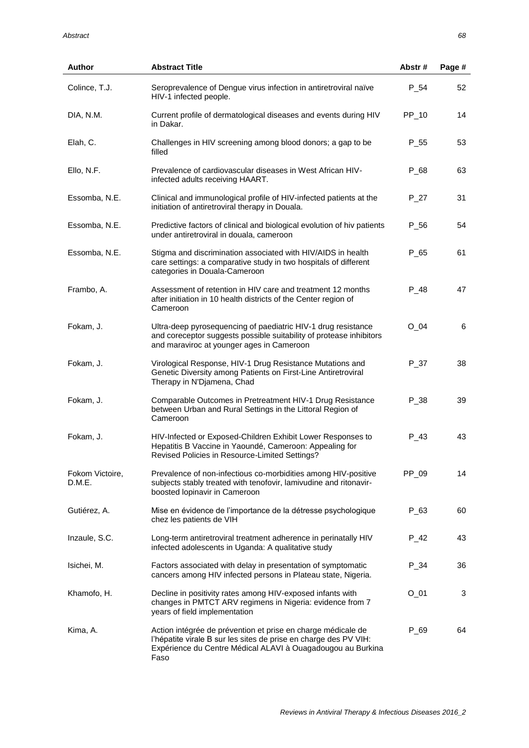| Author | Abstract Title | Abstr # | Page # |
|---|---|---|---|
| Colince, T.J. | Seroprevalence of Dengue virus infection in antiretroviral naïve HIV-1 infected people. | P_54 | 52 |
| DIA, N.M. | Current profile of dermatological diseases and events during HIV in Dakar. | PP_10 | 14 |
| Elah, C. | Challenges in HIV screening among blood donors; a gap to be filled | P_55 | 53 |
| Ello, N.F. | Prevalence of cardiovascular diseases in West African HIV-infected adults receiving HAART. | P_68 | 63 |
| Essomba, N.E. | Clinical and immunological profile of HIV-infected patients at the initiation of antiretroviral therapy in Douala. | P_27 | 31 |
| Essomba, N.E. | Predictive factors of clinical and biological evolution of hiv patients under antiretroviral in douala, cameroon | P_56 | 54 |
| Essomba, N.E. | Stigma and discrimination associated with HIV/AIDS in health care settings: a comparative study in two hospitals of different categories in Douala-Cameroon | P_65 | 61 |
| Frambo, A. | Assessment of retention in HIV care and treatment 12 months after initiation in 10 health districts of the Center region of Cameroon | P_48 | 47 |
| Fokam, J. | Ultra-deep pyrosequencing of paediatric HIV-1 drug resistance and coreceptor suggests possible suitability of protease inhibitors and maraviroc at younger ages in Cameroon | O_04 | 6 |
| Fokam, J. | Virological Response, HIV-1 Drug Resistance Mutations and Genetic Diversity among Patients on First-Line Antiretroviral Therapy in N'Djamena, Chad | P_37 | 38 |
| Fokam, J. | Comparable Outcomes in Pretreatment HIV-1 Drug Resistance between Urban and Rural Settings in the Littoral Region of Cameroon | P_38 | 39 |
| Fokam, J. | HIV-Infected or Exposed-Children Exhibit Lower Responses to Hepatitis B Vaccine in Yaoundé, Cameroon: Appealing for Revised Policies in Resource-Limited Settings? | P_43 | 43 |
| Fokom Victoire, D.M.E. | Prevalence of non-infectious co-morbidities among HIV-positive subjects stably treated with tenofovir, lamivudine and ritonavir-boosted lopinavir in Cameroon | PP_09 | 14 |
| Gutiérez, A. | Mise en évidence de l'importance de la détresse psychologique chez les patients de VIH | P_63 | 60 |
| Inzaule, S.C. | Long-term antiretroviral treatment adherence in perinatally HIV infected adolescents in Uganda: A qualitative study | P_42 | 43 |
| Isichei, M. | Factors associated with delay in presentation of symptomatic cancers among HIV infected persons in Plateau state, Nigeria. | P_34 | 36 |
| Khamofo, H. | Decline in positivity rates among HIV-exposed infants with changes in PMTCT ARV regimens in Nigeria: evidence from 7 years of field implementation | O_01 | 3 |
| Kima, A. | Action intégrée de prévention et prise en charge médicale de l'hépatite virale B sur les sites de prise en charge des PV VIH: Expérience du Centre Médical ALAVI à Ouagadougou au Burkina Faso | P_69 | 64 |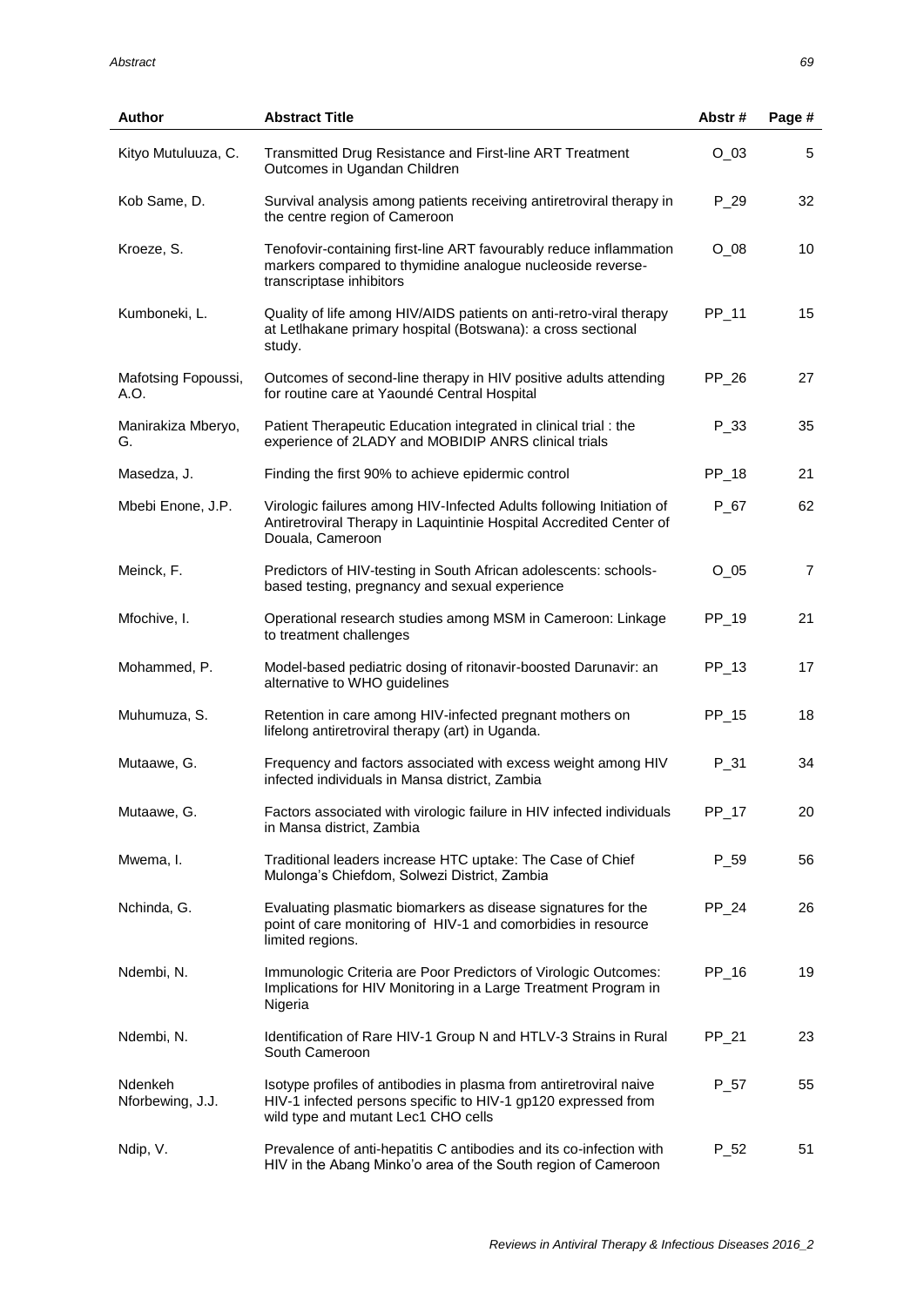| Author | Abstract Title | Abstr # | Page # |
|---|---|---|---|
| Kityo Mutuluuza, C. | Transmitted Drug Resistance and First-line ART Treatment Outcomes in Ugandan Children | O_03 | 5 |
| Kob Same, D. | Survival analysis among patients receiving antiretroviral therapy in the centre region of Cameroon | P_29 | 32 |
| Kroeze, S. | Tenofovir-containing first-line ART favourably reduce inflammation markers compared to thymidine analogue nucleoside reverse-transcriptase inhibitors | O_08 | 10 |
| Kumboneki, L. | Quality of life among HIV/AIDS patients on anti-retro-viral therapy at Letlhakane primary hospital (Botswana): a cross sectional study. | PP_11 | 15 |
| Mafotsing Fopoussi, A.O. | Outcomes of second-line therapy in HIV positive adults attending for routine care at Yaoundé Central Hospital | PP_26 | 27 |
| Manirakiza Mberyo, G. | Patient Therapeutic Education integrated in clinical trial : the experience of 2LADY and MOBIDIP ANRS clinical trials | P_33 | 35 |
| Masedza, J. | Finding the first 90% to achieve epidermic control | PP_18 | 21 |
| Mbebi Enone, J.P. | Virologic failures among HIV-Infected Adults following Initiation of Antiretroviral Therapy in Laquintinie Hospital Accredited Center of Douala, Cameroon | P_67 | 62 |
| Meinck, F. | Predictors of HIV-testing in South African adolescents: schools-based testing, pregnancy and sexual experience | O_05 | 7 |
| Mfochive, I. | Operational research studies among MSM in Cameroon: Linkage to treatment challenges | PP_19 | 21 |
| Mohammed, P. | Model-based pediatric dosing of ritonavir-boosted Darunavir: an alternative to WHO guidelines | PP_13 | 17 |
| Muhumuza, S. | Retention in care among HIV-infected pregnant mothers on lifelong antiretroviral therapy (art) in Uganda. | PP_15 | 18 |
| Mutaawe, G. | Frequency and factors associated with excess weight among HIV infected individuals in Mansa district, Zambia | P_31 | 34 |
| Mutaawe, G. | Factors associated with virologic failure in HIV infected individuals in Mansa district, Zambia | PP_17 | 20 |
| Mwema, I. | Traditional leaders increase HTC uptake: The Case of Chief Mulonga's Chiefdom, Solwezi District, Zambia | P_59 | 56 |
| Nchinda, G. | Evaluating plasmatic biomarkers as disease signatures for the point of care monitoring of HIV-1 and comorbidies in resource limited regions. | PP_24 | 26 |
| Ndembi, N. | Immunologic Criteria are Poor Predictors of Virologic Outcomes: Implications for HIV Monitoring in a Large Treatment Program in Nigeria | PP_16 | 19 |
| Ndembi, N. | Identification of Rare HIV-1 Group N and HTLV-3 Strains in Rural South Cameroon | PP_21 | 23 |
| Ndenkeh Nforbewing, J.J. | Isotype profiles of antibodies in plasma from antiretroviral naive HIV-1 infected persons specific to HIV-1 gp120 expressed from wild type and mutant Lec1 CHO cells | P_57 | 55 |
| Ndip, V. | Prevalence of anti-hepatitis C antibodies and its co-infection with HIV in the Abang Minko'o area of the South region of Cameroon | P_52 | 51 |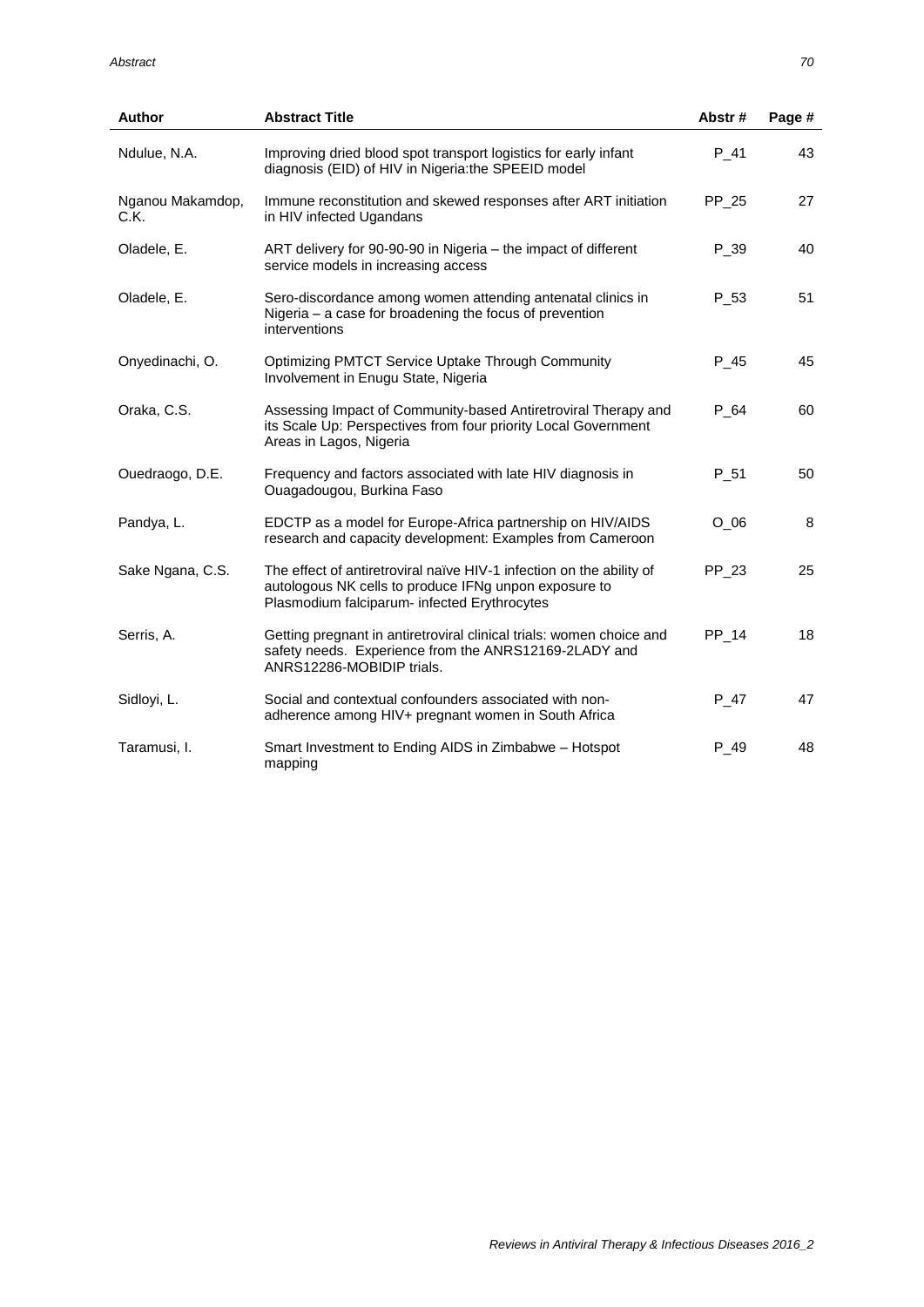| Author | Abstract Title | Abstr # | Page # |
|---|---|---|---|
| Ndulue, N.A. | Improving dried blood spot transport logistics for early infant diagnosis (EID) of HIV in Nigeria:the SPEEID model | P_41 | 43 |
| Nganou Makamdop, C.K. | Immune reconstitution and skewed responses after ART initiation in HIV infected Ugandans | PP_25 | 27 |
| Oladele, E. | ART delivery for 90-90-90 in Nigeria – the impact of different service models in increasing access | P_39 | 40 |
| Oladele, E. | Sero-discordance among women attending antenatal clinics in Nigeria – a case for broadening the focus of prevention interventions | P_53 | 51 |
| Onyedinachi, O. | Optimizing PMTCT Service Uptake Through Community Involvement in Enugu State, Nigeria | P_45 | 45 |
| Oraka, C.S. | Assessing Impact of Community-based Antiretroviral Therapy and its Scale Up: Perspectives from four priority Local Government Areas in Lagos, Nigeria | P_64 | 60 |
| Ouedraogo, D.E. | Frequency and factors associated with late HIV diagnosis in Ouagadougou, Burkina Faso | P_51 | 50 |
| Pandya, L. | EDCTP as a model for Europe-Africa partnership on HIV/AIDS research and capacity development: Examples from Cameroon | O_06 | 8 |
| Sake Ngana, C.S. | The effect of antiretroviral naïve HIV-1 infection on the ability of autologous NK cells to produce IFNg unpon exposure to Plasmodium falciparum- infected Erythrocytes | PP_23 | 25 |
| Serris, A. | Getting pregnant in antiretroviral clinical trials: women choice and safety needs. Experience from the ANRS12169-2LADY and ANRS12286-MOBIDIP trials. | PP_14 | 18 |
| Sidloyi, L. | Social and contextual confounders associated with non-adherence among HIV+ pregnant women in South Africa | P_47 | 47 |
| Taramusi, I. | Smart Investment to Ending AIDS in Zimbabwe – Hotspot mapping | P_49 | 48 |